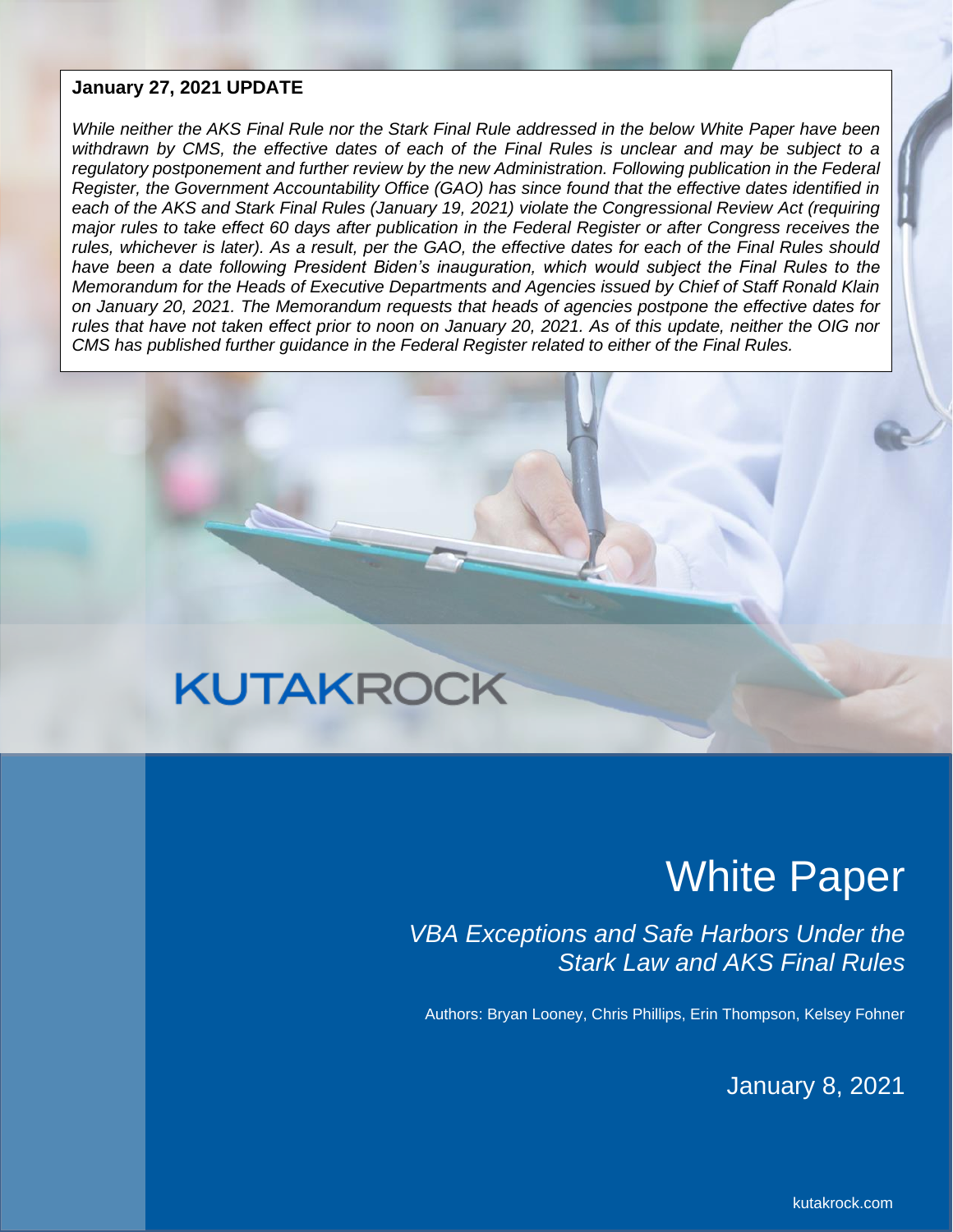**January 27, 2021 UPDATE**

*While neither the AKS Final Rule nor the Stark Final Rule addressed in the below White Paper have been withdrawn by CMS, the effective dates of each of the Final Rules is unclear and may be subject to a regulatory postponement and further review by the new Administration. Following publication in the Federal Register, the Government Accountability Office (GAO) has since found that the effective dates identified in each of the AKS and Stark Final Rules (January 19, 2021) violate the Congressional Review Act (requiring major rules to take effect 60 days after publication in the Federal Register or after Congress receives the rules, whichever is later). As a result, per the GAO, the effective dates for each of the Final Rules should have been a date following President Biden's inauguration, which would subject the Final Rules to the Memorandum for the Heads of Executive Departments and Agencies issued by Chief of Staff Ronald Klain on January 20, 2021. The Memorandum requests that heads of agencies postpone the effective dates for rules that have not taken effect prior to noon on January 20, 2021. As of this update, neither the OIG nor CMS has published further guidance in the Federal Register related to either of the Final Rules.*

KUTAKROCK

# White Paper

## *VBA Exceptions and Safe Harbors Under the Stark Law and AKS Final Rules*

Authors: Bryan Looney, Chris Phillips, Erin Thompson, Kelsey Fohner

January 8, 2021

kutakrock.com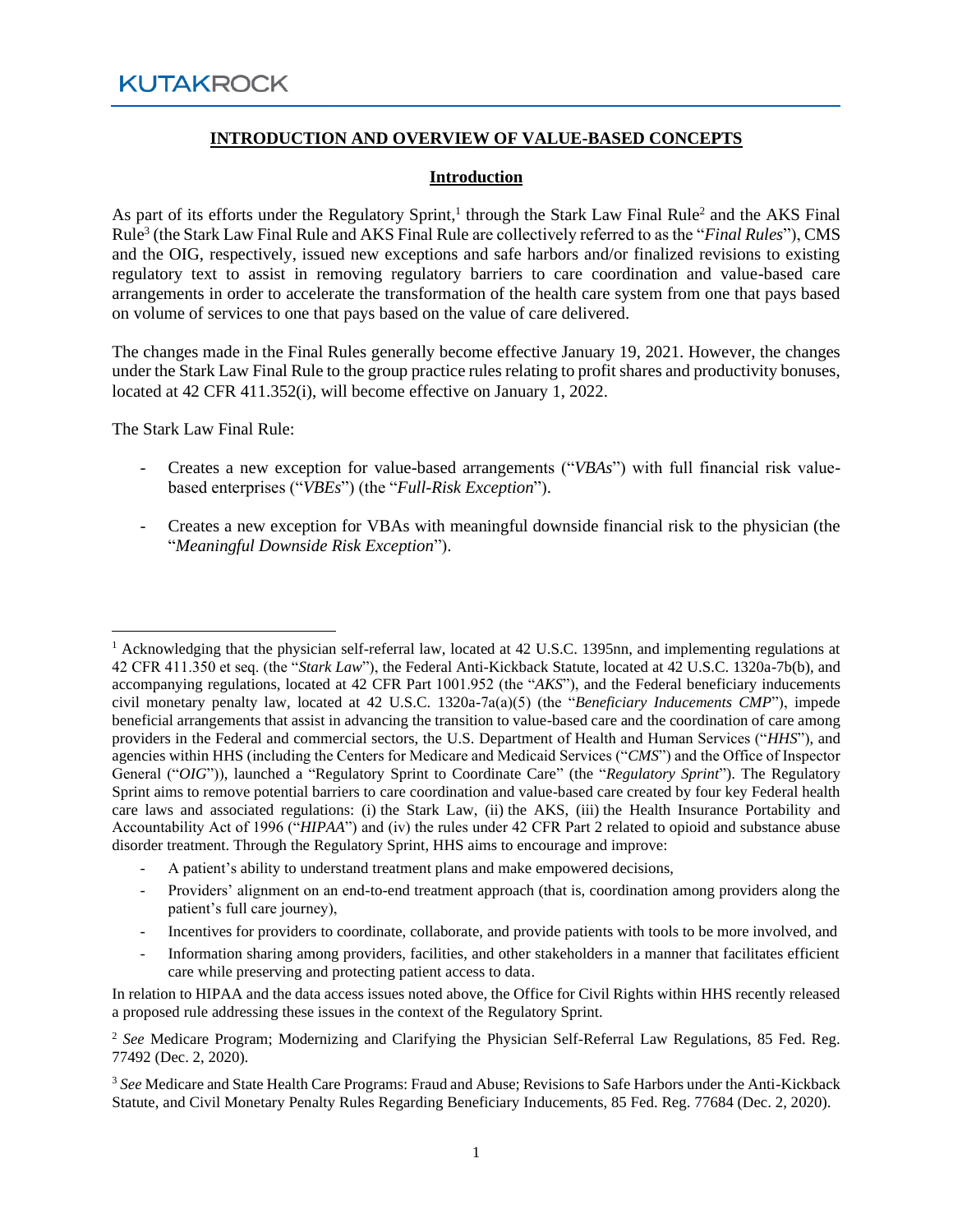# INTRODUCTION AND OVERVIEW OF VALUE-BASED CONCEPTS

## Introduction

As part of its efforts under the Regulatory Sprint,[1] through the Stark Law Final Rule[2] and the AKS Final Rule[3] (the Stark Law Final Rule and AKS Final Rule are collectively referred to as the "*Final Rules*"), CMS and the OIG, respectively, issued new exceptions and safe harbors and/or finalized revisions to existing regulatory text to assist in removing regulatory barriers to care coordination and value-based care arrangements in order to accelerate the transformation of the health care system from one that pays based on volume of services to one that pays based on the value of care delivered.

The changes made in the Final Rules generally become effective January 19, 2021. However, the changes under the Stark Law Final Rule to the group practice rules relating to profit shares and productivity bonuses, located at 42 CFR 411.352(i), will become effective on January 1, 2022.

The Stark Law Final Rule:

- Creates a new exception for value-based arrangements ("*VBAs*") with full financial risk value-based enterprises ("*VBEs*") (the "*Full-Risk Exception*").
- Creates a new exception for VBAs with meaningful downside financial risk to the physician (the "*Meaningful Downside Risk Exception*").

---

[1] Acknowledging that the physician self-referral law, located at 42 U.S.C. 1395nn, and implementing regulations at 42 CFR 411.350 et seq. (the "*Stark Law*"), the Federal Anti-Kickback Statute, located at 42 U.S.C. 1320a-7b(b), and accompanying regulations, located at 42 CFR Part 1001.952 (the "*AKS*"), and the Federal beneficiary inducements civil monetary penalty law, located at 42 U.S.C. 1320a-7a(a)(5) (the "*Beneficiary Inducements CMP*"), impede beneficial arrangements that assist in advancing the transition to value-based care and the coordination of care among providers in the Federal and commercial sectors, the U.S. Department of Health and Human Services ("*HHS*"), and agencies within HHS (including the Centers for Medicare and Medicaid Services ("*CMS*") and the Office of Inspector General ("*OIG*")), launched a "Regulatory Sprint to Coordinate Care" (the "*Regulatory Sprint*"). The Regulatory Sprint aims to remove potential barriers to care coordination and value-based care created by four key Federal health care laws and associated regulations: (i) the Stark Law, (ii) the AKS, (iii) the Health Insurance Portability and Accountability Act of 1996 ("*HIPAA*") and (iv) the rules under 42 CFR Part 2 related to opioid and substance abuse disorder treatment. Through the Regulatory Sprint, HHS aims to encourage and improve:

- A patient's ability to understand treatment plans and make empowered decisions,
- Providers' alignment on an end-to-end treatment approach (that is, coordination among providers along the patient's full care journey),
- Incentives for providers to coordinate, collaborate, and provide patients with tools to be more involved, and
- Information sharing among providers, facilities, and other stakeholders in a manner that facilitates efficient care while preserving and protecting patient access to data.

In relation to HIPAA and the data access issues noted above, the Office for Civil Rights within HHS recently released a proposed rule addressing these issues in the context of the Regulatory Sprint.

[2] *See* Medicare Program; Modernizing and Clarifying the Physician Self-Referral Law Regulations, 85 Fed. Reg. 77492 (Dec. 2, 2020).

[3] *See* Medicare and State Health Care Programs: Fraud and Abuse; Revisions to Safe Harbors under the Anti-Kickback Statute, and Civil Monetary Penalty Rules Regarding Beneficiary Inducements, 85 Fed. Reg. 77684 (Dec. 2, 2020).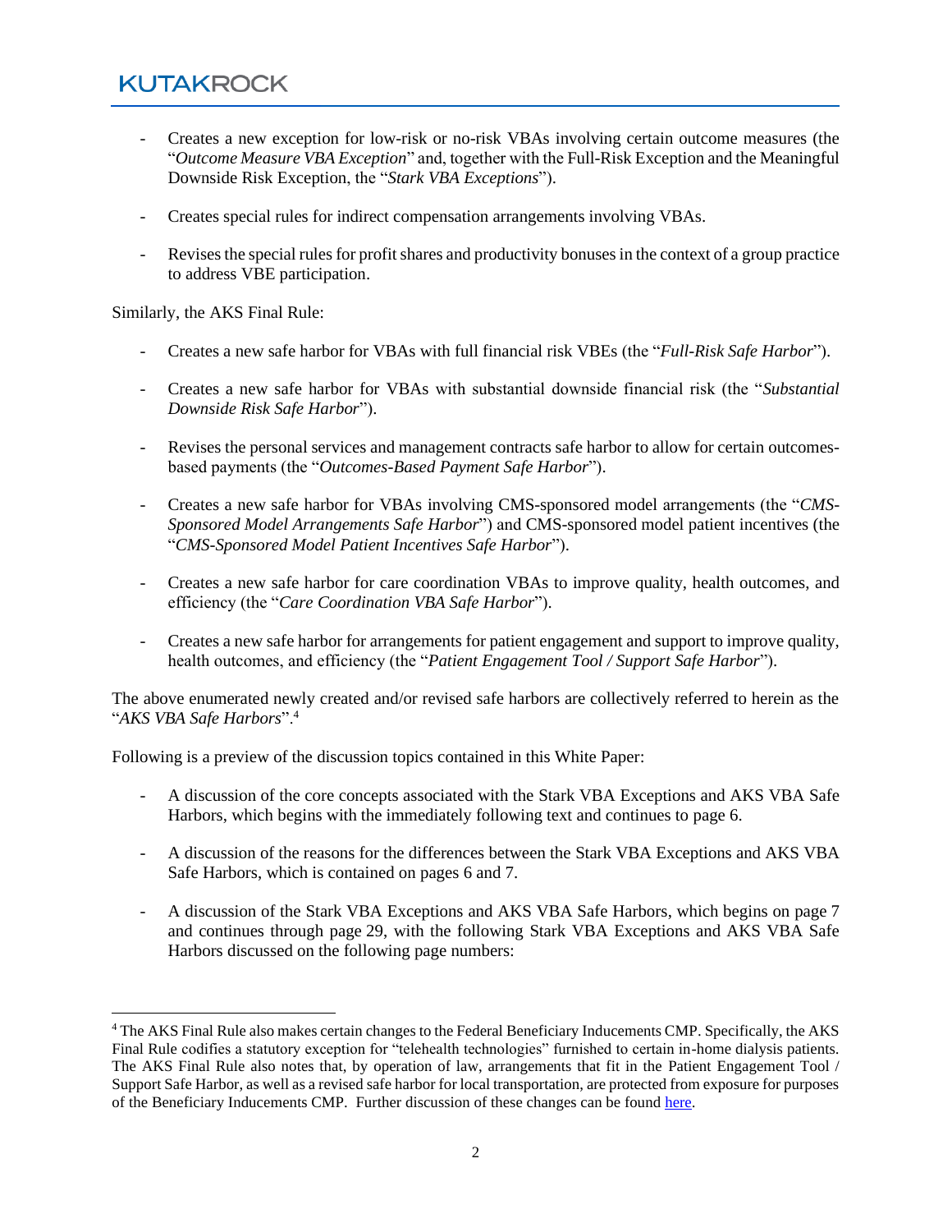- Creates a new exception for low-risk or no-risk VBAs involving certain outcome measures (the "*Outcome Measure VBA Exception*" and, together with the Full-Risk Exception and the Meaningful Downside Risk Exception, the "*Stark VBA Exceptions*").

- Creates special rules for indirect compensation arrangements involving VBAs.

- Revises the special rules for profit shares and productivity bonuses in the context of a group practice to address VBE participation.

Similarly, the AKS Final Rule:

- Creates a new safe harbor for VBAs with full financial risk VBEs (the "*Full-Risk Safe Harbor*").

- Creates a new safe harbor for VBAs with substantial downside financial risk (the "*Substantial Downside Risk Safe Harbor*").

- Revises the personal services and management contracts safe harbor to allow for certain outcomes-based payments (the "*Outcomes-Based Payment Safe Harbor*").

- Creates a new safe harbor for VBAs involving CMS-sponsored model arrangements (the "*CMS-Sponsored Model Arrangements Safe Harbor*") and CMS-sponsored model patient incentives (the "*CMS-Sponsored Model Patient Incentives Safe Harbor*").

- Creates a new safe harbor for care coordination VBAs to improve quality, health outcomes, and efficiency (the "*Care Coordination VBA Safe Harbor*").

- Creates a new safe harbor for arrangements for patient engagement and support to improve quality, health outcomes, and efficiency (the "*Patient Engagement Tool / Support Safe Harbor*").

The above enumerated newly created and/or revised safe harbors are collectively referred to herein as the "*AKS VBA Safe Harbors*".[4]

Following is a preview of the discussion topics contained in this White Paper:

- A discussion of the core concepts associated with the Stark VBA Exceptions and AKS VBA Safe Harbors, which begins with the immediately following text and continues to page 6.

- A discussion of the reasons for the differences between the Stark VBA Exceptions and AKS VBA Safe Harbors, which is contained on pages 6 and 7.

- A discussion of the Stark VBA Exceptions and AKS VBA Safe Harbors, which begins on page 7 and continues through page 29, with the following Stark VBA Exceptions and AKS VBA Safe Harbors discussed on the following page numbers:

---

[4] The AKS Final Rule also makes certain changes to the Federal Beneficiary Inducements CMP. Specifically, the AKS Final Rule codifies a statutory exception for "telehealth technologies" furnished to certain in-home dialysis patients. The AKS Final Rule also notes that, by operation of law, arrangements that fit in the Patient Engagement Tool / Support Safe Harbor, as well as a revised safe harbor for local transportation, are protected from exposure for purposes of the Beneficiary Inducements CMP. Further discussion of these changes can be found here.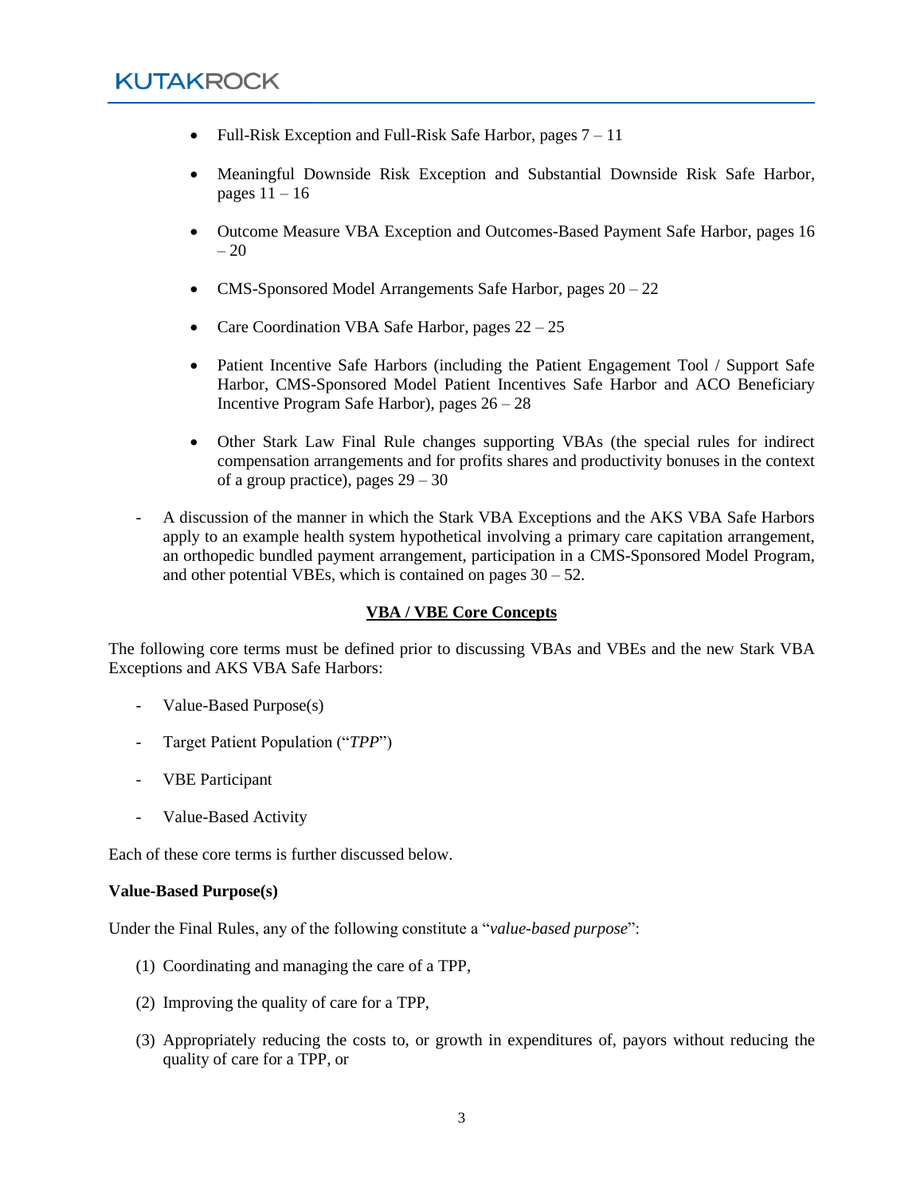- Full-Risk Exception and Full-Risk Safe Harbor, pages 7 – 11
- Meaningful Downside Risk Exception and Substantial Downside Risk Safe Harbor, pages 11 – 16
- Outcome Measure VBA Exception and Outcomes-Based Payment Safe Harbor, pages 16 – 20
- CMS-Sponsored Model Arrangements Safe Harbor, pages 20 – 22
- Care Coordination VBA Safe Harbor, pages 22 – 25
- Patient Incentive Safe Harbors (including the Patient Engagement Tool / Support Safe Harbor, CMS-Sponsored Model Patient Incentives Safe Harbor and ACO Beneficiary Incentive Program Safe Harbor), pages 26 – 28
- Other Stark Law Final Rule changes supporting VBAs (the special rules for indirect compensation arrangements and for profits shares and productivity bonuses in the context of a group practice), pages 29 – 30

- A discussion of the manner in which the Stark VBA Exceptions and the AKS VBA Safe Harbors apply to an example health system hypothetical involving a primary care capitation arrangement, an orthopedic bundled payment arrangement, participation in a CMS-Sponsored Model Program, and other potential VBEs, which is contained on pages 30 – 52.

## VBA / VBE Core Concepts

The following core terms must be defined prior to discussing VBAs and VBEs and the new Stark VBA Exceptions and AKS VBA Safe Harbors:

- Value-Based Purpose(s)
- Target Patient Population ("*TPP*")
- VBE Participant
- Value-Based Activity

Each of these core terms is further discussed below.

**Value-Based Purpose(s)**

Under the Final Rules, any of the following constitute a "*value-based purpose*":

(1) Coordinating and managing the care of a TPP,

(2) Improving the quality of care for a TPP,

(3) Appropriately reducing the costs to, or growth in expenditures of, payors without reducing the quality of care for a TPP, or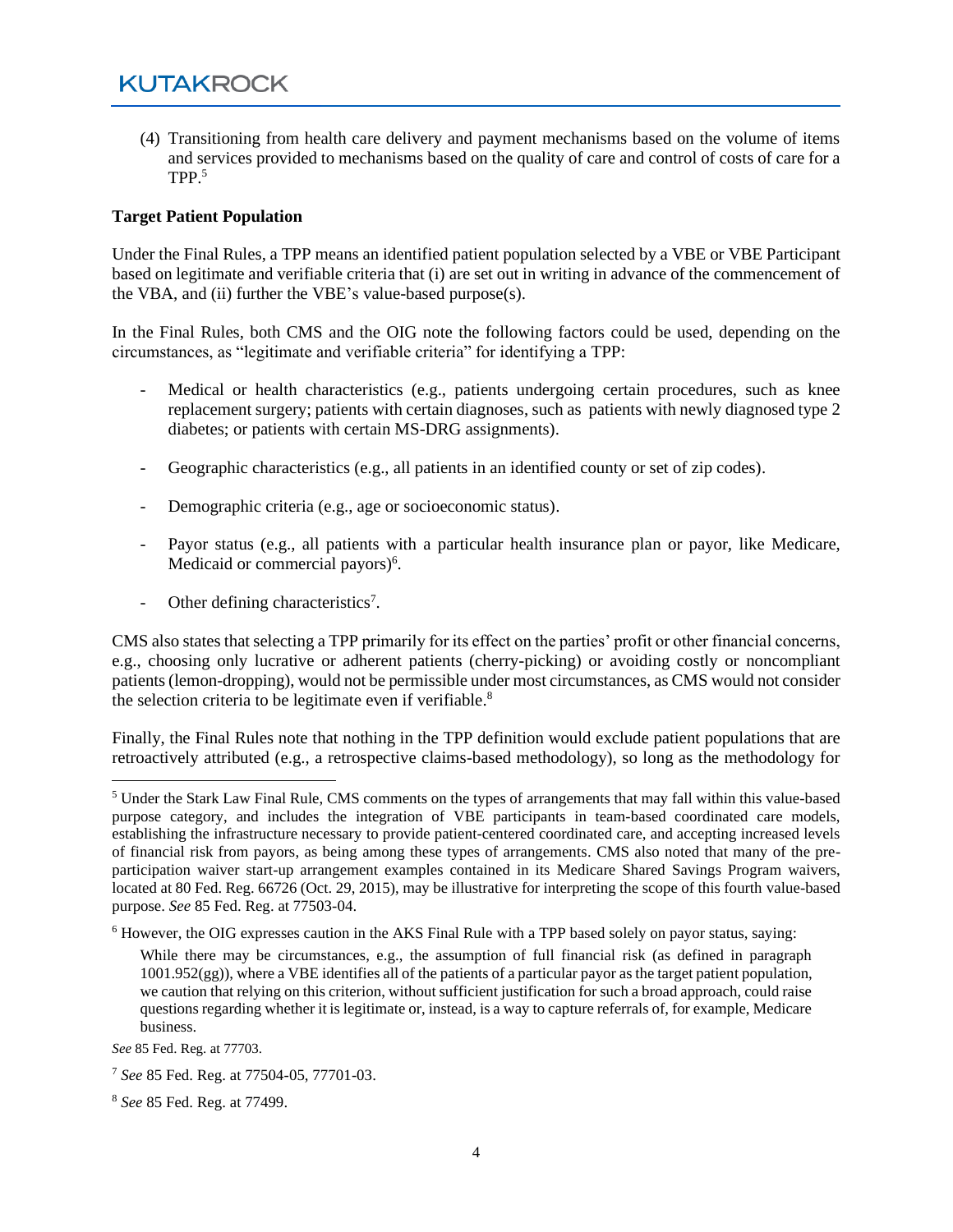(4) Transitioning from health care delivery and payment mechanisms based on the volume of items and services provided to mechanisms based on the quality of care and control of costs of care for a TPP.[5]

**Target Patient Population**

Under the Final Rules, a TPP means an identified patient population selected by a VBE or VBE Participant based on legitimate and verifiable criteria that (i) are set out in writing in advance of the commencement of the VBA, and (ii) further the VBE's value-based purpose(s).

In the Final Rules, both CMS and the OIG note the following factors could be used, depending on the circumstances, as "legitimate and verifiable criteria" for identifying a TPP:

- Medical or health characteristics (e.g., patients undergoing certain procedures, such as knee replacement surgery; patients with certain diagnoses, such as patients with newly diagnosed type 2 diabetes; or patients with certain MS-DRG assignments).

- Geographic characteristics (e.g., all patients in an identified county or set of zip codes).

- Demographic criteria (e.g., age or socioeconomic status).

- Payor status (e.g., all patients with a particular health insurance plan or payor, like Medicare, Medicaid or commercial payors)[6].

- Other defining characteristics[7].

CMS also states that selecting a TPP primarily for its effect on the parties' profit or other financial concerns, e.g., choosing only lucrative or adherent patients (cherry-picking) or avoiding costly or noncompliant patients (lemon-dropping), would not be permissible under most circumstances, as CMS would not consider the selection criteria to be legitimate even if verifiable.[8]

Finally, the Final Rules note that nothing in the TPP definition would exclude patient populations that are retroactively attributed (e.g., a retrospective claims-based methodology), so long as the methodology for

---

[5] Under the Stark Law Final Rule, CMS comments on the types of arrangements that may fall within this value-based purpose category, and includes the integration of VBE participants in team-based coordinated care models, establishing the infrastructure necessary to provide patient-centered coordinated care, and accepting increased levels of financial risk from payors, as being among these types of arrangements. CMS also noted that many of the pre-participation waiver start-up arrangement examples contained in its Medicare Shared Savings Program waivers, located at 80 Fed. Reg. 66726 (Oct. 29, 2015), may be illustrative for interpreting the scope of this fourth value-based purpose. *See* 85 Fed. Reg. at 77503-04.

[6] However, the OIG expresses caution in the AKS Final Rule with a TPP based solely on payor status, saying:

> While there may be circumstances, e.g., the assumption of full financial risk (as defined in paragraph 1001.952(gg)), where a VBE identifies all of the patients of a particular payor as the target patient population, we caution that relying on this criterion, without sufficient justification for such a broad approach, could raise questions regarding whether it is legitimate or, instead, is a way to capture referrals of, for example, Medicare business.

*See* 85 Fed. Reg. at 77703.

[7] *See* 85 Fed. Reg. at 77504-05, 77701-03.

[8] *See* 85 Fed. Reg. at 77499.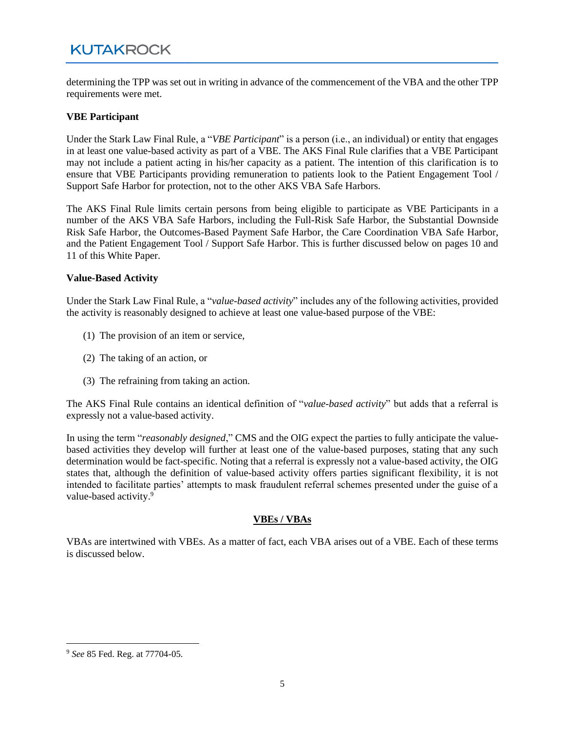determining the TPP was set out in writing in advance of the commencement of the VBA and the other TPP requirements were met.

**VBE Participant**

Under the Stark Law Final Rule, a "*VBE Participant*" is a person (i.e., an individual) or entity that engages in at least one value-based activity as part of a VBE. The AKS Final Rule clarifies that a VBE Participant may not include a patient acting in his/her capacity as a patient. The intention of this clarification is to ensure that VBE Participants providing remuneration to patients look to the Patient Engagement Tool / Support Safe Harbor for protection, not to the other AKS VBA Safe Harbors.

The AKS Final Rule limits certain persons from being eligible to participate as VBE Participants in a number of the AKS VBA Safe Harbors, including the Full-Risk Safe Harbor, the Substantial Downside Risk Safe Harbor, the Outcomes-Based Payment Safe Harbor, the Care Coordination VBA Safe Harbor, and the Patient Engagement Tool / Support Safe Harbor. This is further discussed below on pages 10 and 11 of this White Paper.

**Value-Based Activity**

Under the Stark Law Final Rule, a "*value-based activity*" includes any of the following activities, provided the activity is reasonably designed to achieve at least one value-based purpose of the VBE:

(1) The provision of an item or service,

(2) The taking of an action, or

(3) The refraining from taking an action.

The AKS Final Rule contains an identical definition of "*value-based activity*" but adds that a referral is expressly not a value-based activity.

In using the term "*reasonably designed*," CMS and the OIG expect the parties to fully anticipate the value-based activities they develop will further at least one of the value-based purposes, stating that any such determination would be fact-specific. Noting that a referral is expressly not a value-based activity, the OIG states that, although the definition of value-based activity offers parties significant flexibility, it is not intended to facilitate parties' attempts to mask fraudulent referral schemes presented under the guise of a value-based activity.[9]

## VBEs / VBAs

VBAs are intertwined with VBEs. As a matter of fact, each VBA arises out of a VBE. Each of these terms is discussed below.

[9] *See* 85 Fed. Reg. at 77704-05.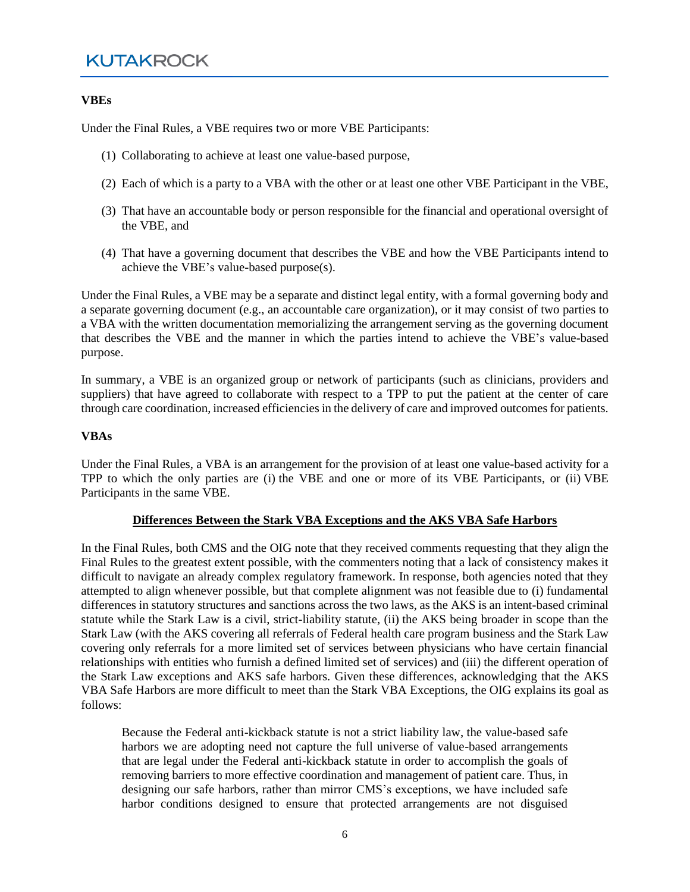**VBEs**

Under the Final Rules, a VBE requires two or more VBE Participants:

(1) Collaborating to achieve at least one value-based purpose,

(2) Each of which is a party to a VBA with the other or at least one other VBE Participant in the VBE,

(3) That have an accountable body or person responsible for the financial and operational oversight of the VBE, and

(4) That have a governing document that describes the VBE and how the VBE Participants intend to achieve the VBE's value-based purpose(s).

Under the Final Rules, a VBE may be a separate and distinct legal entity, with a formal governing body and a separate governing document (e.g., an accountable care organization), or it may consist of two parties to a VBA with the written documentation memorializing the arrangement serving as the governing document that describes the VBE and the manner in which the parties intend to achieve the VBE's value-based purpose.

In summary, a VBE is an organized group or network of participants (such as clinicians, providers and suppliers) that have agreed to collaborate with respect to a TPP to put the patient at the center of care through care coordination, increased efficiencies in the delivery of care and improved outcomes for patients.

**VBAs**

Under the Final Rules, a VBA is an arrangement for the provision of at least one value-based activity for a TPP to which the only parties are (i) the VBE and one or more of its VBE Participants, or (ii) VBE Participants in the same VBE.

**Differences Between the Stark VBA Exceptions and the AKS VBA Safe Harbors**

In the Final Rules, both CMS and the OIG note that they received comments requesting that they align the Final Rules to the greatest extent possible, with the commenters noting that a lack of consistency makes it difficult to navigate an already complex regulatory framework. In response, both agencies noted that they attempted to align whenever possible, but that complete alignment was not feasible due to (i) fundamental differences in statutory structures and sanctions across the two laws, as the AKS is an intent-based criminal statute while the Stark Law is a civil, strict-liability statute, (ii) the AKS being broader in scope than the Stark Law (with the AKS covering all referrals of Federal health care program business and the Stark Law covering only referrals for a more limited set of services between physicians who have certain financial relationships with entities who furnish a defined limited set of services) and (iii) the different operation of the Stark Law exceptions and AKS safe harbors. Given these differences, acknowledging that the AKS VBA Safe Harbors are more difficult to meet than the Stark VBA Exceptions, the OIG explains its goal as follows:

> Because the Federal anti-kickback statute is not a strict liability law, the value-based safe harbors we are adopting need not capture the full universe of value-based arrangements that are legal under the Federal anti-kickback statute in order to accomplish the goals of removing barriers to more effective coordination and management of patient care. Thus, in designing our safe harbors, rather than mirror CMS's exceptions, we have included safe harbor conditions designed to ensure that protected arrangements are not disguised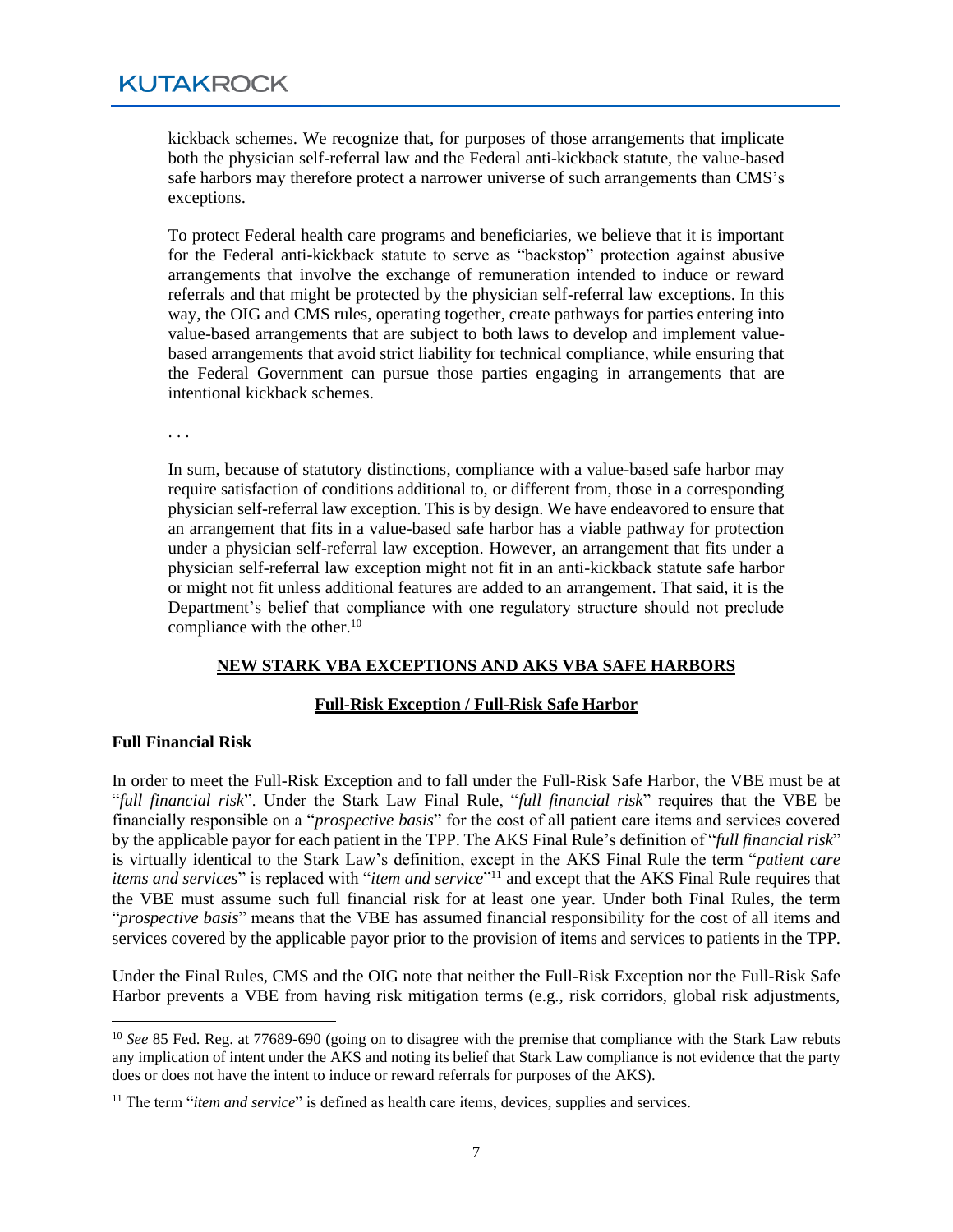kickback schemes. We recognize that, for purposes of those arrangements that implicate both the physician self-referral law and the Federal anti-kickback statute, the value-based safe harbors may therefore protect a narrower universe of such arrangements than CMS's exceptions.

To protect Federal health care programs and beneficiaries, we believe that it is important for the Federal anti-kickback statute to serve as "backstop" protection against abusive arrangements that involve the exchange of remuneration intended to induce or reward referrals and that might be protected by the physician self-referral law exceptions. In this way, the OIG and CMS rules, operating together, create pathways for parties entering into value-based arrangements that are subject to both laws to develop and implement value-based arrangements that avoid strict liability for technical compliance, while ensuring that the Federal Government can pursue those parties engaging in arrangements that are intentional kickback schemes.

. . .

In sum, because of statutory distinctions, compliance with a value-based safe harbor may require satisfaction of conditions additional to, or different from, those in a corresponding physician self-referral law exception. This is by design. We have endeavored to ensure that an arrangement that fits in a value-based safe harbor has a viable pathway for protection under a physician self-referral law exception. However, an arrangement that fits under a physician self-referral law exception might not fit in an anti-kickback statute safe harbor or might not fit unless additional features are added to an arrangement. That said, it is the Department's belief that compliance with one regulatory structure should not preclude compliance with the other.[10]

## NEW STARK VBA EXCEPTIONS AND AKS VBA SAFE HARBORS

### Full-Risk Exception / Full-Risk Safe Harbor

**Full Financial Risk**

In order to meet the Full-Risk Exception and to fall under the Full-Risk Safe Harbor, the VBE must be at "*full financial risk*". Under the Stark Law Final Rule, "*full financial risk*" requires that the VBE be financially responsible on a "*prospective basis*" for the cost of all patient care items and services covered by the applicable payor for each patient in the TPP. The AKS Final Rule's definition of "*full financial risk*" is virtually identical to the Stark Law's definition, except in the AKS Final Rule the term "*patient care items and services*" is replaced with "*item and service*"[11] and except that the AKS Final Rule requires that the VBE must assume such full financial risk for at least one year. Under both Final Rules, the term "*prospective basis*" means that the VBE has assumed financial responsibility for the cost of all items and services covered by the applicable payor prior to the provision of items and services to patients in the TPP.

Under the Final Rules, CMS and the OIG note that neither the Full-Risk Exception nor the Full-Risk Safe Harbor prevents a VBE from having risk mitigation terms (e.g., risk corridors, global risk adjustments,

---

[10] *See* 85 Fed. Reg. at 77689-690 (going on to disagree with the premise that compliance with the Stark Law rebuts any implication of intent under the AKS and noting its belief that Stark Law compliance is not evidence that the party does or does not have the intent to induce or reward referrals for purposes of the AKS).

[11] The term "*item and service*" is defined as health care items, devices, supplies and services.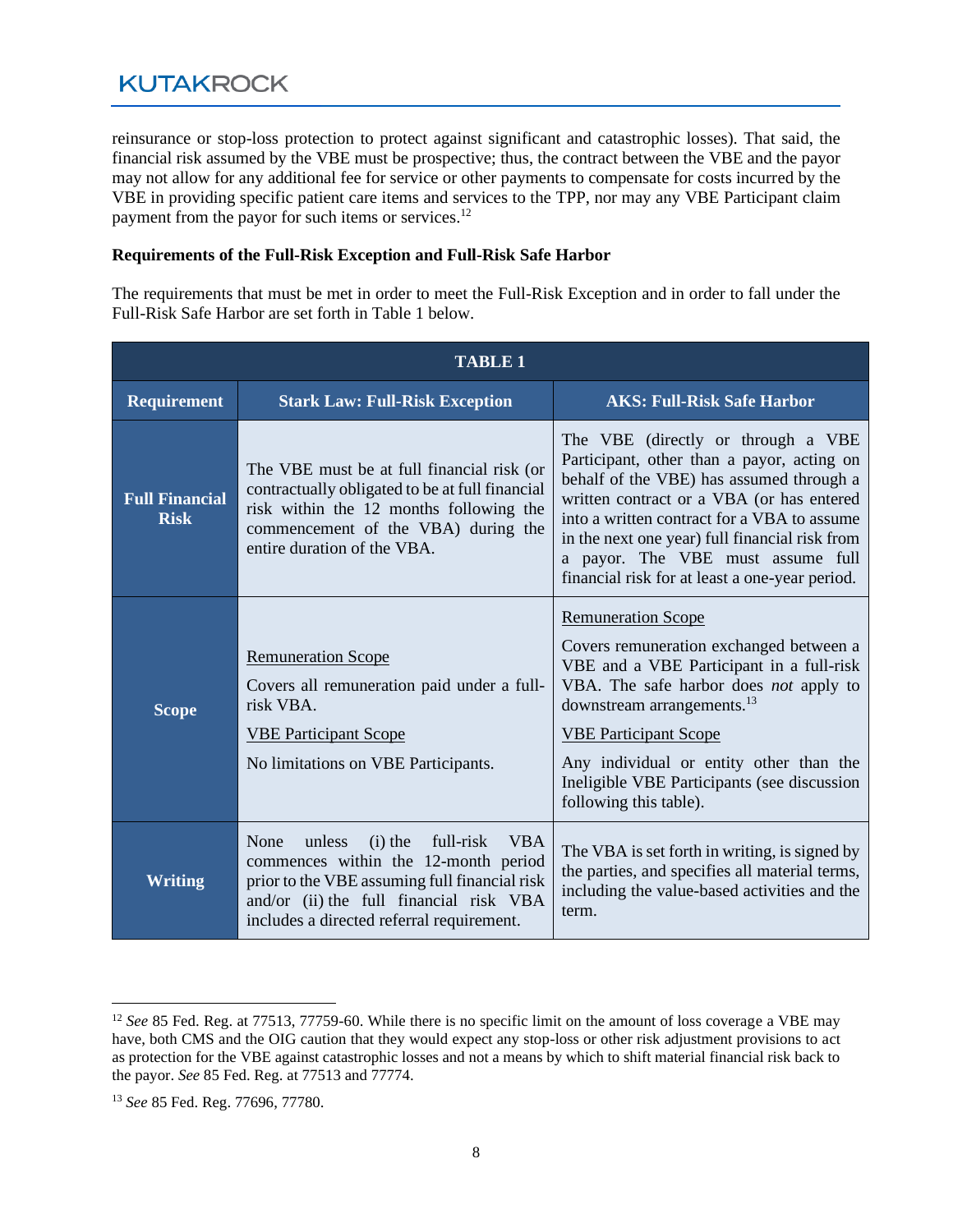reinsurance or stop-loss protection to protect against significant and catastrophic losses). That said, the financial risk assumed by the VBE must be prospective; thus, the contract between the VBE and the payor may not allow for any additional fee for service or other payments to compensate for costs incurred by the VBE in providing specific patient care items and services to the TPP, nor may any VBE Participant claim payment from the payor for such items or services.[12]

**Requirements of the Full-Risk Exception and Full-Risk Safe Harbor**

The requirements that must be met in order to meet the Full-Risk Exception and in order to fall under the Full-Risk Safe Harbor are set forth in Table 1 below.

| TABLE 1 | | |
|---|---|---|
| **Requirement** | **Stark Law: Full-Risk Exception** | **AKS: Full-Risk Safe Harbor** |
| **Full Financial Risk** | The VBE must be at full financial risk (or contractually obligated to be at full financial risk within the 12 months following the commencement of the VBA) during the entire duration of the VBA. | The VBE (directly or through a VBE Participant, other than a payor, acting on behalf of the VBE) has assumed through a written contract or a VBA (or has entered into a written contract for a VBA to assume in the next one year) full financial risk from a payor. The VBE must assume full financial risk for at least a one-year period. |
| **Scope** | <u>Remuneration Scope</u><br>Covers all remuneration paid under a full-risk VBA.<br><u>VBE Participant Scope</u><br>No limitations on VBE Participants. | <u>Remuneration Scope</u><br>Covers remuneration exchanged between a VBE and a VBE Participant in a full-risk VBA. The safe harbor does *not* apply to downstream arrangements.[13]<br><u>VBE Participant Scope</u><br>Any individual or entity other than the Ineligible VBE Participants (see discussion following this table). |
| **Writing** | None unless (i) the full-risk VBA commences within the 12-month period prior to the VBE assuming full financial risk and/or (ii) the full financial risk VBA includes a directed referral requirement. | The VBA is set forth in writing, is signed by the parties, and specifies all material terms, including the value-based activities and the term. |

[12] *See* 85 Fed. Reg. at 77513, 77759-60. While there is no specific limit on the amount of loss coverage a VBE may have, both CMS and the OIG caution that they would expect any stop-loss or other risk adjustment provisions to act as protection for the VBE against catastrophic losses and not a means by which to shift material financial risk back to the payor. *See* 85 Fed. Reg. at 77513 and 77774.

[13] *See* 85 Fed. Reg. 77696, 77780.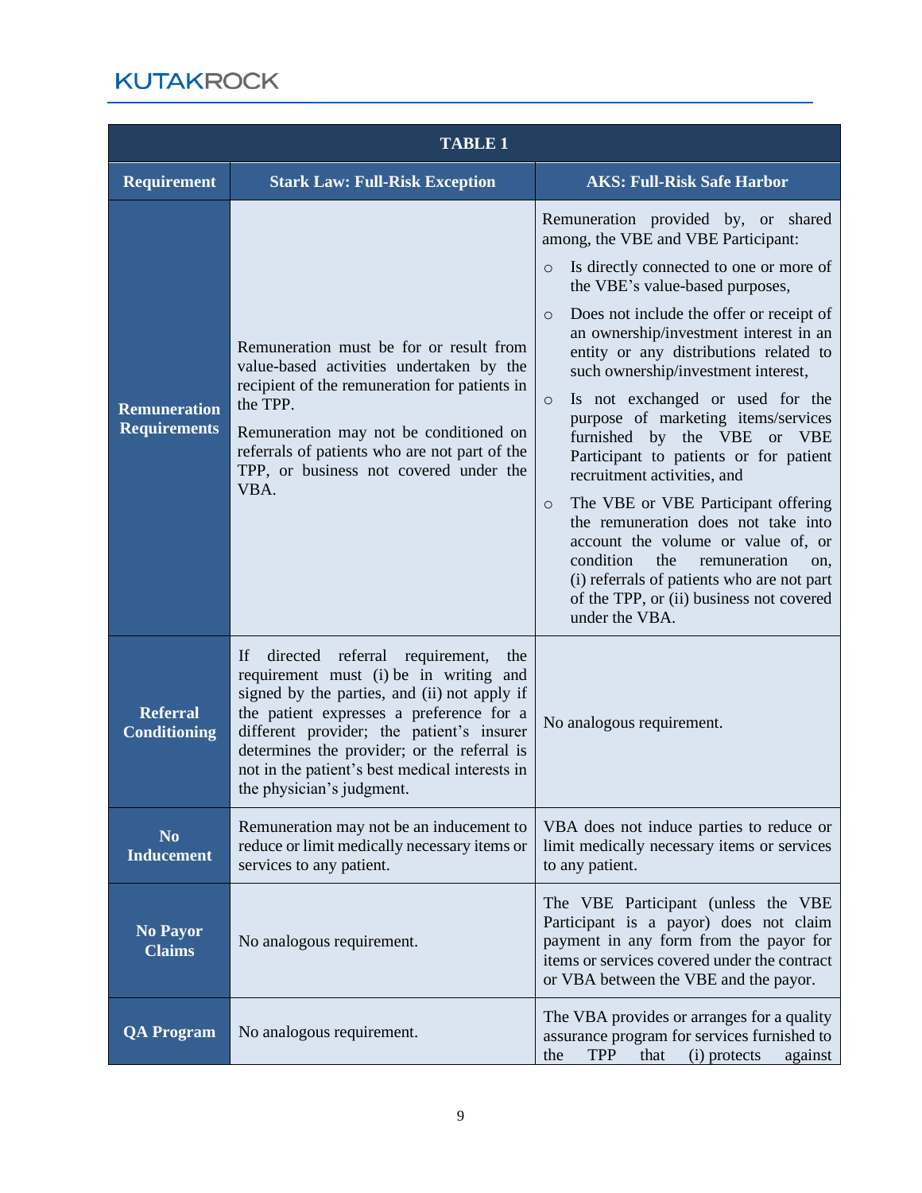| TABLE 1 | | |
|---|---|---|
| **Requirement** | **Stark Law: Full-Risk Exception** | **AKS: Full-Risk Safe Harbor** |
| **Remuneration Requirements** | Remuneration must be for or result from value-based activities undertaken by the recipient of the remuneration for patients in the TPP.<br><br>Remuneration may not be conditioned on referrals of patients who are not part of the TPP, or business not covered under the VBA. | Remuneration provided by, or shared among, the VBE and VBE Participant:<br>○ Is directly connected to one or more of the VBE's value-based purposes,<br>○ Does not include the offer or receipt of an ownership/investment interest in an entity or any distributions related to such ownership/investment interest,<br>○ Is not exchanged or used for the purpose of marketing items/services furnished by the VBE or VBE Participant to patients or for patient recruitment activities, and<br>○ The VBE or VBE Participant offering the remuneration does not take into account the volume or value of, or condition the remuneration on, (i) referrals of patients who are not part of the TPP, or (ii) business not covered under the VBA. |
| **Referral Conditioning** | If directed referral requirement, the requirement must (i) be in writing and signed by the parties, and (ii) not apply if the patient expresses a preference for a different provider; the patient's insurer determines the provider; or the referral is not in the patient's best medical interests in the physician's judgment. | No analogous requirement. |
| **No Inducement** | Remuneration may not be an inducement to reduce or limit medically necessary items or services to any patient. | VBA does not induce parties to reduce or limit medically necessary items or services to any patient. |
| **No Payor Claims** | No analogous requirement. | The VBE Participant (unless the VBE Participant is a payor) does not claim payment in any form from the payor for items or services covered under the contract or VBA between the VBE and the payor. |
| **QA Program** | No analogous requirement. | The VBA provides or arranges for a quality assurance program for services furnished to the TPP that (i) protects against |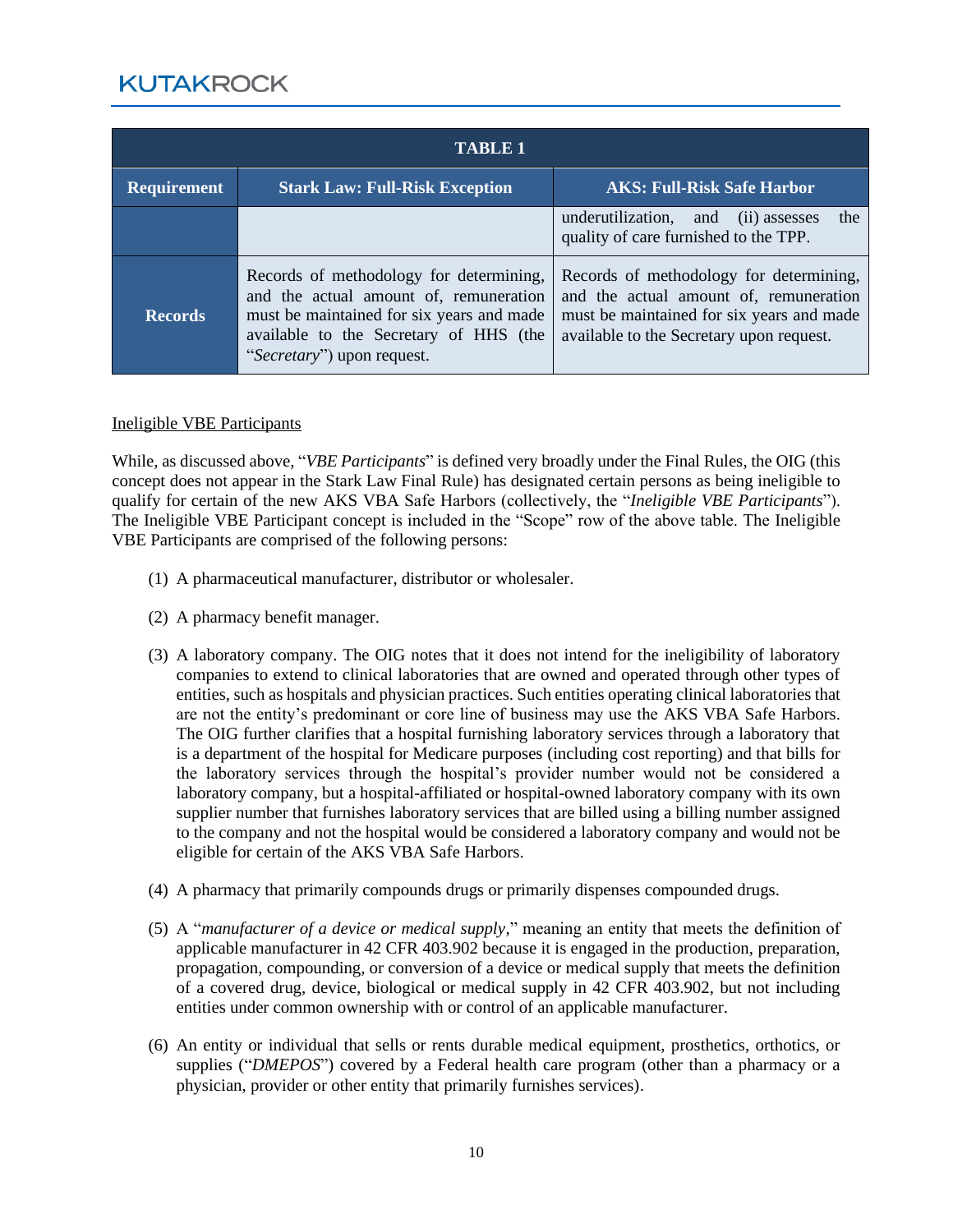| TABLE 1 | | |
|---|---|---|
| **Requirement** | **Stark Law: Full-Risk Exception** | **AKS: Full-Risk Safe Harbor** |
| | | underutilization, and (ii) assesses the quality of care furnished to the TPP. |
| **Records** | Records of methodology for determining, and the actual amount of, remuneration must be maintained for six years and made available to the Secretary of HHS (the "*Secretary*") upon request. | Records of methodology for determining, and the actual amount of, remuneration must be maintained for six years and made available to the Secretary upon request. |

Ineligible VBE Participants

While, as discussed above, "*VBE Participants*" is defined very broadly under the Final Rules, the OIG (this concept does not appear in the Stark Law Final Rule) has designated certain persons as being ineligible to qualify for certain of the new AKS VBA Safe Harbors (collectively, the "*Ineligible VBE Participants*"). The Ineligible VBE Participant concept is included in the "Scope" row of the above table. The Ineligible VBE Participants are comprised of the following persons:

(1) A pharmaceutical manufacturer, distributor or wholesaler.

(2) A pharmacy benefit manager.

(3) A laboratory company. The OIG notes that it does not intend for the ineligibility of laboratory companies to extend to clinical laboratories that are owned and operated through other types of entities, such as hospitals and physician practices. Such entities operating clinical laboratories that are not the entity's predominant or core line of business may use the AKS VBA Safe Harbors. The OIG further clarifies that a hospital furnishing laboratory services through a laboratory that is a department of the hospital for Medicare purposes (including cost reporting) and that bills for the laboratory services through the hospital's provider number would not be considered a laboratory company, but a hospital-affiliated or hospital-owned laboratory company with its own supplier number that furnishes laboratory services that are billed using a billing number assigned to the company and not the hospital would be considered a laboratory company and would not be eligible for certain of the AKS VBA Safe Harbors.

(4) A pharmacy that primarily compounds drugs or primarily dispenses compounded drugs.

(5) A "*manufacturer of a device or medical supply*," meaning an entity that meets the definition of applicable manufacturer in 42 CFR 403.902 because it is engaged in the production, preparation, propagation, compounding, or conversion of a device or medical supply that meets the definition of a covered drug, device, biological or medical supply in 42 CFR 403.902, but not including entities under common ownership with or control of an applicable manufacturer.

(6) An entity or individual that sells or rents durable medical equipment, prosthetics, orthotics, or supplies ("*DMEPOS*") covered by a Federal health care program (other than a pharmacy or a physician, provider or other entity that primarily furnishes services).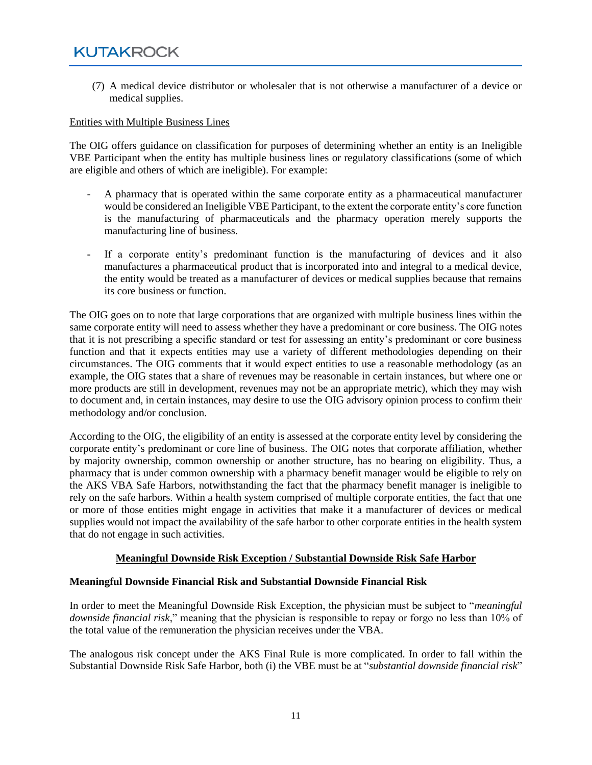(7) A medical device distributor or wholesaler that is not otherwise a manufacturer of a device or medical supplies.

<u>Entities with Multiple Business Lines</u>

The OIG offers guidance on classification for purposes of determining whether an entity is an Ineligible VBE Participant when the entity has multiple business lines or regulatory classifications (some of which are eligible and others of which are ineligible). For example:

- A pharmacy that is operated within the same corporate entity as a pharmaceutical manufacturer would be considered an Ineligible VBE Participant, to the extent the corporate entity's core function is the manufacturing of pharmaceuticals and the pharmacy operation merely supports the manufacturing line of business.

- If a corporate entity's predominant function is the manufacturing of devices and it also manufactures a pharmaceutical product that is incorporated into and integral to a medical device, the entity would be treated as a manufacturer of devices or medical supplies because that remains its core business or function.

The OIG goes on to note that large corporations that are organized with multiple business lines within the same corporate entity will need to assess whether they have a predominant or core business. The OIG notes that it is not prescribing a specific standard or test for assessing an entity's predominant or core business function and that it expects entities may use a variety of different methodologies depending on their circumstances. The OIG comments that it would expect entities to use a reasonable methodology (as an example, the OIG states that a share of revenues may be reasonable in certain instances, but where one or more products are still in development, revenues may not be an appropriate metric), which they may wish to document and, in certain instances, may desire to use the OIG advisory opinion process to confirm their methodology and/or conclusion.

According to the OIG, the eligibility of an entity is assessed at the corporate entity level by considering the corporate entity's predominant or core line of business. The OIG notes that corporate affiliation, whether by majority ownership, common ownership or another structure, has no bearing on eligibility. Thus, a pharmacy that is under common ownership with a pharmacy benefit manager would be eligible to rely on the AKS VBA Safe Harbors, notwithstanding the fact that the pharmacy benefit manager is ineligible to rely on the safe harbors. Within a health system comprised of multiple corporate entities, the fact that one or more of those entities might engage in activities that make it a manufacturer of devices or medical supplies would not impact the availability of the safe harbor to other corporate entities in the health system that do not engage in such activities.

## <u>Meaningful Downside Risk Exception / Substantial Downside Risk Safe Harbor</u>

### Meaningful Downside Financial Risk and Substantial Downside Financial Risk

In order to meet the Meaningful Downside Risk Exception, the physician must be subject to "*meaningful downside financial risk*," meaning that the physician is responsible to repay or forgo no less than 10% of the total value of the remuneration the physician receives under the VBA.

The analogous risk concept under the AKS Final Rule is more complicated. In order to fall within the Substantial Downside Risk Safe Harbor, both (i) the VBE must be at "*substantial downside financial risk*"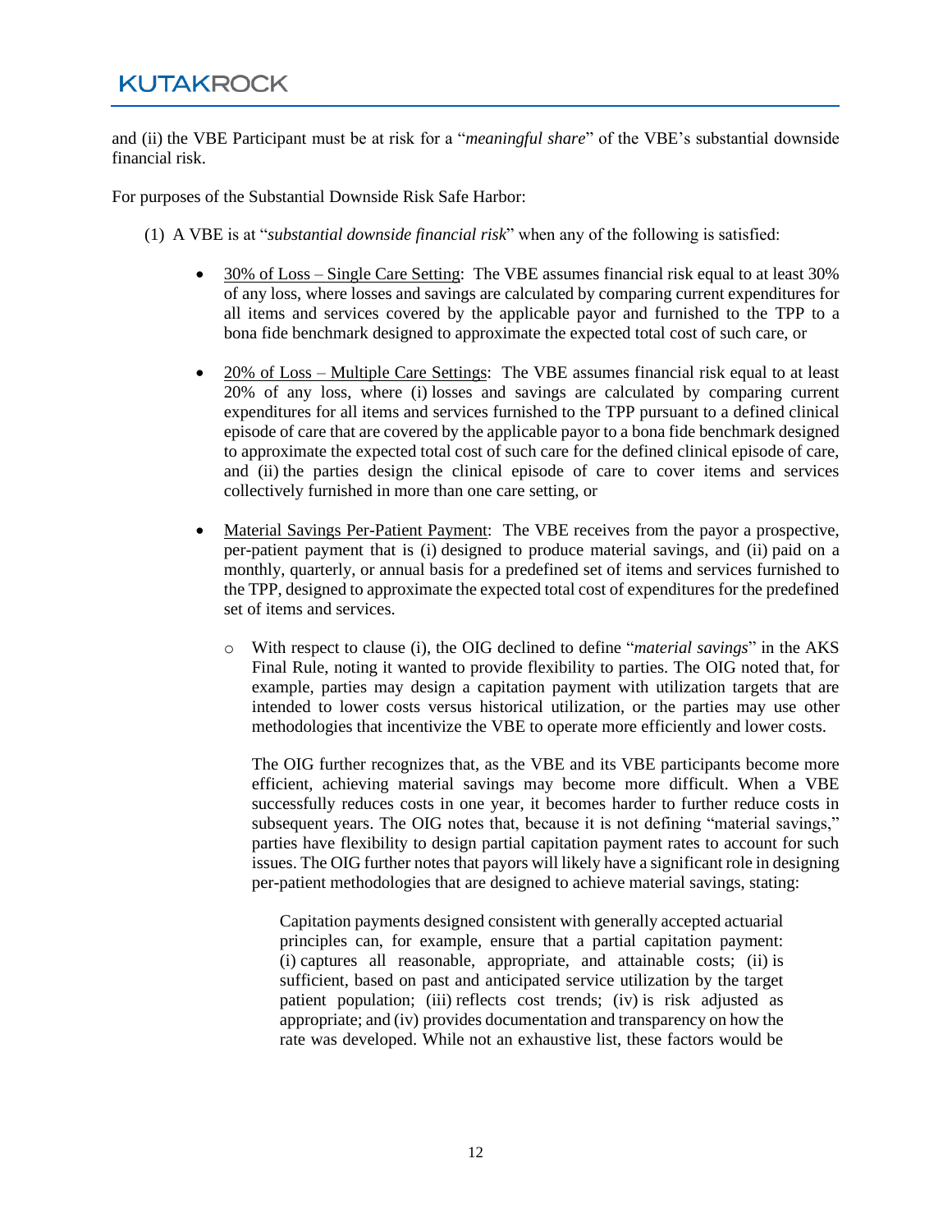and (ii) the VBE Participant must be at risk for a "*meaningful share*" of the VBE's substantial downside financial risk.

For purposes of the Substantial Downside Risk Safe Harbor:

(1) A VBE is at "*substantial downside financial risk*" when any of the following is satisfied:

- <u>30% of Loss – Single Care Setting</u>: The VBE assumes financial risk equal to at least 30% of any loss, where losses and savings are calculated by comparing current expenditures for all items and services covered by the applicable payor and furnished to the TPP to a bona fide benchmark designed to approximate the expected total cost of such care, or

- <u>20% of Loss – Multiple Care Settings</u>: The VBE assumes financial risk equal to at least 20% of any loss, where (i) losses and savings are calculated by comparing current expenditures for all items and services furnished to the TPP pursuant to a defined clinical episode of care that are covered by the applicable payor to a bona fide benchmark designed to approximate the expected total cost of such care for the defined clinical episode of care, and (ii) the parties design the clinical episode of care to cover items and services collectively furnished in more than one care setting, or

- <u>Material Savings Per-Patient Payment</u>: The VBE receives from the payor a prospective, per-patient payment that is (i) designed to produce material savings, and (ii) paid on a monthly, quarterly, or annual basis for a predefined set of items and services furnished to the TPP, designed to approximate the expected total cost of expenditures for the predefined set of items and services.

  - With respect to clause (i), the OIG declined to define "*material savings*" in the AKS Final Rule, noting it wanted to provide flexibility to parties. The OIG noted that, for example, parties may design a capitation payment with utilization targets that are intended to lower costs versus historical utilization, or the parties may use other methodologies that incentivize the VBE to operate more efficiently and lower costs.

    The OIG further recognizes that, as the VBE and its VBE participants become more efficient, achieving material savings may become more difficult. When a VBE successfully reduces costs in one year, it becomes harder to further reduce costs in subsequent years. The OIG notes that, because it is not defining "material savings," parties have flexibility to design partial capitation payment rates to account for such issues. The OIG further notes that payors will likely have a significant role in designing per-patient methodologies that are designed to achieve material savings, stating:

    > Capitation payments designed consistent with generally accepted actuarial principles can, for example, ensure that a partial capitation payment: (i) captures all reasonable, appropriate, and attainable costs; (ii) is sufficient, based on past and anticipated service utilization by the target patient population; (iii) reflects cost trends; (iv) is risk adjusted as appropriate; and (iv) provides documentation and transparency on how the rate was developed. While not an exhaustive list, these factors would be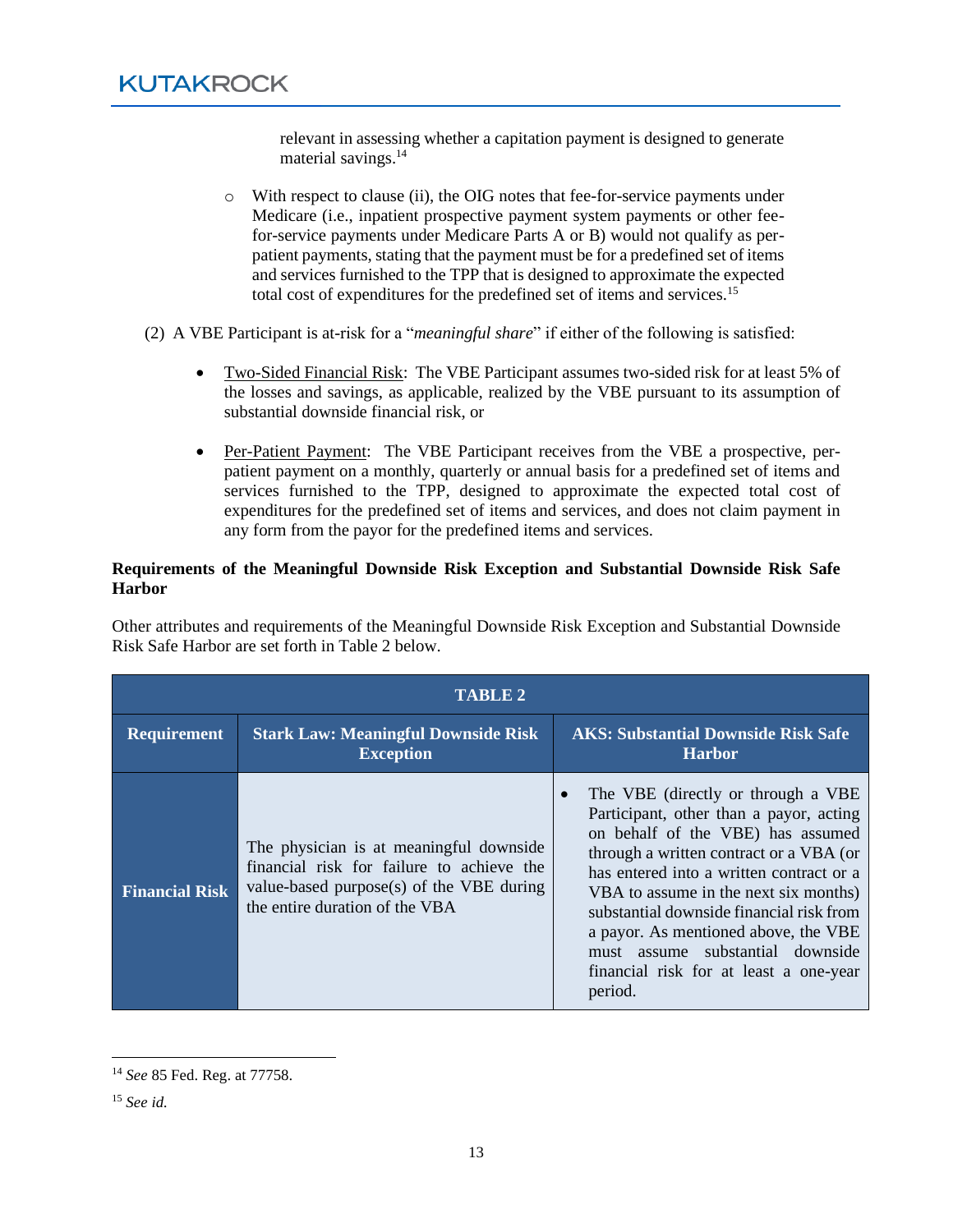relevant in assessing whether a capitation payment is designed to generate material savings.[14]

- With respect to clause (ii), the OIG notes that fee-for-service payments under Medicare (i.e., inpatient prospective payment system payments or other fee-for-service payments under Medicare Parts A or B) would not qualify as per-patient payments, stating that the payment must be for a predefined set of items and services furnished to the TPP that is designed to approximate the expected total cost of expenditures for the predefined set of items and services.[15]

(2) A VBE Participant is at-risk for a "*meaningful share*" if either of the following is satisfied:

- Two-Sided Financial Risk: The VBE Participant assumes two-sided risk for at least 5% of the losses and savings, as applicable, realized by the VBE pursuant to its assumption of substantial downside financial risk, or

- Per-Patient Payment: The VBE Participant receives from the VBE a prospective, per-patient payment on a monthly, quarterly or annual basis for a predefined set of items and services furnished to the TPP, designed to approximate the expected total cost of expenditures for the predefined set of items and services, and does not claim payment in any form from the payor for the predefined items and services.

**Requirements of the Meaningful Downside Risk Exception and Substantial Downside Risk Safe Harbor**

Other attributes and requirements of the Meaningful Downside Risk Exception and Substantial Downside Risk Safe Harbor are set forth in Table 2 below.

| TABLE 2 | | |
|---|---|---|
| **Requirement** | **Stark Law: Meaningful Downside Risk Exception** | **AKS: Substantial Downside Risk Safe Harbor** |
| **Financial Risk** | The physician is at meaningful downside financial risk for failure to achieve the value-based purpose(s) of the VBE during the entire duration of the VBA | • The VBE (directly or through a VBE Participant, other than a payor, acting on behalf of the VBE) has assumed through a written contract or a VBA (or has entered into a written contract or a VBA to assume in the next six months) substantial downside financial risk from a payor. As mentioned above, the VBE must assume substantial downside financial risk for at least a one-year period. |

[14] *See* 85 Fed. Reg. at 77758.

[15] *See id.*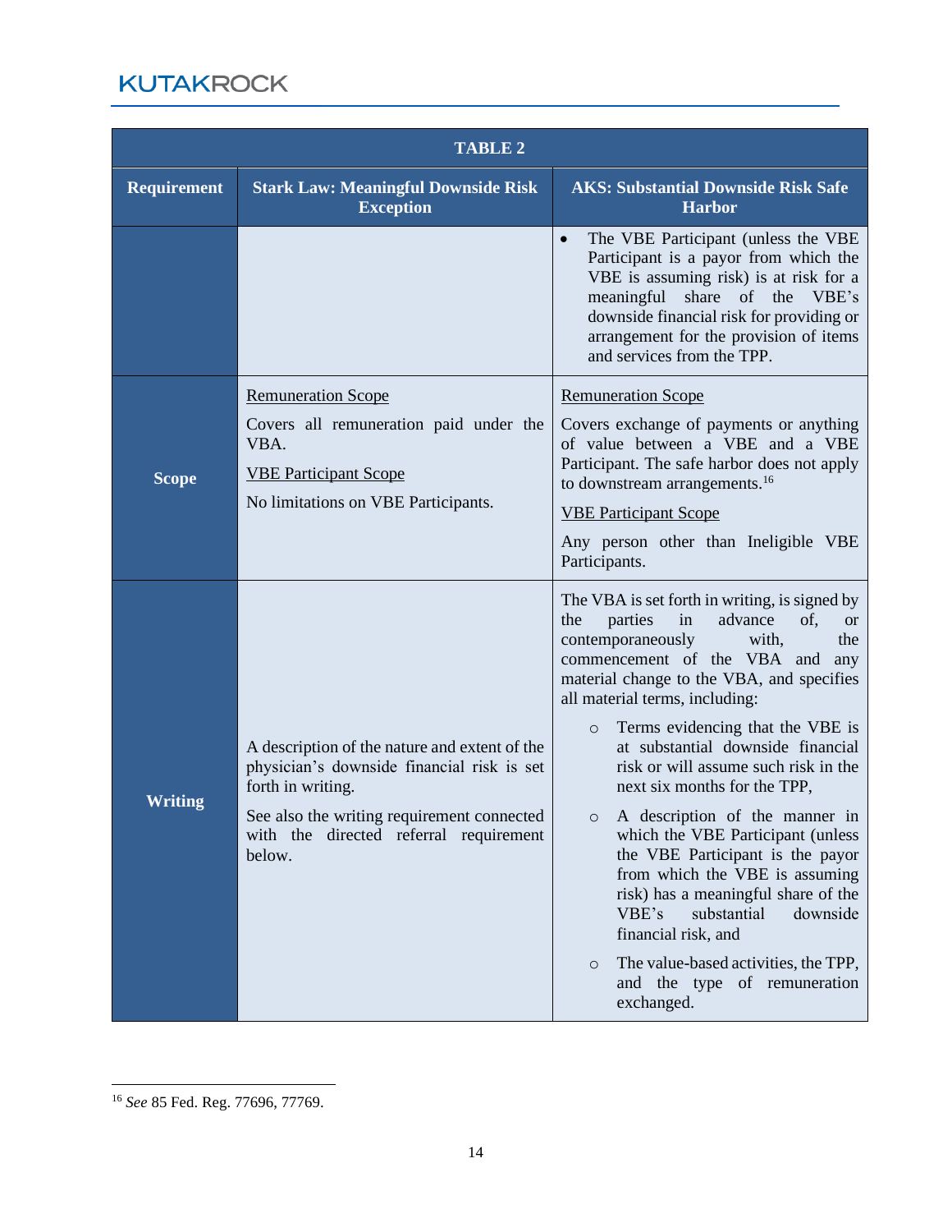| TABLE 2 | | |
|---|---|---|
| **Requirement** | **Stark Law: Meaningful Downside Risk Exception** | **AKS: Substantial Downside Risk Safe Harbor** |
| | | • The VBE Participant (unless the VBE Participant is a payor from which the VBE is assuming risk) is at risk for a meaningful share of the VBE's downside financial risk for providing or arrangement for the provision of items and services from the TPP. |
| **Scope** | Remuneration Scope<br><br>Covers all remuneration paid under the VBA.<br><br>VBE Participant Scope<br><br>No limitations on VBE Participants. | Remuneration Scope<br><br>Covers exchange of payments or anything of value between a VBE and a VBE Participant. The safe harbor does not apply to downstream arrangements.[16]<br><br>VBE Participant Scope<br><br>Any person other than Ineligible VBE Participants. |
| **Writing** | A description of the nature and extent of the physician's downside financial risk is set forth in writing.<br><br>See also the writing requirement connected with the directed referral requirement below. | The VBA is set forth in writing, is signed by the parties in advance of, or contemporaneously with, the commencement of the VBA and any material change to the VBA, and specifies all material terms, including:<br><br>○ Terms evidencing that the VBE is at substantial downside financial risk or will assume such risk in the next six months for the TPP,<br><br>○ A description of the manner in which the VBE Participant (unless the VBE Participant is the payor from which the VBE is assuming risk) has a meaningful share of the VBE's substantial downside financial risk, and<br><br>○ The value-based activities, the TPP, and the type of remuneration exchanged. |

[16] *See* 85 Fed. Reg. 77696, 77769.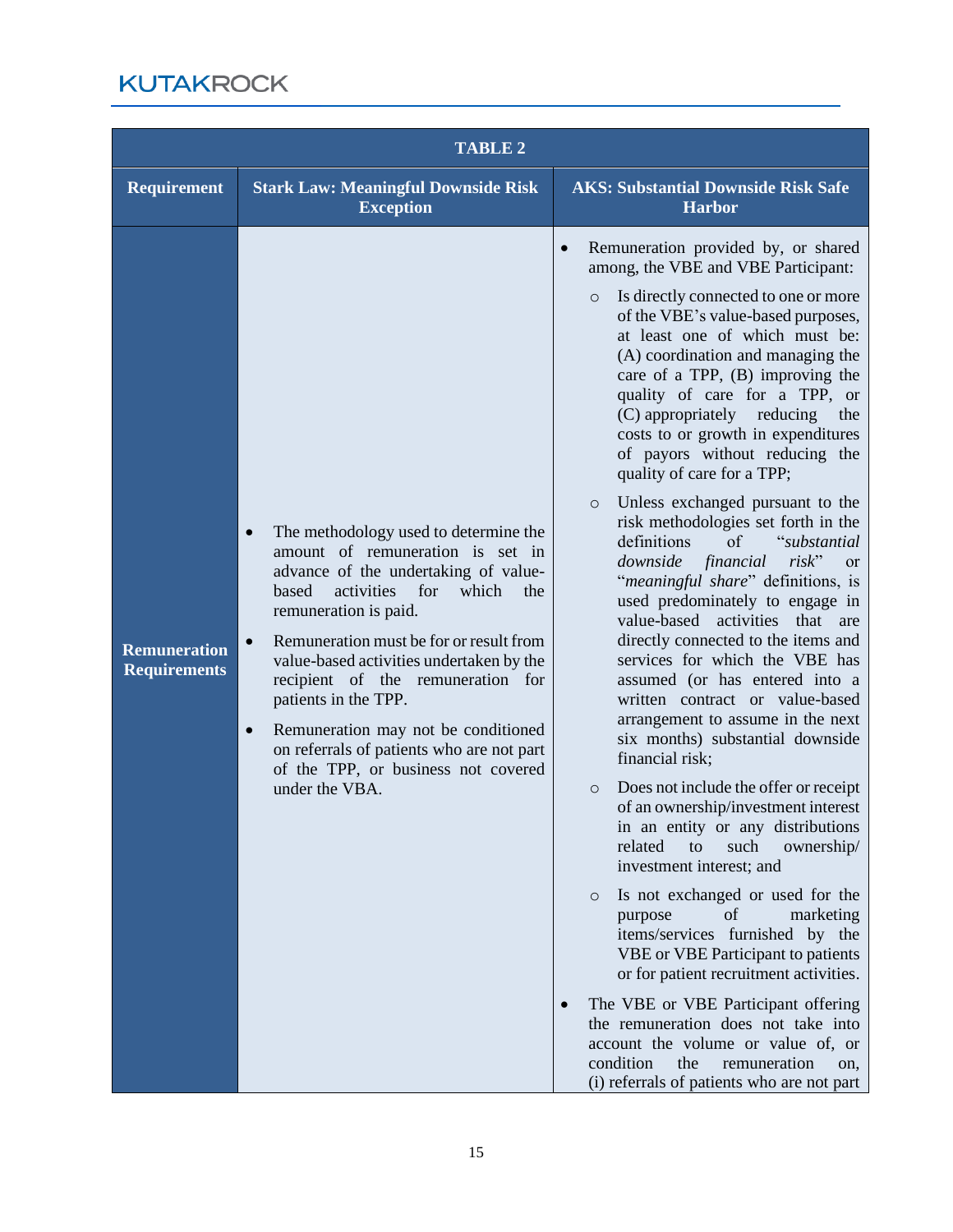| TABLE 2 | | |
|---|---|---|
| **Requirement** | **Stark Law: Meaningful Downside Risk Exception** | **AKS: Substantial Downside Risk Safe Harbor** |
| **Remuneration Requirements** | • The methodology used to determine the amount of remuneration is set in advance of the undertaking of value-based activities for which the remuneration is paid.<br>• Remuneration must be for or result from value-based activities undertaken by the recipient of the remuneration for patients in the TPP.<br>• Remuneration may not be conditioned on referrals of patients who are not part of the TPP, or business not covered under the VBA. | • Remuneration provided by, or shared among, the VBE and VBE Participant:<br>○ Is directly connected to one or more of the VBE's value-based purposes, at least one of which must be: (A) coordination and managing the care of a TPP, (B) improving the quality of care for a TPP, or (C) appropriately reducing the costs to or growth in expenditures of payors without reducing the quality of care for a TPP;<br>○ Unless exchanged pursuant to the risk methodologies set forth in the definitions of "*substantial downside financial risk*" or "*meaningful share*" definitions, is used predominately to engage in value-based activities that are directly connected to the items and services for which the VBE has assumed (or has entered into a written contract or value-based arrangement to assume in the next six months) substantial downside financial risk;<br>○ Does not include the offer or receipt of an ownership/investment interest in an entity or any distributions related to such ownership/ investment interest; and<br>○ Is not exchanged or used for the purpose of marketing items/services furnished by the VBE or VBE Participant to patients or for patient recruitment activities.<br>• The VBE or VBE Participant offering the remuneration does not take into account the volume or value of, or condition the remuneration on, (i) referrals of patients who are not part |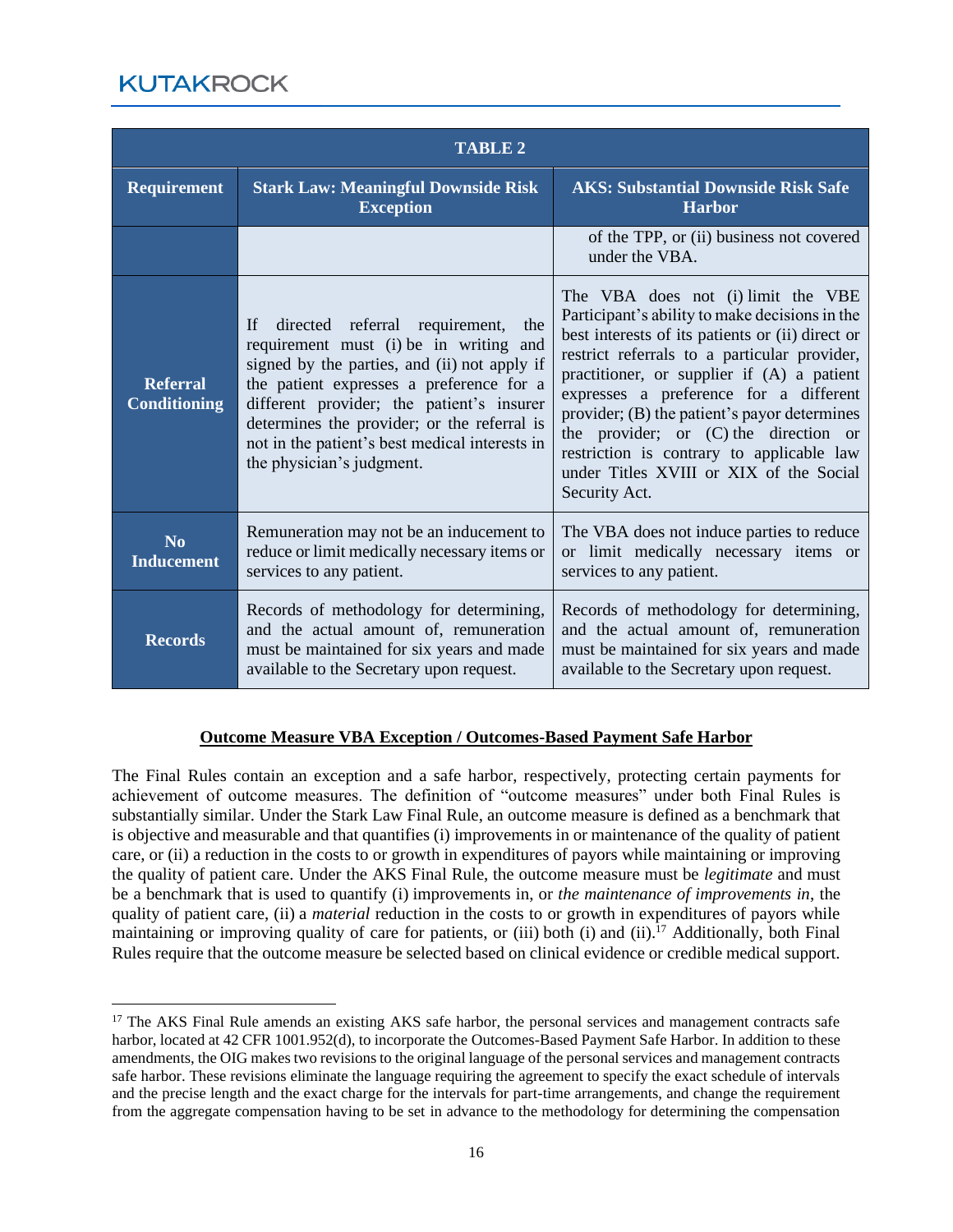| TABLE 2 | | |
|---|---|---|
| **Requirement** | **Stark Law: Meaningful Downside Risk Exception** | **AKS: Substantial Downside Risk Safe Harbor** |
| | | of the TPP, or (ii) business not covered under the VBA. |
| **Referral Conditioning** | If directed referral requirement, the requirement must (i) be in writing and signed by the parties, and (ii) not apply if the patient expresses a preference for a different provider; the patient's insurer determines the provider; or the referral is not in the patient's best medical interests in the physician's judgment. | The VBA does not (i) limit the VBE Participant's ability to make decisions in the best interests of its patients or (ii) direct or restrict referrals to a particular provider, practitioner, or supplier if (A) a patient expresses a preference for a different provider; (B) the patient's payor determines the provider; or (C) the direction or restriction is contrary to applicable law under Titles XVIII or XIX of the Social Security Act. |
| **No Inducement** | Remuneration may not be an inducement to reduce or limit medically necessary items or services to any patient. | The VBA does not induce parties to reduce or limit medically necessary items or services to any patient. |
| **Records** | Records of methodology for determining, and the actual amount of, remuneration must be maintained for six years and made available to the Secretary upon request. | Records of methodology for determining, and the actual amount of, remuneration must be maintained for six years and made available to the Secretary upon request. |

**Outcome Measure VBA Exception / Outcomes-Based Payment Safe Harbor**

The Final Rules contain an exception and a safe harbor, respectively, protecting certain payments for achievement of outcome measures. The definition of "outcome measures" under both Final Rules is substantially similar. Under the Stark Law Final Rule, an outcome measure is defined as a benchmark that is objective and measurable and that quantifies (i) improvements in or maintenance of the quality of patient care, or (ii) a reduction in the costs to or growth in expenditures of payors while maintaining or improving the quality of patient care. Under the AKS Final Rule, the outcome measure must be *legitimate* and must be a benchmark that is used to quantify (i) improvements in, or *the maintenance of improvements in*, the quality of patient care, (ii) a *material* reduction in the costs to or growth in expenditures of payors while maintaining or improving quality of care for patients, or (iii) both (i) and (ii).[17] Additionally, both Final Rules require that the outcome measure be selected based on clinical evidence or credible medical support.

[17] The AKS Final Rule amends an existing AKS safe harbor, the personal services and management contracts safe harbor, located at 42 CFR 1001.952(d), to incorporate the Outcomes-Based Payment Safe Harbor. In addition to these amendments, the OIG makes two revisions to the original language of the personal services and management contracts safe harbor. These revisions eliminate the language requiring the agreement to specify the exact schedule of intervals and the precise length and the exact charge for the intervals for part-time arrangements, and change the requirement from the aggregate compensation having to be set in advance to the methodology for determining the compensation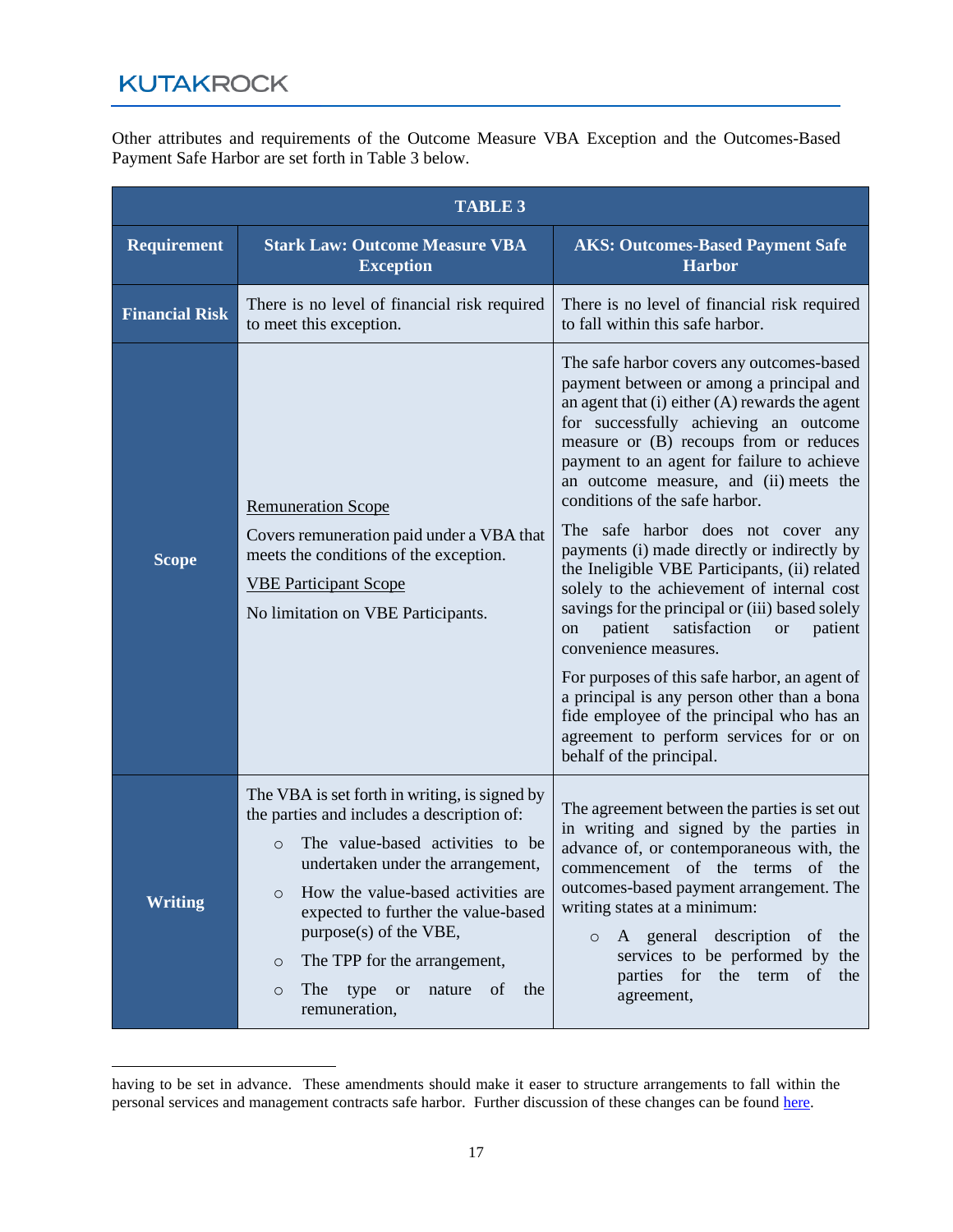Other attributes and requirements of the Outcome Measure VBA Exception and the Outcomes-Based Payment Safe Harbor are set forth in Table 3 below.

| TABLE 3 | | |
|---|---|---|
| **Requirement** | **Stark Law: Outcome Measure VBA Exception** | **AKS: Outcomes-Based Payment Safe Harbor** |
| **Financial Risk** | There is no level of financial risk required to meet this exception. | There is no level of financial risk required to fall within this safe harbor. |
| **Scope** | <u>Remuneration Scope</u><br><br>Covers remuneration paid under a VBA that meets the conditions of the exception.<br><br><u>VBE Participant Scope</u><br><br>No limitation on VBE Participants. | The safe harbor covers any outcomes-based payment between or among a principal and an agent that (i) either (A) rewards the agent for successfully achieving an outcome measure or (B) recoups from or reduces payment to an agent for failure to achieve an outcome measure, and (ii) meets the conditions of the safe harbor.<br><br>The safe harbor does not cover any payments (i) made directly or indirectly by the Ineligible VBE Participants, (ii) related solely to the achievement of internal cost savings for the principal or (iii) based solely on patient satisfaction or patient convenience measures.<br><br>For purposes of this safe harbor, an agent of a principal is any person other than a bona fide employee of the principal who has an agreement to perform services for or on behalf of the principal. |
| **Writing** | The VBA is set forth in writing, is signed by the parties and includes a description of:<br>○ The value-based activities to be undertaken under the arrangement,<br>○ How the value-based activities are expected to further the value-based purpose(s) of the VBE,<br>○ The TPP for the arrangement,<br>○ The type or nature of the remuneration, | The agreement between the parties is set out in writing and signed by the parties in advance of, or contemporaneous with, the commencement of the terms of the outcomes-based payment arrangement. The writing states at a minimum:<br>○ A general description of the services to be performed by the parties for the term of the agreement, |

having to be set in advance. These amendments should make it easer to structure arrangements to fall within the personal services and management contracts safe harbor. Further discussion of these changes can be found here.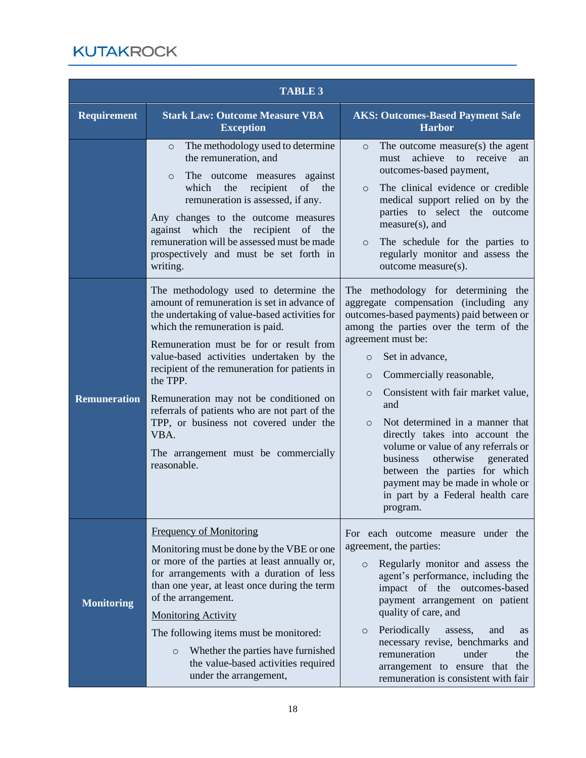| TABLE 3 | | |
|---|---|---|
| **Requirement** | **Stark Law: Outcome Measure VBA Exception** | **AKS: Outcomes-Based Payment Safe Harbor** |
| | ○ The methodology used to determine the remuneration, and<br>○ The outcome measures against which the recipient of the remuneration is assessed, if any.<br>Any changes to the outcome measures against which the recipient of the remuneration will be assessed must be made prospectively and must be set forth in writing. | ○ The outcome measure(s) the agent must achieve to receive an outcomes-based payment,<br>○ The clinical evidence or credible medical support relied on by the parties to select the outcome measure(s), and<br>○ The schedule for the parties to regularly monitor and assess the outcome measure(s). |
| **Remuneration** | The methodology used to determine the amount of remuneration is set in advance of the undertaking of value-based activities for which the remuneration is paid.<br>Remuneration must be for or result from value-based activities undertaken by the recipient of the remuneration for patients in the TPP.<br>Remuneration may not be conditioned on referrals of patients who are not part of the TPP, or business not covered under the VBA.<br>The arrangement must be commercially reasonable. | The methodology for determining the aggregate compensation (including any outcomes-based payments) paid between or among the parties over the term of the agreement must be:<br>○ Set in advance,<br>○ Commercially reasonable,<br>○ Consistent with fair market value, and<br>○ Not determined in a manner that directly takes into account the volume or value of any referrals or business otherwise generated between the parties for which payment may be made in whole or in part by a Federal health care program. |
| **Monitoring** | Frequency of Monitoring<br>Monitoring must be done by the VBE or one or more of the parties at least annually or, for arrangements with a duration of less than one year, at least once during the term of the arrangement.<br>Monitoring Activity<br>The following items must be monitored:<br>○ Whether the parties have furnished the value-based activities required under the arrangement, | For each outcome measure under the agreement, the parties:<br>○ Regularly monitor and assess the agent's performance, including the impact of the outcomes-based payment arrangement on patient quality of care, and<br>○ Periodically assess, and as necessary revise, benchmarks and remuneration under the arrangement to ensure that the remuneration is consistent with fair |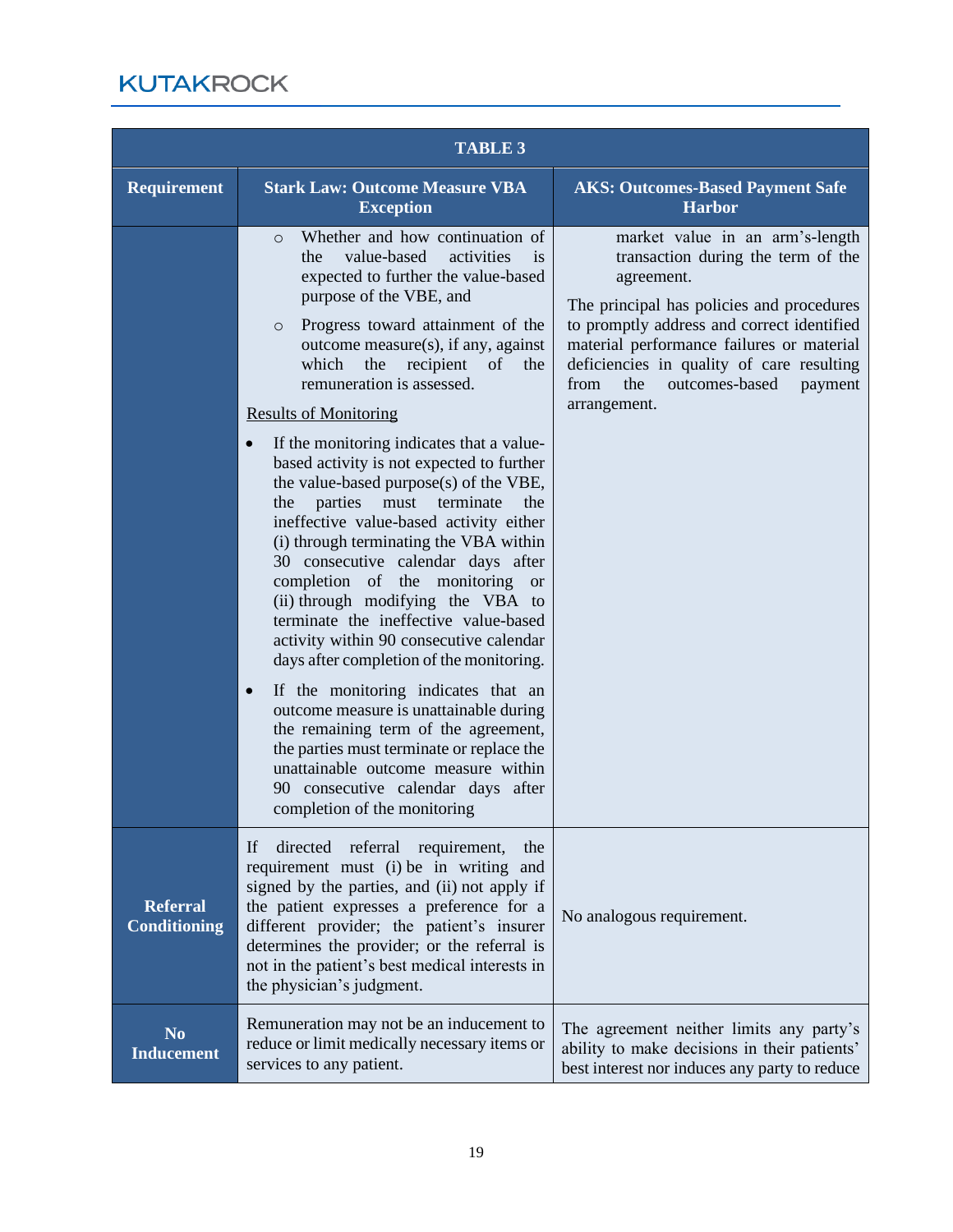| TABLE 3 | | |
|---|---|---|
| **Requirement** | **Stark Law: Outcome Measure VBA Exception** | **AKS: Outcomes-Based Payment Safe Harbor** |
| | ○ Whether and how continuation of the value-based activities is expected to further the value-based purpose of the VBE, and<br>○ Progress toward attainment of the outcome measure(s), if any, against which the recipient of the remuneration is assessed.<br><br><u>Results of Monitoring</u><br><br>• If the monitoring indicates that a value-based activity is not expected to further the value-based purpose(s) of the VBE, the parties must terminate the ineffective value-based activity either (i) through terminating the VBA within 30 consecutive calendar days after completion of the monitoring or (ii) through modifying the VBA to terminate the ineffective value-based activity within 90 consecutive calendar days after completion of the monitoring.<br>• If the monitoring indicates that an outcome measure is unattainable during the remaining term of the agreement, the parties must terminate or replace the unattainable outcome measure within 90 consecutive calendar days after completion of the monitoring | market value in an arm's-length transaction during the term of the agreement.<br><br>The principal has policies and procedures to promptly address and correct identified material performance failures or material deficiencies in quality of care resulting from the outcomes-based payment arrangement. |
| **Referral Conditioning** | If directed referral requirement, the requirement must (i) be in writing and signed by the parties, and (ii) not apply if the patient expresses a preference for a different provider; the patient's insurer determines the provider; or the referral is not in the patient's best medical interests in the physician's judgment. | No analogous requirement. |
| **No Inducement** | Remuneration may not be an inducement to reduce or limit medically necessary items or services to any patient. | The agreement neither limits any party's ability to make decisions in their patients' best interest nor induces any party to reduce |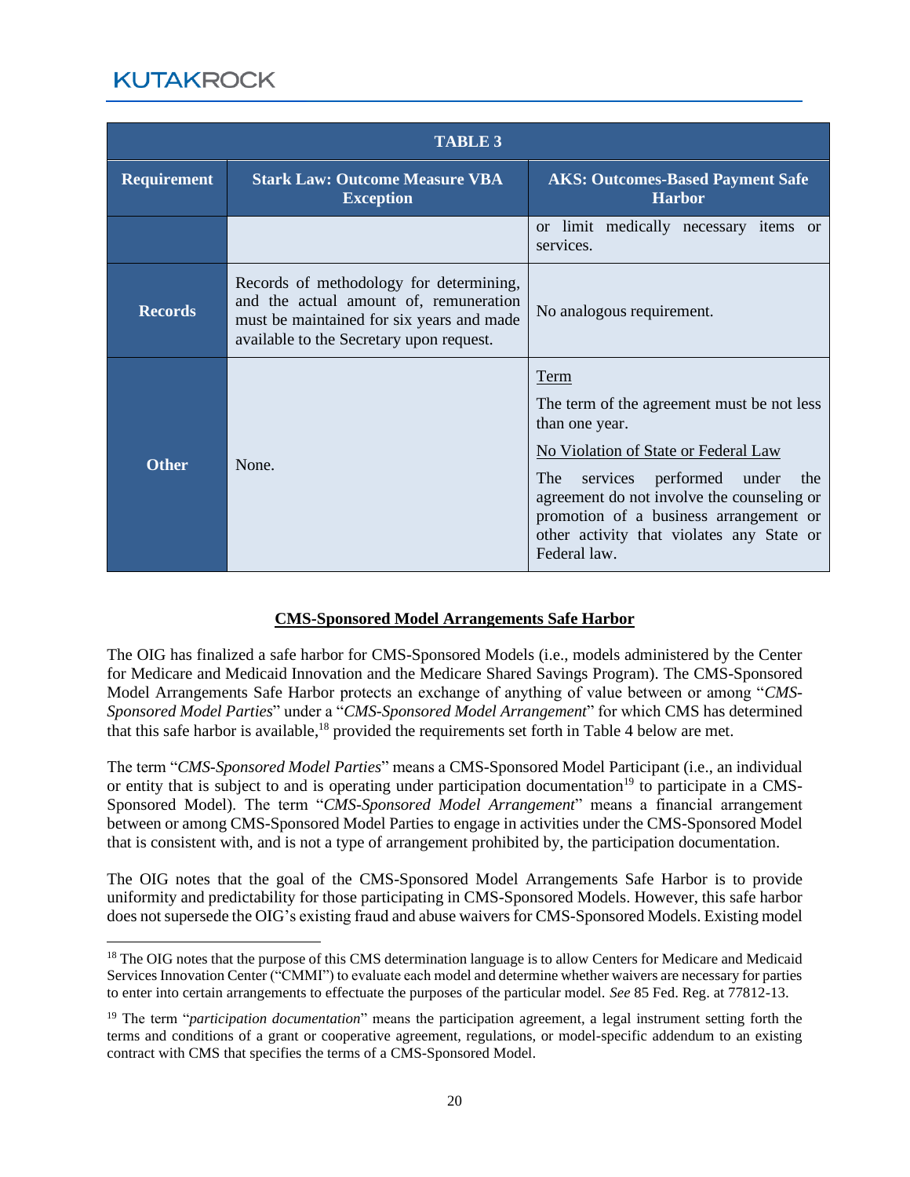| TABLE 3 | | |
|---|---|---|
| **Requirement** | **Stark Law: Outcome Measure VBA Exception** | **AKS: Outcomes-Based Payment Safe Harbor** |
| | | or limit medically necessary items or services. |
| **Records** | Records of methodology for determining, and the actual amount of, remuneration must be maintained for six years and made available to the Secretary upon request. | No analogous requirement. |
| **Other** | None. | <u>Term</u><br>The term of the agreement must be not less than one year.<br><u>No Violation of State or Federal Law</u><br>The services performed under the agreement do not involve the counseling or promotion of a business arrangement or other activity that violates any State or Federal law. |

**<u>CMS-Sponsored Model Arrangements Safe Harbor</u>**

The OIG has finalized a safe harbor for CMS-Sponsored Models (i.e., models administered by the Center for Medicare and Medicaid Innovation and the Medicare Shared Savings Program). The CMS-Sponsored Model Arrangements Safe Harbor protects an exchange of anything of value between or among "*CMS-Sponsored Model Parties*" under a "*CMS-Sponsored Model Arrangement*" for which CMS has determined that this safe harbor is available,[18] provided the requirements set forth in Table 4 below are met.

The term "*CMS-Sponsored Model Parties*" means a CMS-Sponsored Model Participant (i.e., an individual or entity that is subject to and is operating under participation documentation[19] to participate in a CMS-Sponsored Model). The term "*CMS-Sponsored Model Arrangement*" means a financial arrangement between or among CMS-Sponsored Model Parties to engage in activities under the CMS-Sponsored Model that is consistent with, and is not a type of arrangement prohibited by, the participation documentation.

The OIG notes that the goal of the CMS-Sponsored Model Arrangements Safe Harbor is to provide uniformity and predictability for those participating in CMS-Sponsored Models. However, this safe harbor does not supersede the OIG's existing fraud and abuse waivers for CMS-Sponsored Models. Existing model

[18] The OIG notes that the purpose of this CMS determination language is to allow Centers for Medicare and Medicaid Services Innovation Center ("CMMI") to evaluate each model and determine whether waivers are necessary for parties to enter into certain arrangements to effectuate the purposes of the particular model. *See* 85 Fed. Reg. at 77812-13.

[19] The term "*participation documentation*" means the participation agreement, a legal instrument setting forth the terms and conditions of a grant or cooperative agreement, regulations, or model-specific addendum to an existing contract with CMS that specifies the terms of a CMS-Sponsored Model.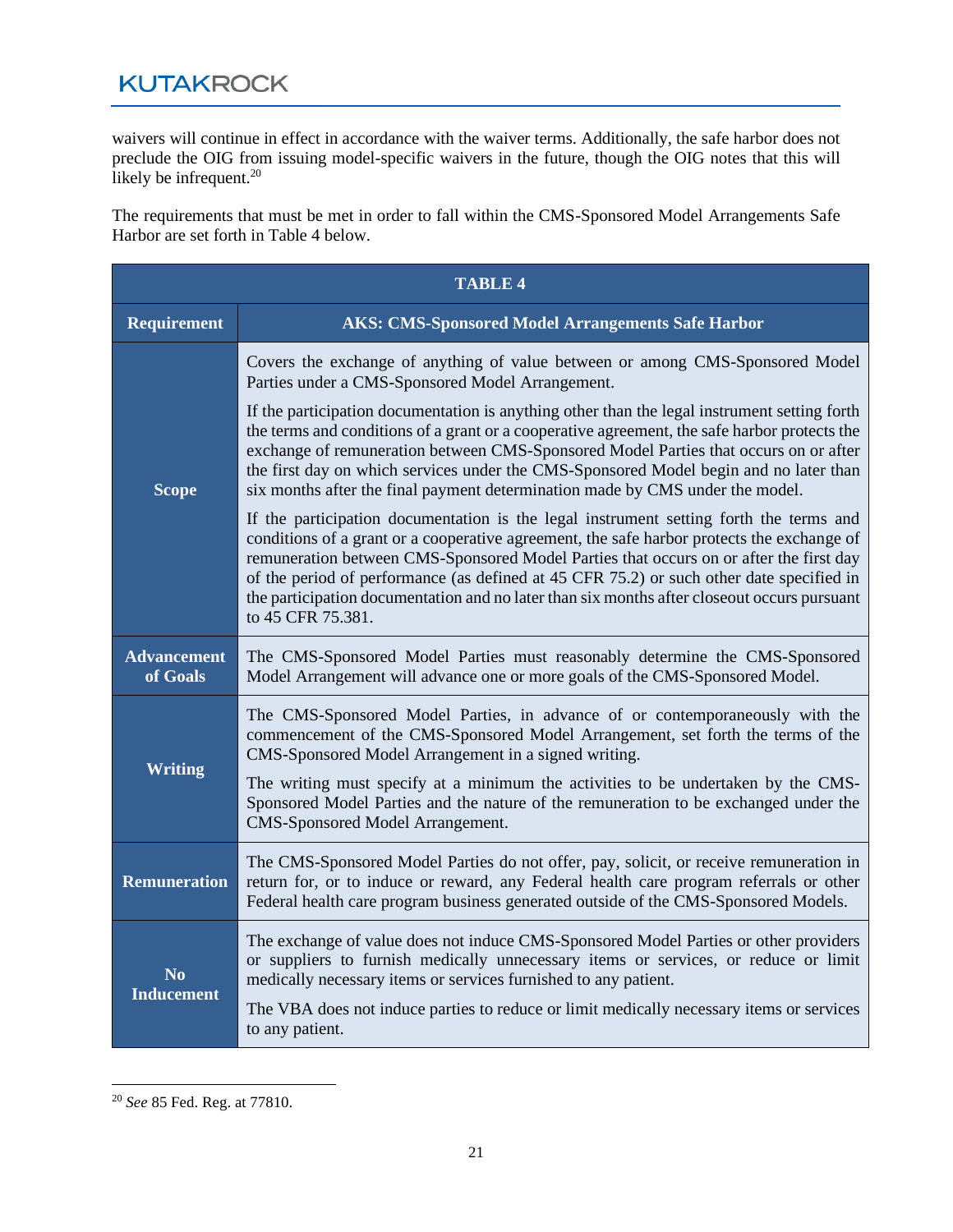waivers will continue in effect in accordance with the waiver terms. Additionally, the safe harbor does not preclude the OIG from issuing model-specific waivers in the future, though the OIG notes that this will likely be infrequent.[20]

The requirements that must be met in order to fall within the CMS-Sponsored Model Arrangements Safe Harbor are set forth in Table 4 below.

| TABLE 4 | |
|---|---|
| **Requirement** | **AKS: CMS-Sponsored Model Arrangements Safe Harbor** |
| **Scope** | Covers the exchange of anything of value between or among CMS-Sponsored Model Parties under a CMS-Sponsored Model Arrangement.<br><br>If the participation documentation is anything other than the legal instrument setting forth the terms and conditions of a grant or a cooperative agreement, the safe harbor protects the exchange of remuneration between CMS-Sponsored Model Parties that occurs on or after the first day on which services under the CMS-Sponsored Model begin and no later than six months after the final payment determination made by CMS under the model.<br><br>If the participation documentation is the legal instrument setting forth the terms and conditions of a grant or a cooperative agreement, the safe harbor protects the exchange of remuneration between CMS-Sponsored Model Parties that occurs on or after the first day of the period of performance (as defined at 45 CFR 75.2) or such other date specified in the participation documentation and no later than six months after closeout occurs pursuant to 45 CFR 75.381. |
| **Advancement of Goals** | The CMS-Sponsored Model Parties must reasonably determine the CMS-Sponsored Model Arrangement will advance one or more goals of the CMS-Sponsored Model. |
| **Writing** | The CMS-Sponsored Model Parties, in advance of or contemporaneously with the commencement of the CMS-Sponsored Model Arrangement, set forth the terms of the CMS-Sponsored Model Arrangement in a signed writing.<br><br>The writing must specify at a minimum the activities to be undertaken by the CMS-Sponsored Model Parties and the nature of the remuneration to be exchanged under the CMS-Sponsored Model Arrangement. |
| **Remuneration** | The CMS-Sponsored Model Parties do not offer, pay, solicit, or receive remuneration in return for, or to induce or reward, any Federal health care program referrals or other Federal health care program business generated outside of the CMS-Sponsored Models. |
| **No Inducement** | The exchange of value does not induce CMS-Sponsored Model Parties or other providers or suppliers to furnish medically unnecessary items or services, or reduce or limit medically necessary items or services furnished to any patient.<br><br>The VBA does not induce parties to reduce or limit medically necessary items or services to any patient. |

[20] *See* 85 Fed. Reg. at 77810.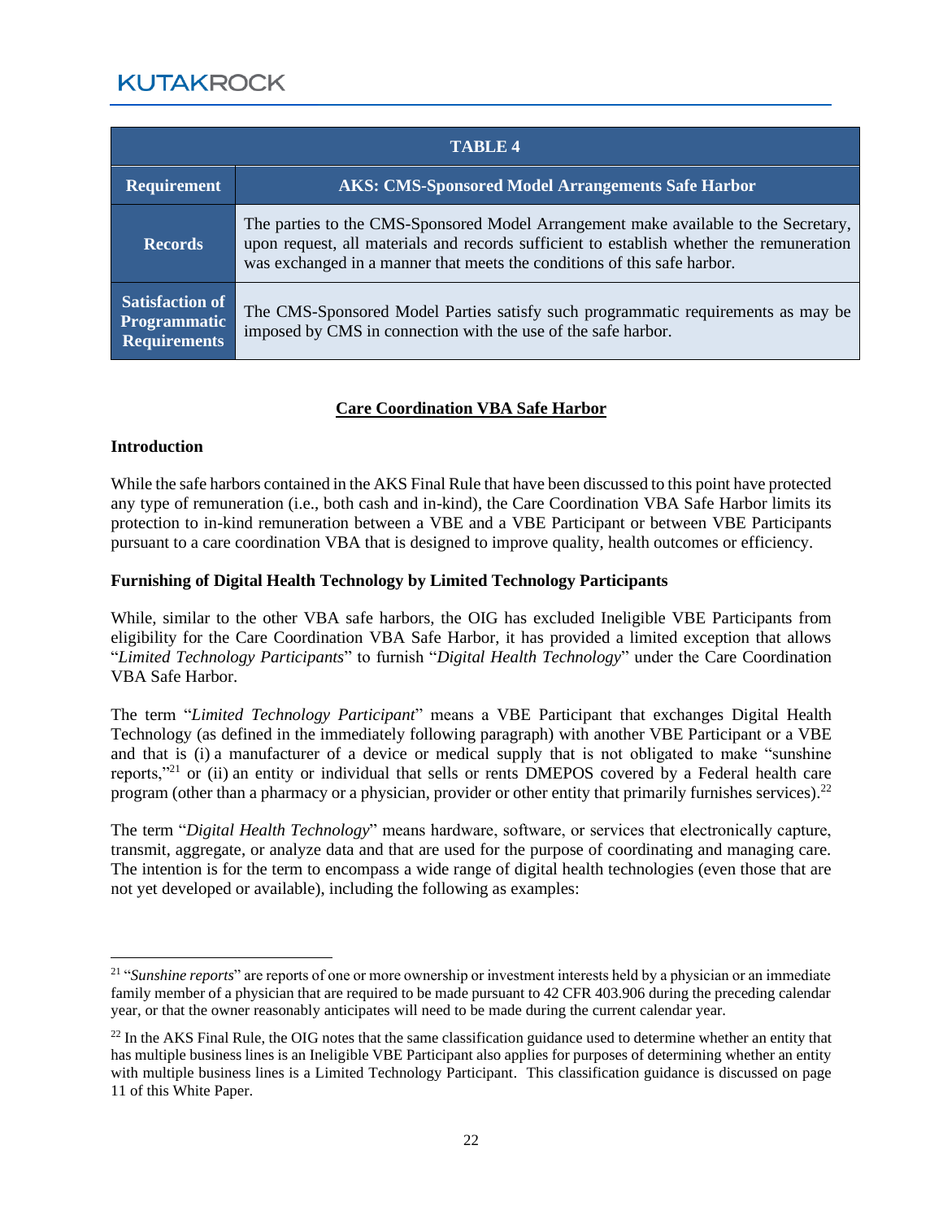| TABLE 4 | |
|---|---|
| **Requirement** | **AKS: CMS-Sponsored Model Arrangements Safe Harbor** |
| **Records** | The parties to the CMS-Sponsored Model Arrangement make available to the Secretary, upon request, all materials and records sufficient to establish whether the remuneration was exchanged in a manner that meets the conditions of this safe harbor. |
| **Satisfaction of Programmatic Requirements** | The CMS-Sponsored Model Parties satisfy such programmatic requirements as may be imposed by CMS in connection with the use of the safe harbor. |

## Care Coordination VBA Safe Harbor

### Introduction

While the safe harbors contained in the AKS Final Rule that have been discussed to this point have protected any type of remuneration (i.e., both cash and in-kind), the Care Coordination VBA Safe Harbor limits its protection to in-kind remuneration between a VBE and a VBE Participant or between VBE Participants pursuant to a care coordination VBA that is designed to improve quality, health outcomes or efficiency.

### Furnishing of Digital Health Technology by Limited Technology Participants

While, similar to the other VBA safe harbors, the OIG has excluded Ineligible VBE Participants from eligibility for the Care Coordination VBA Safe Harbor, it has provided a limited exception that allows "*Limited Technology Participants*" to furnish "*Digital Health Technology*" under the Care Coordination VBA Safe Harbor.

The term "*Limited Technology Participant*" means a VBE Participant that exchanges Digital Health Technology (as defined in the immediately following paragraph) with another VBE Participant or a VBE and that is (i) a manufacturer of a device or medical supply that is not obligated to make "sunshine reports,"[21] or (ii) an entity or individual that sells or rents DMEPOS covered by a Federal health care program (other than a pharmacy or a physician, provider or other entity that primarily furnishes services).[22]

The term "*Digital Health Technology*" means hardware, software, or services that electronically capture, transmit, aggregate, or analyze data and that are used for the purpose of coordinating and managing care. The intention is for the term to encompass a wide range of digital health technologies (even those that are not yet developed or available), including the following as examples:

---

[21] "*Sunshine reports*" are reports of one or more ownership or investment interests held by a physician or an immediate family member of a physician that are required to be made pursuant to 42 CFR 403.906 during the preceding calendar year, or that the owner reasonably anticipates will need to be made during the current calendar year.

[22] In the AKS Final Rule, the OIG notes that the same classification guidance used to determine whether an entity that has multiple business lines is an Ineligible VBE Participant also applies for purposes of determining whether an entity with multiple business lines is a Limited Technology Participant. This classification guidance is discussed on page 11 of this White Paper.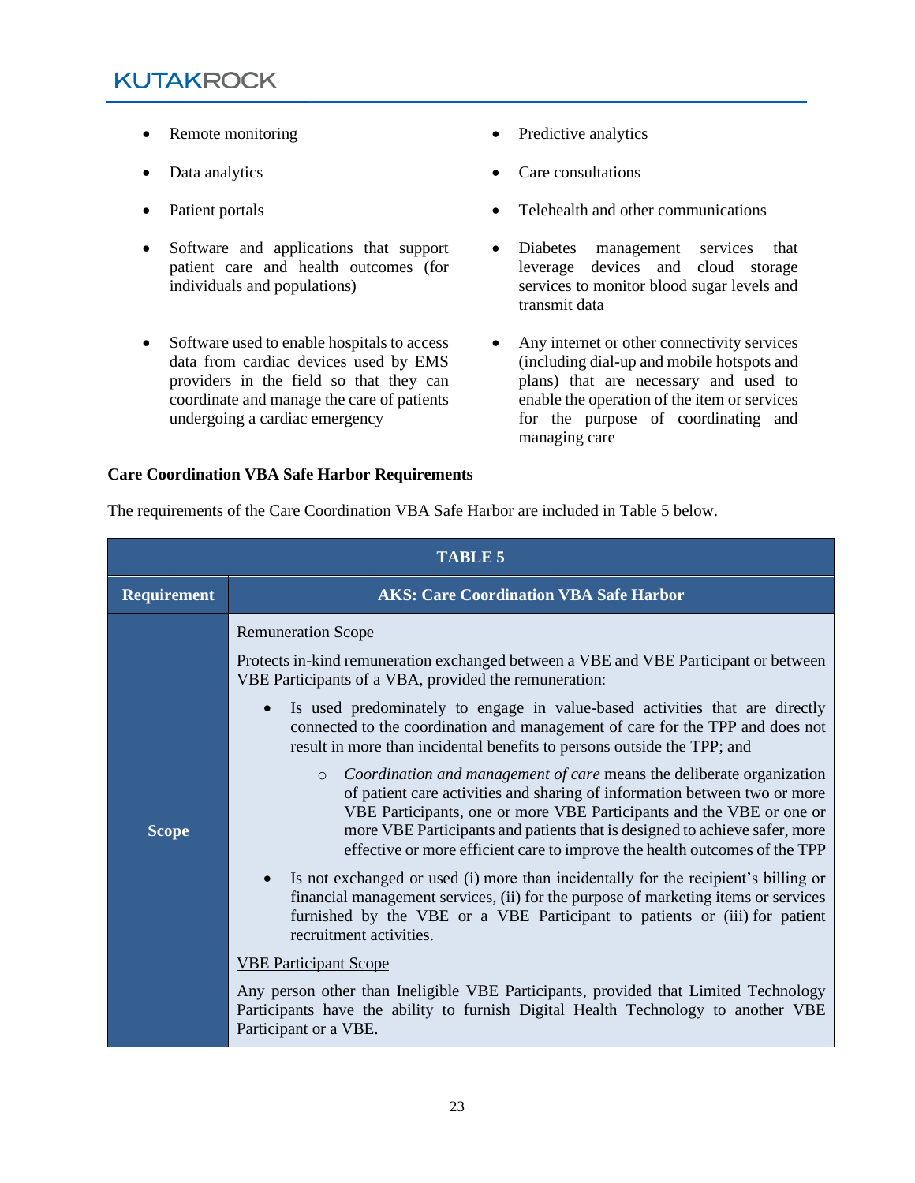- Remote monitoring
- Data analytics
- Patient portals
- Software and applications that support patient care and health outcomes (for individuals and populations)
- Software used to enable hospitals to access data from cardiac devices used by EMS providers in the field so that they can coordinate and manage the care of patients undergoing a cardiac emergency
- Predictive analytics
- Care consultations
- Telehealth and other communications
- Diabetes management services that leverage devices and cloud storage services to monitor blood sugar levels and transmit data
- Any internet or other connectivity services (including dial-up and mobile hotspots and plans) that are necessary and used to enable the operation of the item or services for the purpose of coordinating and managing care

**Care Coordination VBA Safe Harbor Requirements**

The requirements of the Care Coordination VBA Safe Harbor are included in Table 5 below.

| TABLE 5 | |
|---|---|
| **Requirement** | **AKS: Care Coordination VBA Safe Harbor** |
| **Scope** | <u>Remuneration Scope</u><br><br>Protects in-kind remuneration exchanged between a VBE and VBE Participant or between VBE Participants of a VBA, provided the remuneration:<br><br>• Is used predominately to engage in value-based activities that are directly connected to the coordination and management of care for the TPP and does not result in more than incidental benefits to persons outside the TPP; and<br>&nbsp;&nbsp;&nbsp;&nbsp;○ *Coordination and management of care* means the deliberate organization of patient care activities and sharing of information between two or more VBE Participants, one or more VBE Participants and the VBE or one or more VBE Participants and patients that is designed to achieve safer, more effective or more efficient care to improve the health outcomes of the TPP<br><br>• Is not exchanged or used (i) more than incidentally for the recipient's billing or financial management services, (ii) for the purpose of marketing items or services furnished by the VBE or a VBE Participant to patients or (iii) for patient recruitment activities.<br><br><u>VBE Participant Scope</u><br><br>Any person other than Ineligible VBE Participants, provided that Limited Technology Participants have the ability to furnish Digital Health Technology to another VBE Participant or a VBE. |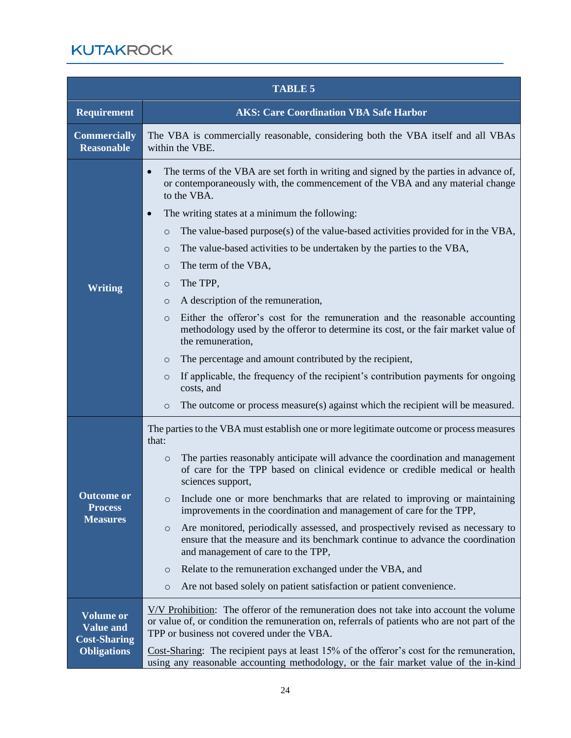| TABLE 5 | |
|---|---|
| **Requirement** | **AKS: Care Coordination VBA Safe Harbor** |
| **Commercially Reasonable** | The VBA is commercially reasonable, considering both the VBA itself and all VBAs within the VBE. |
| **Writing** | • The terms of the VBA are set forth in writing and signed by the parties in advance of, or contemporaneously with, the commencement of the VBA and any material change to the VBA.<br>• The writing states at a minimum the following:<br>  ○ The value-based purpose(s) of the value-based activities provided for in the VBA,<br>  ○ The value-based activities to be undertaken by the parties to the VBA,<br>  ○ The term of the VBA,<br>  ○ The TPP,<br>  ○ A description of the remuneration,<br>  ○ Either the offeror's cost for the remuneration and the reasonable accounting methodology used by the offeror to determine its cost, or the fair market value of the remuneration,<br>  ○ The percentage and amount contributed by the recipient,<br>  ○ If applicable, the frequency of the recipient's contribution payments for ongoing costs, and<br>  ○ The outcome or process measure(s) against which the recipient will be measured. |
| **Outcome or Process Measures** | The parties to the VBA must establish one or more legitimate outcome or process measures that:<br>  ○ The parties reasonably anticipate will advance the coordination and management of care for the TPP based on clinical evidence or credible medical or health sciences support,<br>  ○ Include one or more benchmarks that are related to improving or maintaining improvements in the coordination and management of care for the TPP,<br>  ○ Are monitored, periodically assessed, and prospectively revised as necessary to ensure that the measure and its benchmark continue to advance the coordination and management of care to the TPP,<br>  ○ Relate to the remuneration exchanged under the VBA, and<br>  ○ Are not based solely on patient satisfaction or patient convenience. |
| **Volume or Value and Cost-Sharing Obligations** | V/V Prohibition: The offeror of the remuneration does not take into account the volume or value of, or condition the remuneration on, referrals of patients who are not part of the TPP or business not covered under the VBA.<br><br>Cost-Sharing: The recipient pays at least 15% of the offeror's cost for the remuneration, using any reasonable accounting methodology, or the fair market value of the in-kind |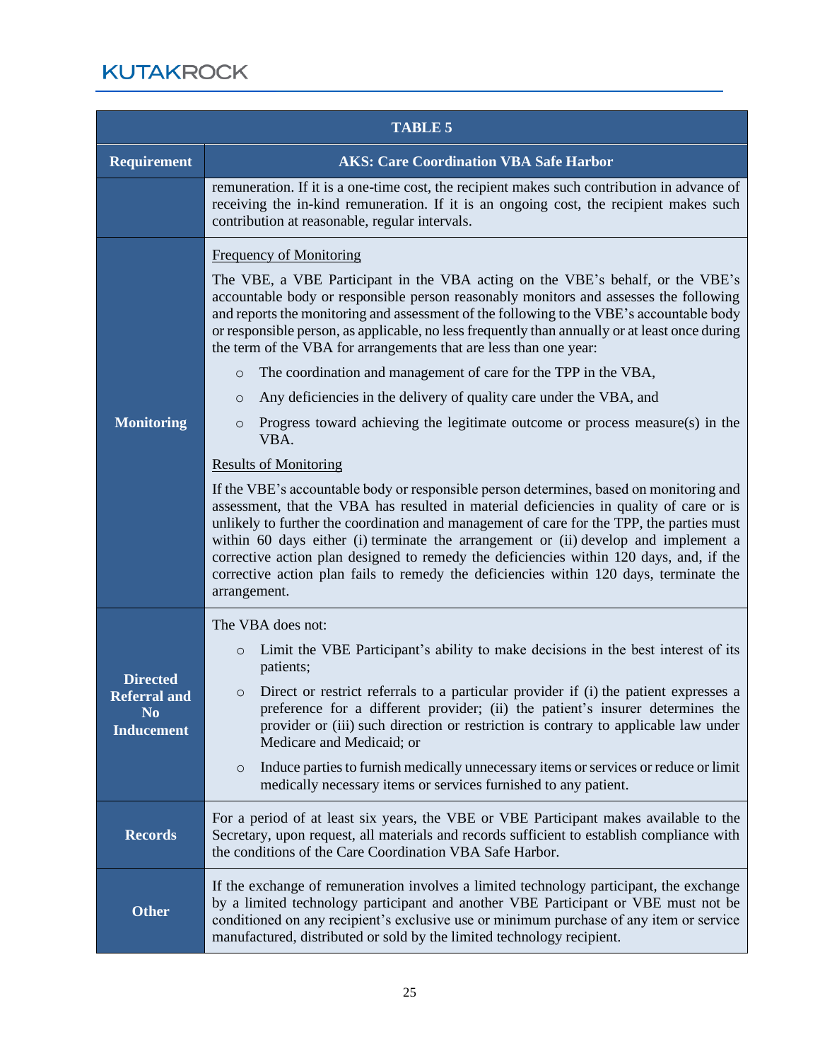| TABLE 5 | |
|---|---|
| **Requirement** | **AKS: Care Coordination VBA Safe Harbor** |
| | remuneration. If it is a one-time cost, the recipient makes such contribution in advance of receiving the in-kind remuneration. If it is an ongoing cost, the recipient makes such contribution at reasonable, regular intervals. |
| **Monitoring** | Frequency of Monitoring<br><br>The VBE, a VBE Participant in the VBA acting on the VBE's behalf, or the VBE's accountable body or responsible person reasonably monitors and assesses the following and reports the monitoring and assessment of the following to the VBE's accountable body or responsible person, as applicable, no less frequently than annually or at least once during the term of the VBA for arrangements that are less than one year:<br><br>○ The coordination and management of care for the TPP in the VBA,<br><br>○ Any deficiencies in the delivery of quality care under the VBA, and<br><br>○ Progress toward achieving the legitimate outcome or process measure(s) in the VBA.<br><br>Results of Monitoring<br><br>If the VBE's accountable body or responsible person determines, based on monitoring and assessment, that the VBA has resulted in material deficiencies in quality of care or is unlikely to further the coordination and management of care for the TPP, the parties must within 60 days either (i) terminate the arrangement or (ii) develop and implement a corrective action plan designed to remedy the deficiencies within 120 days, and, if the corrective action plan fails to remedy the deficiencies within 120 days, terminate the arrangement. |
| **Directed Referral and No Inducement** | The VBA does not:<br><br>○ Limit the VBE Participant's ability to make decisions in the best interest of its patients;<br><br>○ Direct or restrict referrals to a particular provider if (i) the patient expresses a preference for a different provider; (ii) the patient's insurer determines the provider or (iii) such direction or restriction is contrary to applicable law under Medicare and Medicaid; or<br><br>○ Induce parties to furnish medically unnecessary items or services or reduce or limit medically necessary items or services furnished to any patient. |
| **Records** | For a period of at least six years, the VBE or VBE Participant makes available to the Secretary, upon request, all materials and records sufficient to establish compliance with the conditions of the Care Coordination VBA Safe Harbor. |
| **Other** | If the exchange of remuneration involves a limited technology participant, the exchange by a limited technology participant and another VBE Participant or VBE must not be conditioned on any recipient's exclusive use or minimum purchase of any item or service manufactured, distributed or sold by the limited technology recipient. |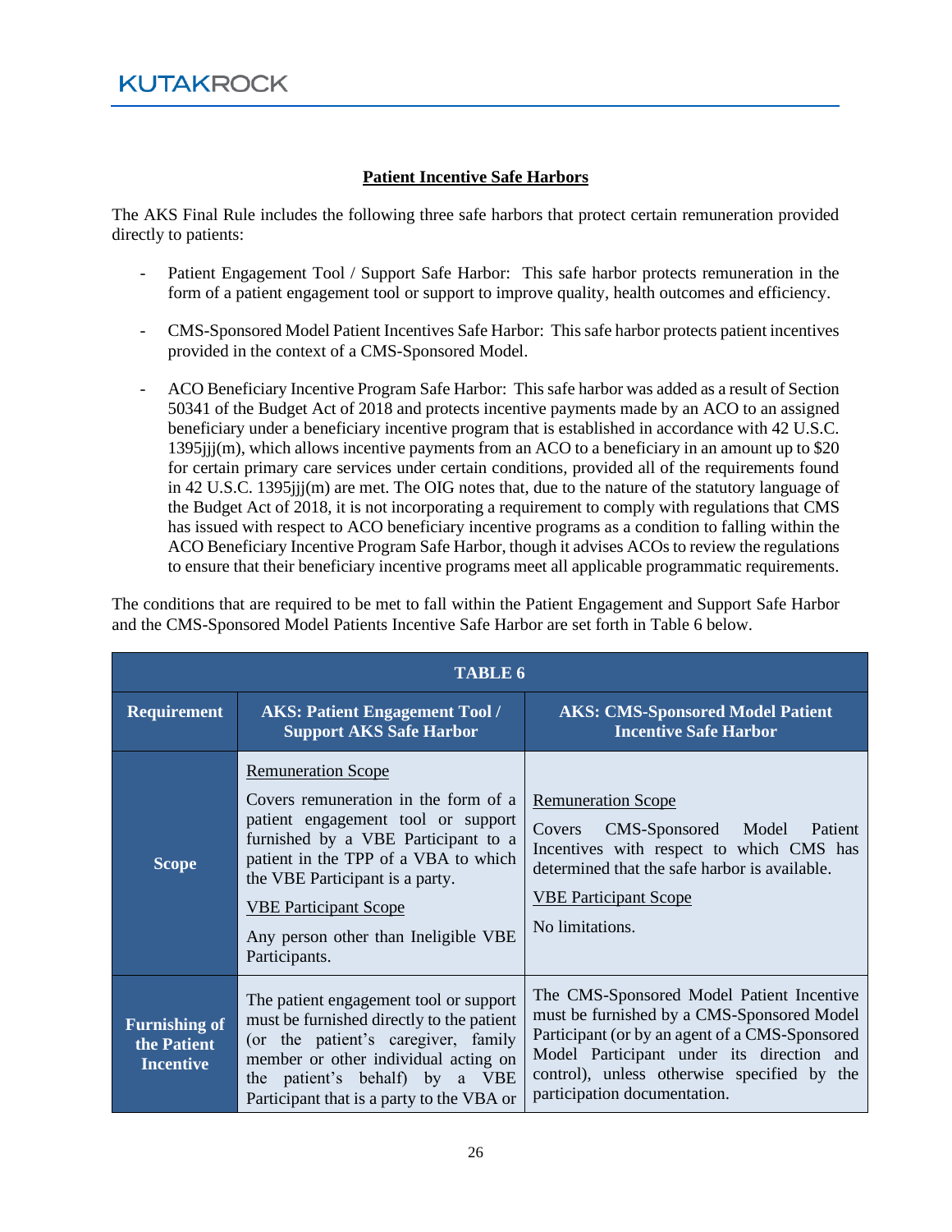## Patient Incentive Safe Harbors

The AKS Final Rule includes the following three safe harbors that protect certain remuneration provided directly to patients:

- Patient Engagement Tool / Support Safe Harbor: This safe harbor protects remuneration in the form of a patient engagement tool or support to improve quality, health outcomes and efficiency.

- CMS-Sponsored Model Patient Incentives Safe Harbor: This safe harbor protects patient incentives provided in the context of a CMS-Sponsored Model.

- ACO Beneficiary Incentive Program Safe Harbor: This safe harbor was added as a result of Section 50341 of the Budget Act of 2018 and protects incentive payments made by an ACO to an assigned beneficiary under a beneficiary incentive program that is established in accordance with 42 U.S.C. 1395jjj(m), which allows incentive payments from an ACO to a beneficiary in an amount up to $20 for certain primary care services under certain conditions, provided all of the requirements found in 42 U.S.C. 1395jjj(m) are met. The OIG notes that, due to the nature of the statutory language of the Budget Act of 2018, it is not incorporating a requirement to comply with regulations that CMS has issued with respect to ACO beneficiary incentive programs as a condition to falling within the ACO Beneficiary Incentive Program Safe Harbor, though it advises ACOs to review the regulations to ensure that their beneficiary incentive programs meet all applicable programmatic requirements.

The conditions that are required to be met to fall within the Patient Engagement and Support Safe Harbor and the CMS-Sponsored Model Patients Incentive Safe Harbor are set forth in Table 6 below.

| TABLE 6 | | |
|---|---|---|
| **Requirement** | **AKS: Patient Engagement Tool / Support AKS Safe Harbor** | **AKS: CMS-Sponsored Model Patient Incentive Safe Harbor** |
| **Scope** | Remuneration Scope<br><br>Covers remuneration in the form of a patient engagement tool or support furnished by a VBE Participant to a patient in the TPP of a VBA to which the VBE Participant is a party.<br><br>VBE Participant Scope<br><br>Any person other than Ineligible VBE Participants. | Remuneration Scope<br><br>Covers CMS-Sponsored Model Patient Incentives with respect to which CMS has determined that the safe harbor is available.<br><br>VBE Participant Scope<br><br>No limitations. |
| **Furnishing of the Patient Incentive** | The patient engagement tool or support must be furnished directly to the patient (or the patient's caregiver, family member or other individual acting on the patient's behalf) by a VBE Participant that is a party to the VBA or | The CMS-Sponsored Model Patient Incentive must be furnished by a CMS-Sponsored Model Participant (or by an agent of a CMS-Sponsored Model Participant under its direction and control), unless otherwise specified by the participation documentation. |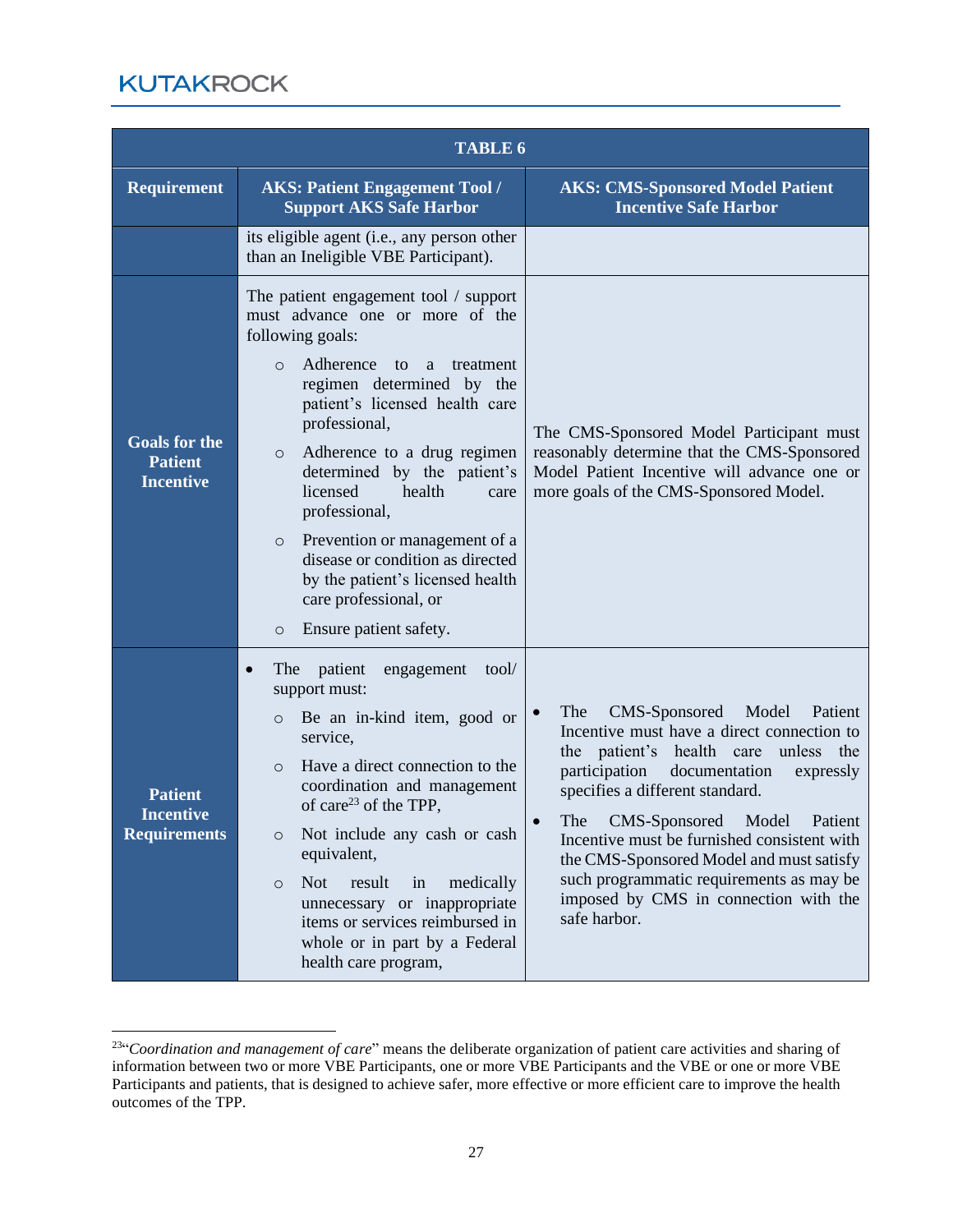| TABLE 6 | | |
|---|---|---|
| **Requirement** | **AKS: Patient Engagement Tool / Support AKS Safe Harbor** | **AKS: CMS-Sponsored Model Patient Incentive Safe Harbor** |
| | its eligible agent (i.e., any person other than an Ineligible VBE Participant). | |
| **Goals for the Patient Incentive** | The patient engagement tool / support must advance one or more of the following goals: <br>◦ Adherence to a treatment regimen determined by the patient's licensed health care professional, <br>◦ Adherence to a drug regimen determined by the patient's licensed health care professional, <br>◦ Prevention or management of a disease or condition as directed by the patient's licensed health care professional, or <br>◦ Ensure patient safety. | The CMS-Sponsored Model Participant must reasonably determine that the CMS-Sponsored Model Patient Incentive will advance one or more goals of the CMS-Sponsored Model. |
| **Patient Incentive Requirements** | • The patient engagement tool/ support must: <br>◦ Be an in-kind item, good or service, <br>◦ Have a direct connection to the coordination and management of care[23] of the TPP, <br>◦ Not include any cash or cash equivalent, <br>◦ Not result in medically unnecessary or inappropriate items or services reimbursed in whole or in part by a Federal health care program, | • The CMS-Sponsored Model Patient Incentive must have a direct connection to the patient's health care unless the participation documentation expressly specifies a different standard. <br>• The CMS-Sponsored Model Patient Incentive must be furnished consistent with the CMS-Sponsored Model and must satisfy such programmatic requirements as may be imposed by CMS in connection with the safe harbor. |

[23] "*Coordination and management of care*" means the deliberate organization of patient care activities and sharing of information between two or more VBE Participants, one or more VBE Participants and the VBE or one or more VBE Participants and patients, that is designed to achieve safer, more effective or more efficient care to improve the health outcomes of the TPP.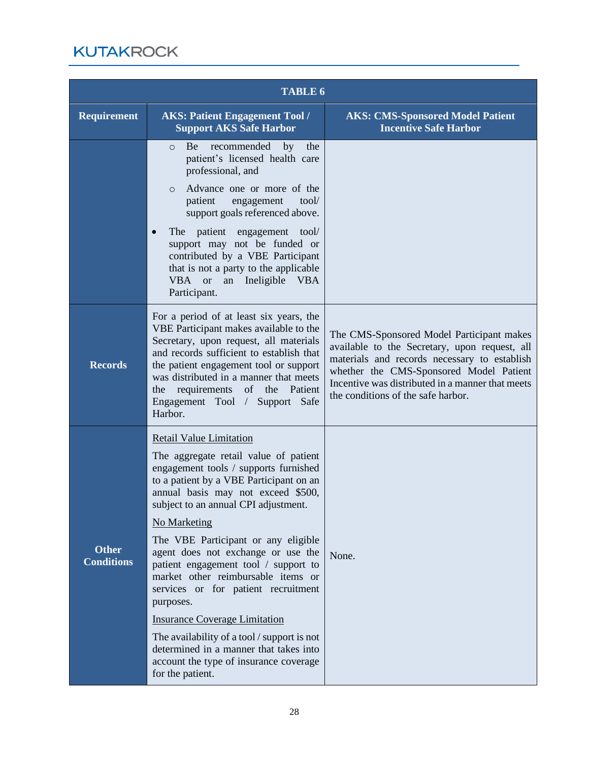| TABLE 6 | | |
|---|---|---|
| **Requirement** | **AKS: Patient Engagement Tool / Support AKS Safe Harbor** | **AKS: CMS-Sponsored Model Patient Incentive Safe Harbor** |
| | ○ Be recommended by the patient's licensed health care professional, and<br>○ Advance one or more of the patient engagement tool/ support goals referenced above.<br>• The patient engagement tool/ support may not be funded or contributed by a VBE Participant that is not a party to the applicable VBA or an Ineligible VBA Participant. | |
| **Records** | For a period of at least six years, the VBE Participant makes available to the Secretary, upon request, all materials and records sufficient to establish that the patient engagement tool or support was distributed in a manner that meets the requirements of the Patient Engagement Tool / Support Safe Harbor. | The CMS-Sponsored Model Participant makes available to the Secretary, upon request, all materials and records necessary to establish whether the CMS-Sponsored Model Patient Incentive was distributed in a manner that meets the conditions of the safe harbor. |
| **Other Conditions** | <u>Retail Value Limitation</u><br>The aggregate retail value of patient engagement tools / supports furnished to a patient by a VBE Participant on an annual basis may not exceed $500, subject to an annual CPI adjustment.<br><u>No Marketing</u><br>The VBE Participant or any eligible agent does not exchange or use the patient engagement tool / support to market other reimbursable items or services or for patient recruitment purposes.<br><u>Insurance Coverage Limitation</u><br>The availability of a tool / support is not determined in a manner that takes into account the type of insurance coverage for the patient. | None. |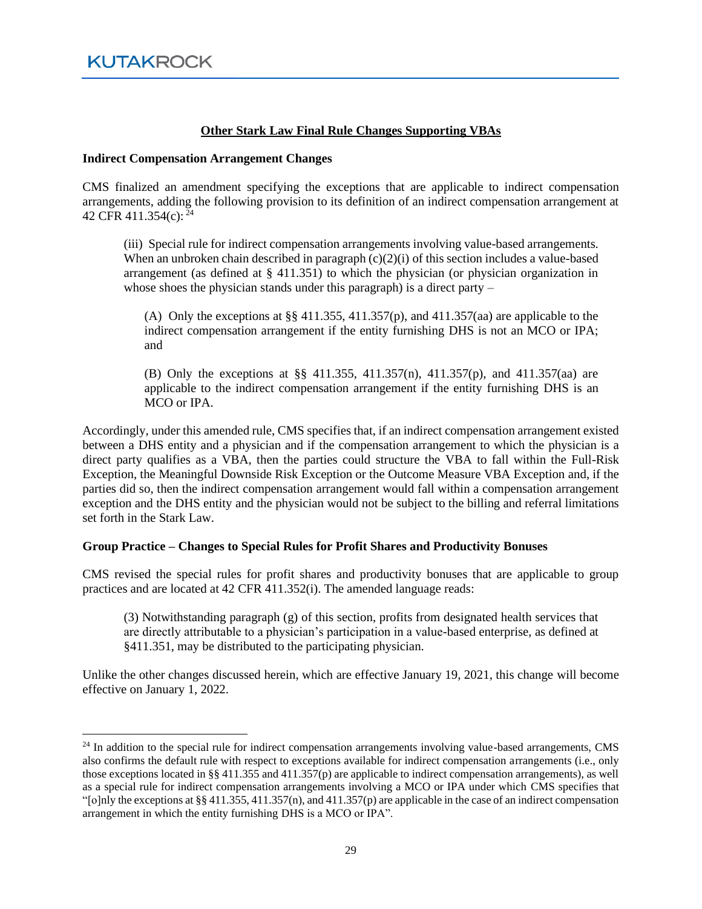## Other Stark Law Final Rule Changes Supporting VBAs

**Indirect Compensation Arrangement Changes**

CMS finalized an amendment specifying the exceptions that are applicable to indirect compensation arrangements, adding the following provision to its definition of an indirect compensation arrangement at 42 CFR 411.354(c): [24]

> (iii) Special rule for indirect compensation arrangements involving value-based arrangements. When an unbroken chain described in paragraph (c)(2)(i) of this section includes a value-based arrangement (as defined at § 411.351) to which the physician (or physician organization in whose shoes the physician stands under this paragraph) is a direct party –
>
> (A) Only the exceptions at §§ 411.355, 411.357(p), and 411.357(aa) are applicable to the indirect compensation arrangement if the entity furnishing DHS is not an MCO or IPA; and
>
> (B) Only the exceptions at §§ 411.355, 411.357(n), 411.357(p), and 411.357(aa) are applicable to the indirect compensation arrangement if the entity furnishing DHS is an MCO or IPA.

Accordingly, under this amended rule, CMS specifies that, if an indirect compensation arrangement existed between a DHS entity and a physician and if the compensation arrangement to which the physician is a direct party qualifies as a VBA, then the parties could structure the VBA to fall within the Full-Risk Exception, the Meaningful Downside Risk Exception or the Outcome Measure VBA Exception and, if the parties did so, then the indirect compensation arrangement would fall within a compensation arrangement exception and the DHS entity and the physician would not be subject to the billing and referral limitations set forth in the Stark Law.

**Group Practice – Changes to Special Rules for Profit Shares and Productivity Bonuses**

CMS revised the special rules for profit shares and productivity bonuses that are applicable to group practices and are located at 42 CFR 411.352(i). The amended language reads:

> (3) Notwithstanding paragraph (g) of this section, profits from designated health services that are directly attributable to a physician's participation in a value-based enterprise, as defined at §411.351, may be distributed to the participating physician.

Unlike the other changes discussed herein, which are effective January 19, 2021, this change will become effective on January 1, 2022.

---

[24] In addition to the special rule for indirect compensation arrangements involving value-based arrangements, CMS also confirms the default rule with respect to exceptions available for indirect compensation arrangements (i.e., only those exceptions located in §§ 411.355 and 411.357(p) are applicable to indirect compensation arrangements), as well as a special rule for indirect compensation arrangements involving a MCO or IPA under which CMS specifies that "[o]nly the exceptions at §§ 411.355, 411.357(n), and 411.357(p) are applicable in the case of an indirect compensation arrangement in which the entity furnishing DHS is a MCO or IPA".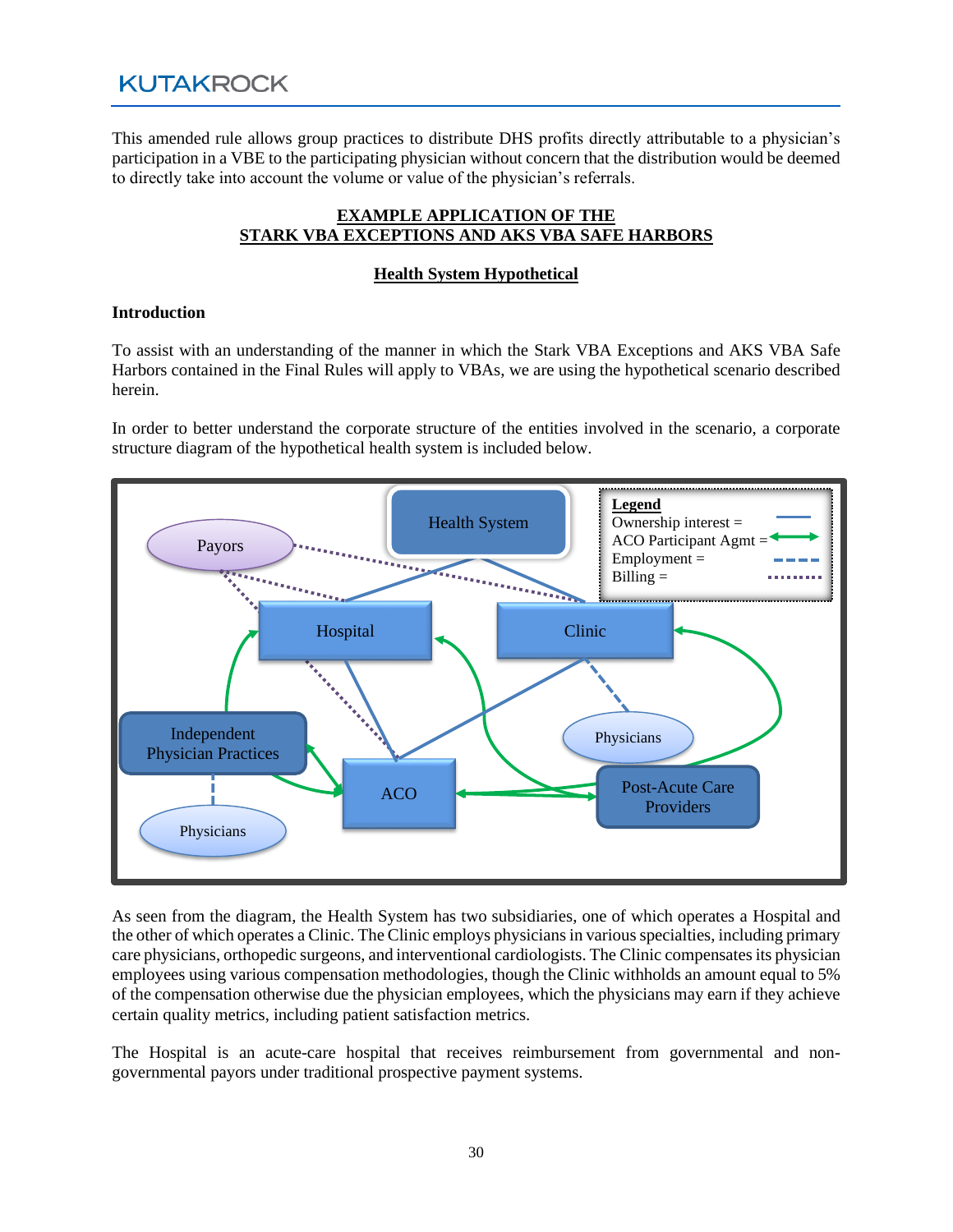This amended rule allows group practices to distribute DHS profits directly attributable to a physician's participation in a VBE to the participating physician without concern that the distribution would be deemed to directly take into account the volume or value of the physician's referrals.

## EXAMPLE APPLICATION OF THE STARK VBA EXCEPTIONS AND AKS VBA SAFE HARBORS

### Health System Hypothetical

**Introduction**

To assist with an understanding of the manner in which the Stark VBA Exceptions and AKS VBA Safe Harbors contained in the Final Rules will apply to VBAs, we are using the hypothetical scenario described herein.

In order to better understand the corporate structure of the entities involved in the scenario, a corporate structure diagram of the hypothetical health system is included below.

As seen from the diagram, the Health System has two subsidiaries, one of which operates a Hospital and the other of which operates a Clinic. The Clinic employs physicians in various specialties, including primary care physicians, orthopedic surgeons, and interventional cardiologists. The Clinic compensates its physician employees using various compensation methodologies, though the Clinic withholds an amount equal to 5% of the compensation otherwise due the physician employees, which the physicians may earn if they achieve certain quality metrics, including patient satisfaction metrics.

The Hospital is an acute-care hospital that receives reimbursement from governmental and non-governmental payors under traditional prospective payment systems.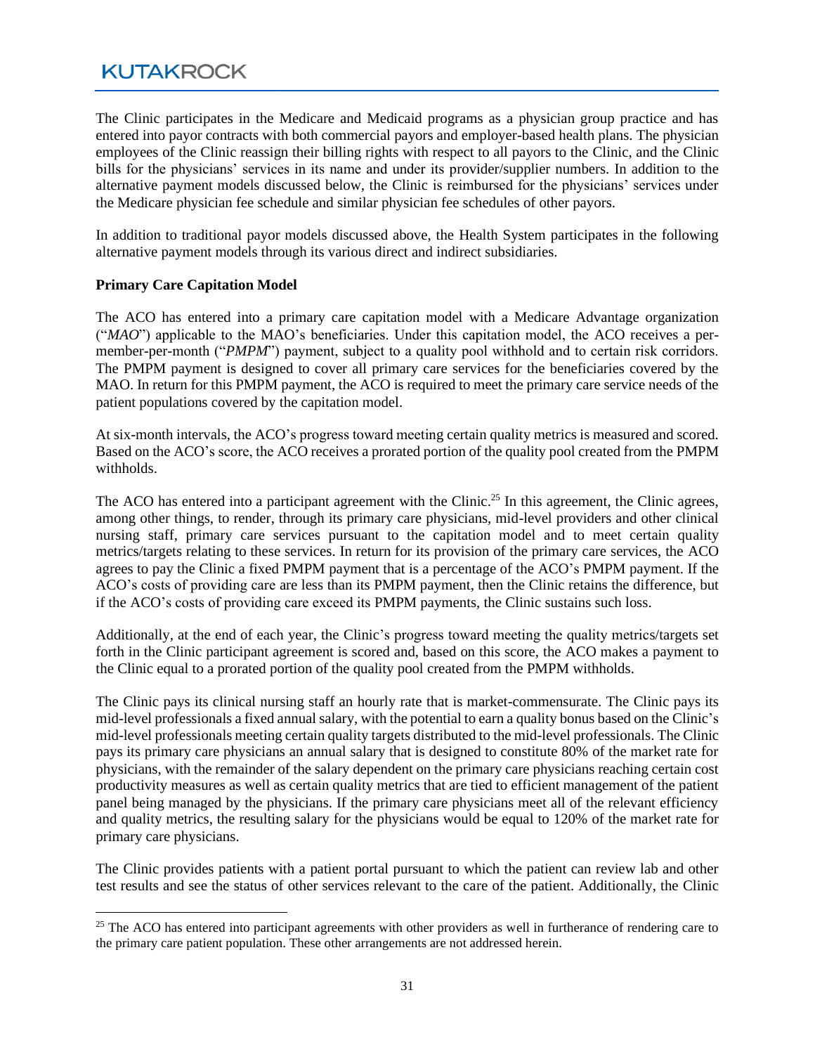The Clinic participates in the Medicare and Medicaid programs as a physician group practice and has entered into payor contracts with both commercial payors and employer-based health plans. The physician employees of the Clinic reassign their billing rights with respect to all payors to the Clinic, and the Clinic bills for the physicians' services in its name and under its provider/supplier numbers. In addition to the alternative payment models discussed below, the Clinic is reimbursed for the physicians' services under the Medicare physician fee schedule and similar physician fee schedules of other payors.

In addition to traditional payor models discussed above, the Health System participates in the following alternative payment models through its various direct and indirect subsidiaries.

**Primary Care Capitation Model**

The ACO has entered into a primary care capitation model with a Medicare Advantage organization ("*MAO*") applicable to the MAO's beneficiaries. Under this capitation model, the ACO receives a per-member-per-month ("*PMPM*") payment, subject to a quality pool withhold and to certain risk corridors. The PMPM payment is designed to cover all primary care services for the beneficiaries covered by the MAO. In return for this PMPM payment, the ACO is required to meet the primary care service needs of the patient populations covered by the capitation model.

At six-month intervals, the ACO's progress toward meeting certain quality metrics is measured and scored. Based on the ACO's score, the ACO receives a prorated portion of the quality pool created from the PMPM withholds.

The ACO has entered into a participant agreement with the Clinic.[25] In this agreement, the Clinic agrees, among other things, to render, through its primary care physicians, mid-level providers and other clinical nursing staff, primary care services pursuant to the capitation model and to meet certain quality metrics/targets relating to these services. In return for its provision of the primary care services, the ACO agrees to pay the Clinic a fixed PMPM payment that is a percentage of the ACO's PMPM payment. If the ACO's costs of providing care are less than its PMPM payment, then the Clinic retains the difference, but if the ACO's costs of providing care exceed its PMPM payments, the Clinic sustains such loss.

Additionally, at the end of each year, the Clinic's progress toward meeting the quality metrics/targets set forth in the Clinic participant agreement is scored and, based on this score, the ACO makes a payment to the Clinic equal to a prorated portion of the quality pool created from the PMPM withholds.

The Clinic pays its clinical nursing staff an hourly rate that is market-commensurate. The Clinic pays its mid-level professionals a fixed annual salary, with the potential to earn a quality bonus based on the Clinic's mid-level professionals meeting certain quality targets distributed to the mid-level professionals. The Clinic pays its primary care physicians an annual salary that is designed to constitute 80% of the market rate for physicians, with the remainder of the salary dependent on the primary care physicians reaching certain cost productivity measures as well as certain quality metrics that are tied to efficient management of the patient panel being managed by the physicians. If the primary care physicians meet all of the relevant efficiency and quality metrics, the resulting salary for the physicians would be equal to 120% of the market rate for primary care physicians.

The Clinic provides patients with a patient portal pursuant to which the patient can review lab and other test results and see the status of other services relevant to the care of the patient. Additionally, the Clinic

[25] The ACO has entered into participant agreements with other providers as well in furtherance of rendering care to the primary care patient population. These other arrangements are not addressed herein.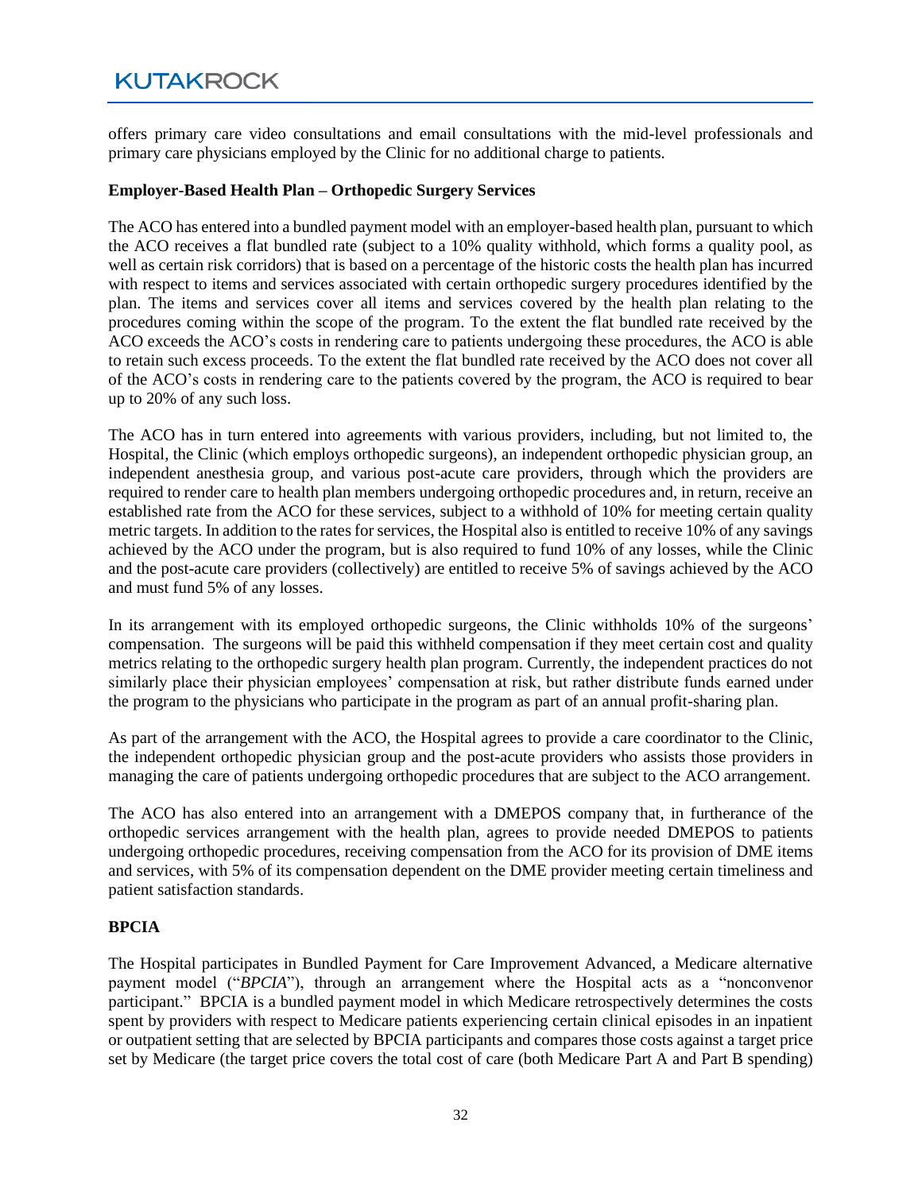offers primary care video consultations and email consultations with the mid-level professionals and primary care physicians employed by the Clinic for no additional charge to patients.

**Employer-Based Health Plan – Orthopedic Surgery Services**

The ACO has entered into a bundled payment model with an employer-based health plan, pursuant to which the ACO receives a flat bundled rate (subject to a 10% quality withhold, which forms a quality pool, as well as certain risk corridors) that is based on a percentage of the historic costs the health plan has incurred with respect to items and services associated with certain orthopedic surgery procedures identified by the plan. The items and services cover all items and services covered by the health plan relating to the procedures coming within the scope of the program. To the extent the flat bundled rate received by the ACO exceeds the ACO's costs in rendering care to patients undergoing these procedures, the ACO is able to retain such excess proceeds. To the extent the flat bundled rate received by the ACO does not cover all of the ACO's costs in rendering care to the patients covered by the program, the ACO is required to bear up to 20% of any such loss.

The ACO has in turn entered into agreements with various providers, including, but not limited to, the Hospital, the Clinic (which employs orthopedic surgeons), an independent orthopedic physician group, an independent anesthesia group, and various post-acute care providers, through which the providers are required to render care to health plan members undergoing orthopedic procedures and, in return, receive an established rate from the ACO for these services, subject to a withhold of 10% for meeting certain quality metric targets. In addition to the rates for services, the Hospital also is entitled to receive 10% of any savings achieved by the ACO under the program, but is also required to fund 10% of any losses, while the Clinic and the post-acute care providers (collectively) are entitled to receive 5% of savings achieved by the ACO and must fund 5% of any losses.

In its arrangement with its employed orthopedic surgeons, the Clinic withholds 10% of the surgeons' compensation. The surgeons will be paid this withheld compensation if they meet certain cost and quality metrics relating to the orthopedic surgery health plan program. Currently, the independent practices do not similarly place their physician employees' compensation at risk, but rather distribute funds earned under the program to the physicians who participate in the program as part of an annual profit-sharing plan.

As part of the arrangement with the ACO, the Hospital agrees to provide a care coordinator to the Clinic, the independent orthopedic physician group and the post-acute providers who assists those providers in managing the care of patients undergoing orthopedic procedures that are subject to the ACO arrangement.

The ACO has also entered into an arrangement with a DMEPOS company that, in furtherance of the orthopedic services arrangement with the health plan, agrees to provide needed DMEPOS to patients undergoing orthopedic procedures, receiving compensation from the ACO for its provision of DME items and services, with 5% of its compensation dependent on the DME provider meeting certain timeliness and patient satisfaction standards.

**BPCIA**

The Hospital participates in Bundled Payment for Care Improvement Advanced, a Medicare alternative payment model ("*BPCIA*"), through an arrangement where the Hospital acts as a "nonconvenor participant." BPCIA is a bundled payment model in which Medicare retrospectively determines the costs spent by providers with respect to Medicare patients experiencing certain clinical episodes in an inpatient or outpatient setting that are selected by BPCIA participants and compares those costs against a target price set by Medicare (the target price covers the total cost of care (both Medicare Part A and Part B spending)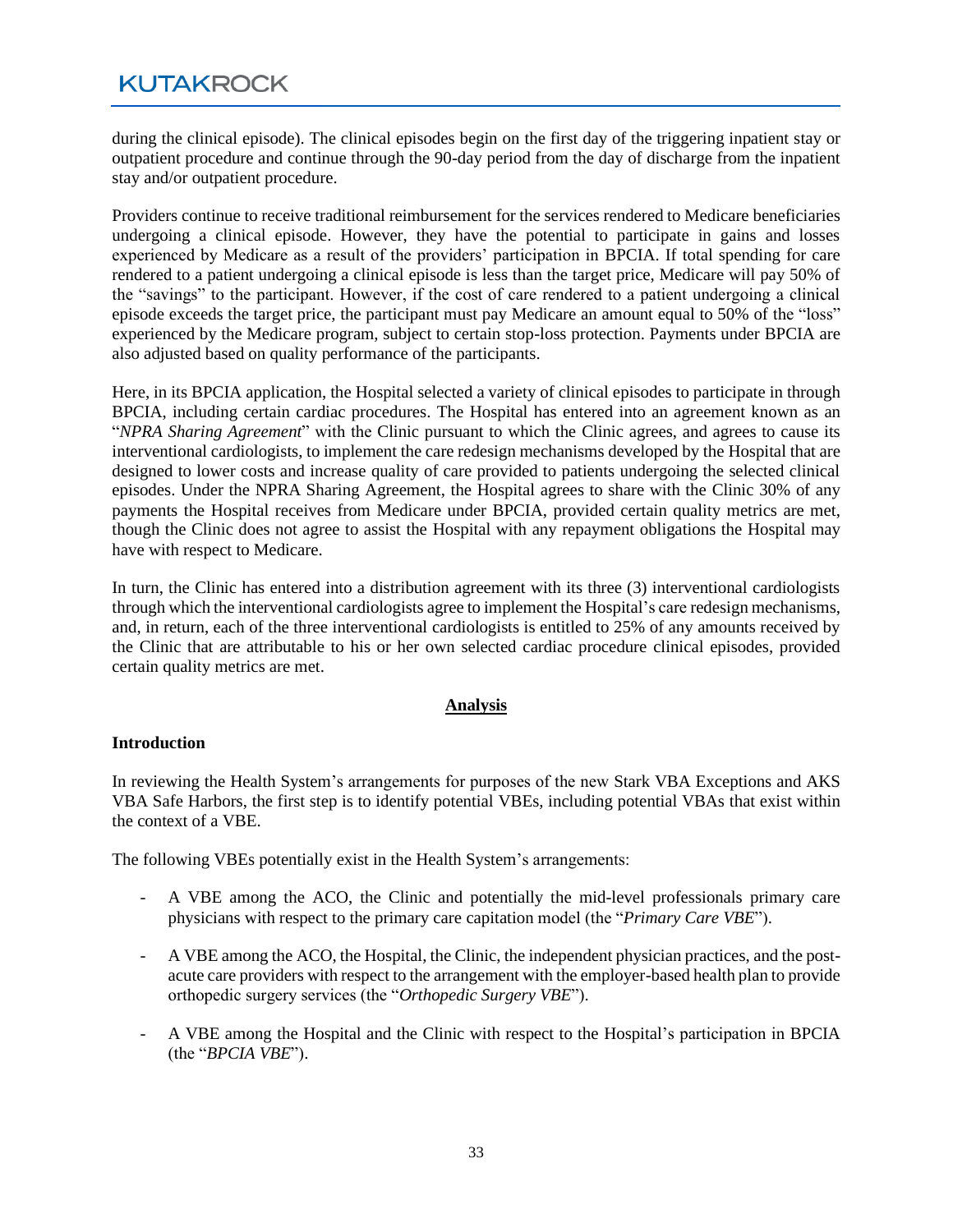during the clinical episode). The clinical episodes begin on the first day of the triggering inpatient stay or outpatient procedure and continue through the 90-day period from the day of discharge from the inpatient stay and/or outpatient procedure.

Providers continue to receive traditional reimbursement for the services rendered to Medicare beneficiaries undergoing a clinical episode. However, they have the potential to participate in gains and losses experienced by Medicare as a result of the providers' participation in BPCIA. If total spending for care rendered to a patient undergoing a clinical episode is less than the target price, Medicare will pay 50% of the "savings" to the participant. However, if the cost of care rendered to a patient undergoing a clinical episode exceeds the target price, the participant must pay Medicare an amount equal to 50% of the "loss" experienced by the Medicare program, subject to certain stop-loss protection. Payments under BPCIA are also adjusted based on quality performance of the participants.

Here, in its BPCIA application, the Hospital selected a variety of clinical episodes to participate in through BPCIA, including certain cardiac procedures. The Hospital has entered into an agreement known as an "*NPRA Sharing Agreement*" with the Clinic pursuant to which the Clinic agrees, and agrees to cause its interventional cardiologists, to implement the care redesign mechanisms developed by the Hospital that are designed to lower costs and increase quality of care provided to patients undergoing the selected clinical episodes. Under the NPRA Sharing Agreement, the Hospital agrees to share with the Clinic 30% of any payments the Hospital receives from Medicare under BPCIA, provided certain quality metrics are met, though the Clinic does not agree to assist the Hospital with any repayment obligations the Hospital may have with respect to Medicare.

In turn, the Clinic has entered into a distribution agreement with its three (3) interventional cardiologists through which the interventional cardiologists agree to implement the Hospital's care redesign mechanisms, and, in return, each of the three interventional cardiologists is entitled to 25% of any amounts received by the Clinic that are attributable to his or her own selected cardiac procedure clinical episodes, provided certain quality metrics are met.

## <u>Analysis</u>

### Introduction

In reviewing the Health System's arrangements for purposes of the new Stark VBA Exceptions and AKS VBA Safe Harbors, the first step is to identify potential VBEs, including potential VBAs that exist within the context of a VBE.

The following VBEs potentially exist in the Health System's arrangements:

- A VBE among the ACO, the Clinic and potentially the mid-level professionals primary care physicians with respect to the primary care capitation model (the "*Primary Care VBE*").

- A VBE among the ACO, the Hospital, the Clinic, the independent physician practices, and the post-acute care providers with respect to the arrangement with the employer-based health plan to provide orthopedic surgery services (the "*Orthopedic Surgery VBE*").

- A VBE among the Hospital and the Clinic with respect to the Hospital's participation in BPCIA (the "*BPCIA VBE*").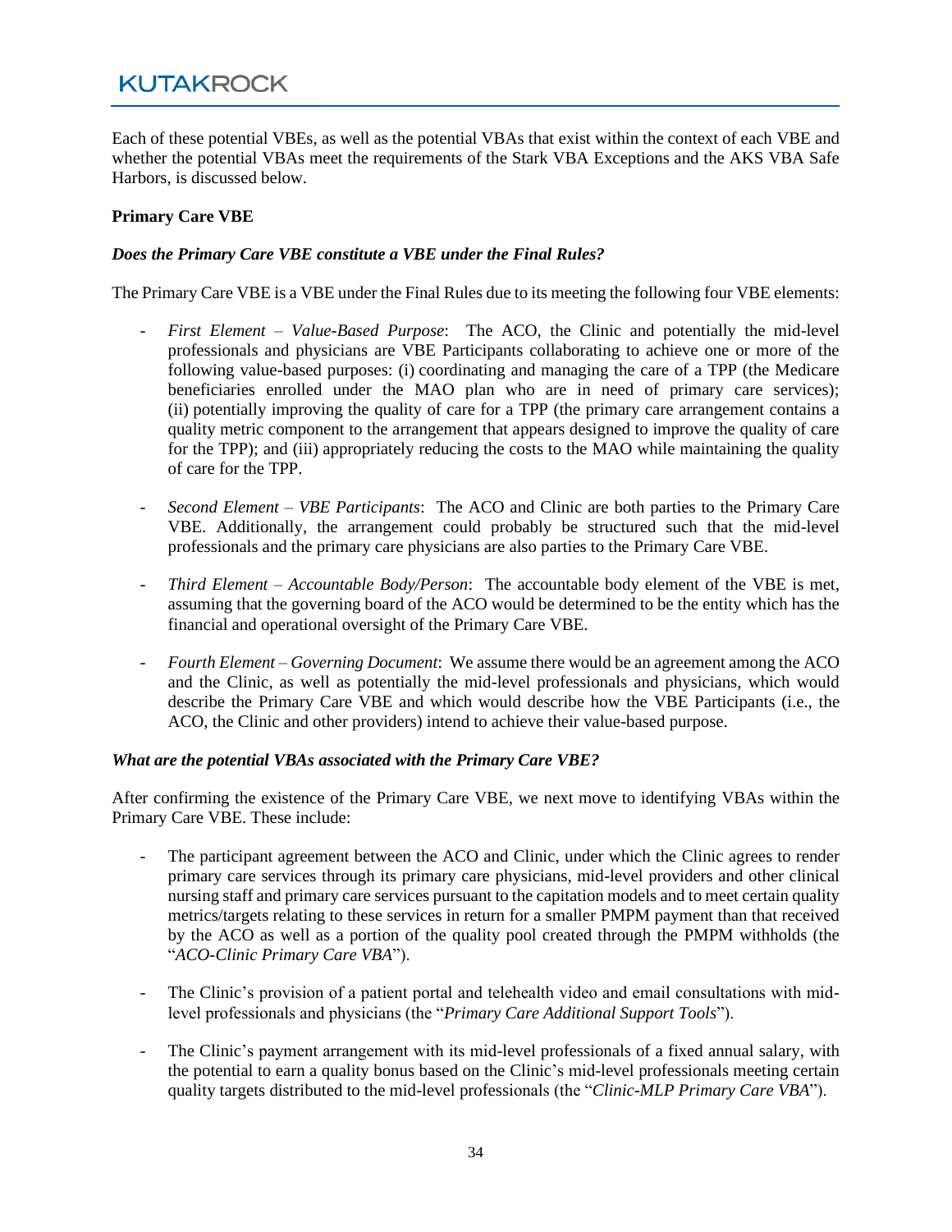Each of these potential VBEs, as well as the potential VBAs that exist within the context of each VBE and whether the potential VBAs meet the requirements of the Stark VBA Exceptions and the AKS VBA Safe Harbors, is discussed below.

**Primary Care VBE**

***Does the Primary Care VBE constitute a VBE under the Final Rules?***

The Primary Care VBE is a VBE under the Final Rules due to its meeting the following four VBE elements:

- *First Element – Value-Based Purpose*: The ACO, the Clinic and potentially the mid-level professionals and physicians are VBE Participants collaborating to achieve one or more of the following value-based purposes: (i) coordinating and managing the care of a TPP (the Medicare beneficiaries enrolled under the MAO plan who are in need of primary care services); (ii) potentially improving the quality of care for a TPP (the primary care arrangement contains a quality metric component to the arrangement that appears designed to improve the quality of care for the TPP); and (iii) appropriately reducing the costs to the MAO while maintaining the quality of care for the TPP.

- *Second Element – VBE Participants*: The ACO and Clinic are both parties to the Primary Care VBE. Additionally, the arrangement could probably be structured such that the mid-level professionals and the primary care physicians are also parties to the Primary Care VBE.

- *Third Element – Accountable Body/Person*: The accountable body element of the VBE is met, assuming that the governing board of the ACO would be determined to be the entity which has the financial and operational oversight of the Primary Care VBE.

- *Fourth Element – Governing Document*: We assume there would be an agreement among the ACO and the Clinic, as well as potentially the mid-level professionals and physicians, which would describe the Primary Care VBE and which would describe how the VBE Participants (i.e., the ACO, the Clinic and other providers) intend to achieve their value-based purpose.

***What are the potential VBAs associated with the Primary Care VBE?***

After confirming the existence of the Primary Care VBE, we next move to identifying VBAs within the Primary Care VBE. These include:

- The participant agreement between the ACO and Clinic, under which the Clinic agrees to render primary care services through its primary care physicians, mid-level providers and other clinical nursing staff and primary care services pursuant to the capitation models and to meet certain quality metrics/targets relating to these services in return for a smaller PMPM payment than that received by the ACO as well as a portion of the quality pool created through the PMPM withholds (the "*ACO-Clinic Primary Care VBA*").

- The Clinic's provision of a patient portal and telehealth video and email consultations with mid-level professionals and physicians (the "*Primary Care Additional Support Tools*").

- The Clinic's payment arrangement with its mid-level professionals of a fixed annual salary, with the potential to earn a quality bonus based on the Clinic's mid-level professionals meeting certain quality targets distributed to the mid-level professionals (the "*Clinic-MLP Primary Care VBA*").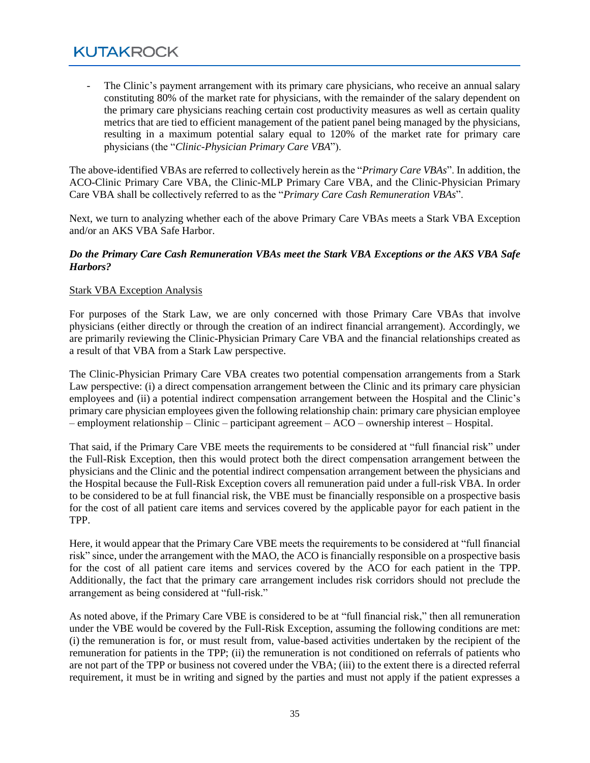- The Clinic's payment arrangement with its primary care physicians, who receive an annual salary constituting 80% of the market rate for physicians, with the remainder of the salary dependent on the primary care physicians reaching certain cost productivity measures as well as certain quality metrics that are tied to efficient management of the patient panel being managed by the physicians, resulting in a maximum potential salary equal to 120% of the market rate for primary care physicians (the "*Clinic-Physician Primary Care VBA*").

The above-identified VBAs are referred to collectively herein as the "*Primary Care VBAs*". In addition, the ACO-Clinic Primary Care VBA, the Clinic-MLP Primary Care VBA, and the Clinic-Physician Primary Care VBA shall be collectively referred to as the "*Primary Care Cash Remuneration VBAs*".

Next, we turn to analyzing whether each of the above Primary Care VBAs meets a Stark VBA Exception and/or an AKS VBA Safe Harbor.

***Do the Primary Care Cash Remuneration VBAs meet the Stark VBA Exceptions or the AKS VBA Safe Harbors?***

<u>Stark VBA Exception Analysis</u>

For purposes of the Stark Law, we are only concerned with those Primary Care VBAs that involve physicians (either directly or through the creation of an indirect financial arrangement). Accordingly, we are primarily reviewing the Clinic-Physician Primary Care VBA and the financial relationships created as a result of that VBA from a Stark Law perspective.

The Clinic-Physician Primary Care VBA creates two potential compensation arrangements from a Stark Law perspective: (i) a direct compensation arrangement between the Clinic and its primary care physician employees and (ii) a potential indirect compensation arrangement between the Hospital and the Clinic's primary care physician employees given the following relationship chain: primary care physician employee – employment relationship – Clinic – participant agreement – ACO – ownership interest – Hospital.

That said, if the Primary Care VBE meets the requirements to be considered at "full financial risk" under the Full-Risk Exception, then this would protect both the direct compensation arrangement between the physicians and the Clinic and the potential indirect compensation arrangement between the physicians and the Hospital because the Full-Risk Exception covers all remuneration paid under a full-risk VBA. In order to be considered to be at full financial risk, the VBE must be financially responsible on a prospective basis for the cost of all patient care items and services covered by the applicable payor for each patient in the TPP.

Here, it would appear that the Primary Care VBE meets the requirements to be considered at "full financial risk" since, under the arrangement with the MAO, the ACO is financially responsible on a prospective basis for the cost of all patient care items and services covered by the ACO for each patient in the TPP. Additionally, the fact that the primary care arrangement includes risk corridors should not preclude the arrangement as being considered at "full-risk."

As noted above, if the Primary Care VBE is considered to be at "full financial risk," then all remuneration under the VBE would be covered by the Full-Risk Exception, assuming the following conditions are met: (i) the remuneration is for, or must result from, value-based activities undertaken by the recipient of the remuneration for patients in the TPP; (ii) the remuneration is not conditioned on referrals of patients who are not part of the TPP or business not covered under the VBA; (iii) to the extent there is a directed referral requirement, it must be in writing and signed by the parties and must not apply if the patient expresses a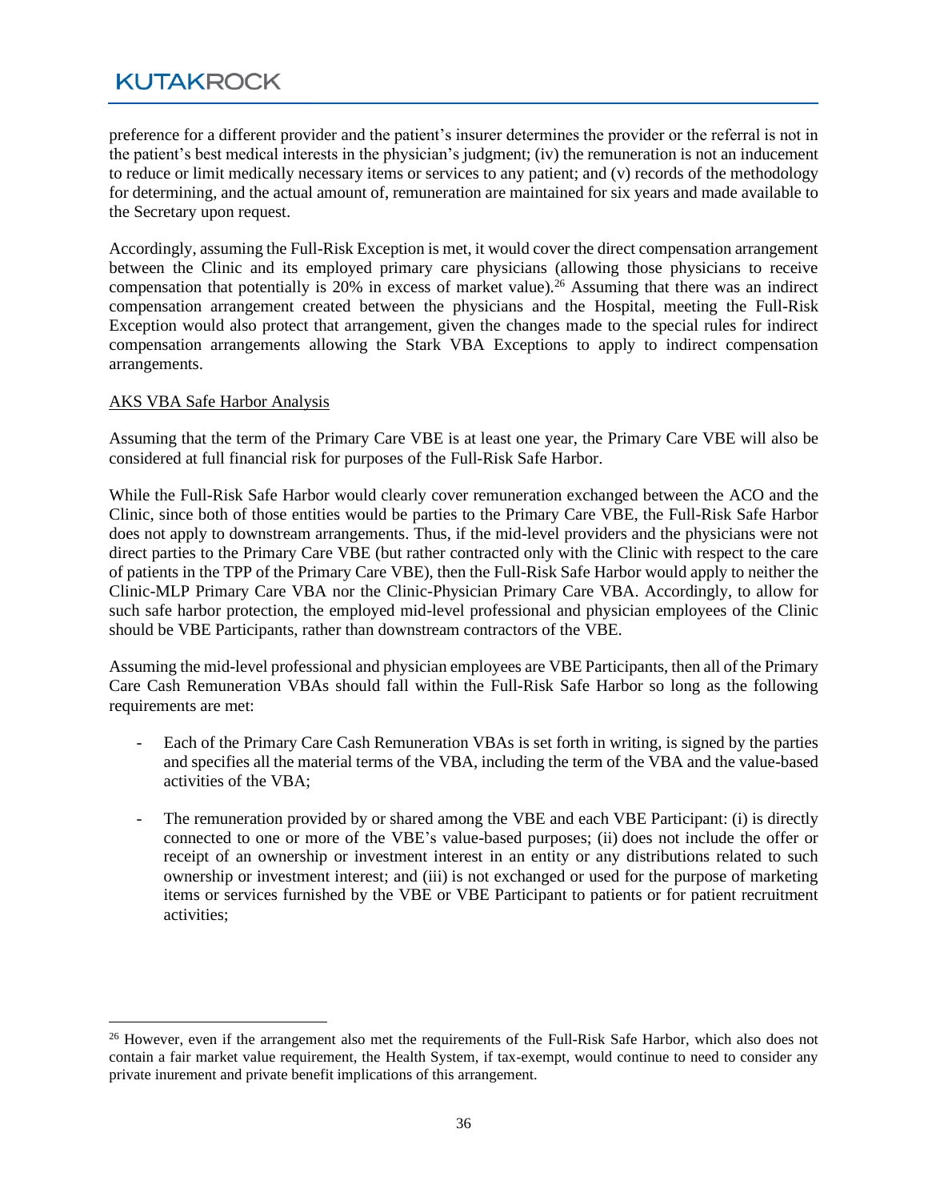preference for a different provider and the patient's insurer determines the provider or the referral is not in the patient's best medical interests in the physician's judgment; (iv) the remuneration is not an inducement to reduce or limit medically necessary items or services to any patient; and (v) records of the methodology for determining, and the actual amount of, remuneration are maintained for six years and made available to the Secretary upon request.

Accordingly, assuming the Full-Risk Exception is met, it would cover the direct compensation arrangement between the Clinic and its employed primary care physicians (allowing those physicians to receive compensation that potentially is 20% in excess of market value).[26] Assuming that there was an indirect compensation arrangement created between the physicians and the Hospital, meeting the Full-Risk Exception would also protect that arrangement, given the changes made to the special rules for indirect compensation arrangements allowing the Stark VBA Exceptions to apply to indirect compensation arrangements.

<u>AKS VBA Safe Harbor Analysis</u>

Assuming that the term of the Primary Care VBE is at least one year, the Primary Care VBE will also be considered at full financial risk for purposes of the Full-Risk Safe Harbor.

While the Full-Risk Safe Harbor would clearly cover remuneration exchanged between the ACO and the Clinic, since both of those entities would be parties to the Primary Care VBE, the Full-Risk Safe Harbor does not apply to downstream arrangements. Thus, if the mid-level providers and the physicians were not direct parties to the Primary Care VBE (but rather contracted only with the Clinic with respect to the care of patients in the TPP of the Primary Care VBE), then the Full-Risk Safe Harbor would apply to neither the Clinic-MLP Primary Care VBA nor the Clinic-Physician Primary Care VBA. Accordingly, to allow for such safe harbor protection, the employed mid-level professional and physician employees of the Clinic should be VBE Participants, rather than downstream contractors of the VBE.

Assuming the mid-level professional and physician employees are VBE Participants, then all of the Primary Care Cash Remuneration VBAs should fall within the Full-Risk Safe Harbor so long as the following requirements are met:

- Each of the Primary Care Cash Remuneration VBAs is set forth in writing, is signed by the parties and specifies all the material terms of the VBA, including the term of the VBA and the value-based activities of the VBA;

- The remuneration provided by or shared among the VBE and each VBE Participant: (i) is directly connected to one or more of the VBE's value-based purposes; (ii) does not include the offer or receipt of an ownership or investment interest in an entity or any distributions related to such ownership or investment interest; and (iii) is not exchanged or used for the purpose of marketing items or services furnished by the VBE or VBE Participant to patients or for patient recruitment activities;

---

[26] However, even if the arrangement also met the requirements of the Full-Risk Safe Harbor, which also does not contain a fair market value requirement, the Health System, if tax-exempt, would continue to need to consider any private inurement and private benefit implications of this arrangement.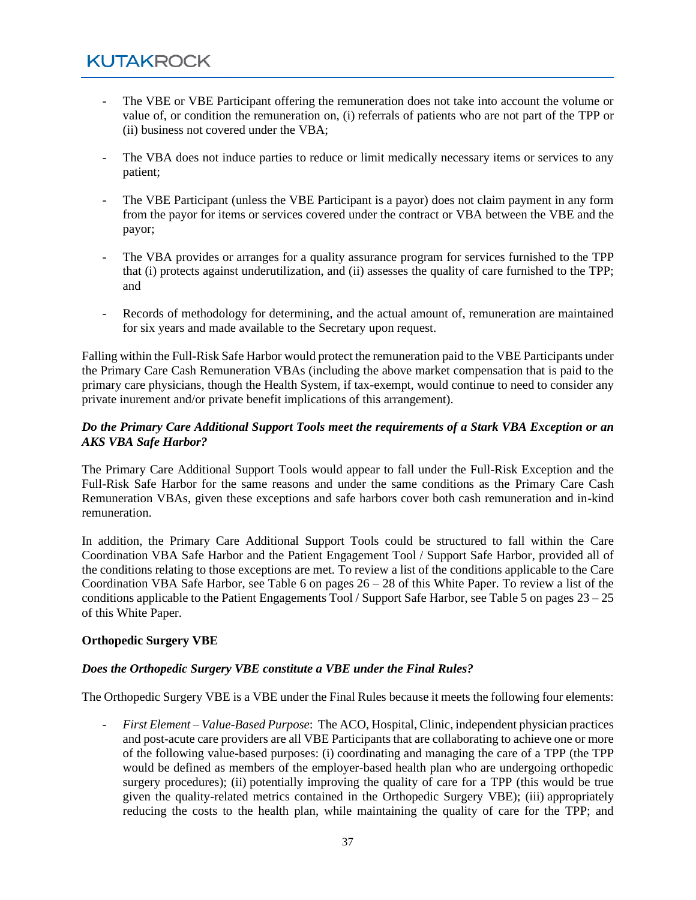- The VBE or VBE Participant offering the remuneration does not take into account the volume or value of, or condition the remuneration on, (i) referrals of patients who are not part of the TPP or (ii) business not covered under the VBA;

- The VBA does not induce parties to reduce or limit medically necessary items or services to any patient;

- The VBE Participant (unless the VBE Participant is a payor) does not claim payment in any form from the payor for items or services covered under the contract or VBA between the VBE and the payor;

- The VBA provides or arranges for a quality assurance program for services furnished to the TPP that (i) protects against underutilization, and (ii) assesses the quality of care furnished to the TPP; and

- Records of methodology for determining, and the actual amount of, remuneration are maintained for six years and made available to the Secretary upon request.

Falling within the Full-Risk Safe Harbor would protect the remuneration paid to the VBE Participants under the Primary Care Cash Remuneration VBAs (including the above market compensation that is paid to the primary care physicians, though the Health System, if tax-exempt, would continue to need to consider any private inurement and/or private benefit implications of this arrangement).

***Do the Primary Care Additional Support Tools meet the requirements of a Stark VBA Exception or an AKS VBA Safe Harbor?***

The Primary Care Additional Support Tools would appear to fall under the Full-Risk Exception and the Full-Risk Safe Harbor for the same reasons and under the same conditions as the Primary Care Cash Remuneration VBAs, given these exceptions and safe harbors cover both cash remuneration and in-kind remuneration.

In addition, the Primary Care Additional Support Tools could be structured to fall within the Care Coordination VBA Safe Harbor and the Patient Engagement Tool / Support Safe Harbor, provided all of the conditions relating to those exceptions are met. To review a list of the conditions applicable to the Care Coordination VBA Safe Harbor, see Table 6 on pages 26 – 28 of this White Paper. To review a list of the conditions applicable to the Patient Engagements Tool / Support Safe Harbor, see Table 5 on pages 23 – 25 of this White Paper.

**Orthopedic Surgery VBE**

***Does the Orthopedic Surgery VBE constitute a VBE under the Final Rules?***

The Orthopedic Surgery VBE is a VBE under the Final Rules because it meets the following four elements:

- *First Element – Value-Based Purpose*: The ACO, Hospital, Clinic, independent physician practices and post-acute care providers are all VBE Participants that are collaborating to achieve one or more of the following value-based purposes: (i) coordinating and managing the care of a TPP (the TPP would be defined as members of the employer-based health plan who are undergoing orthopedic surgery procedures); (ii) potentially improving the quality of care for a TPP (this would be true given the quality-related metrics contained in the Orthopedic Surgery VBE); (iii) appropriately reducing the costs to the health plan, while maintaining the quality of care for the TPP; and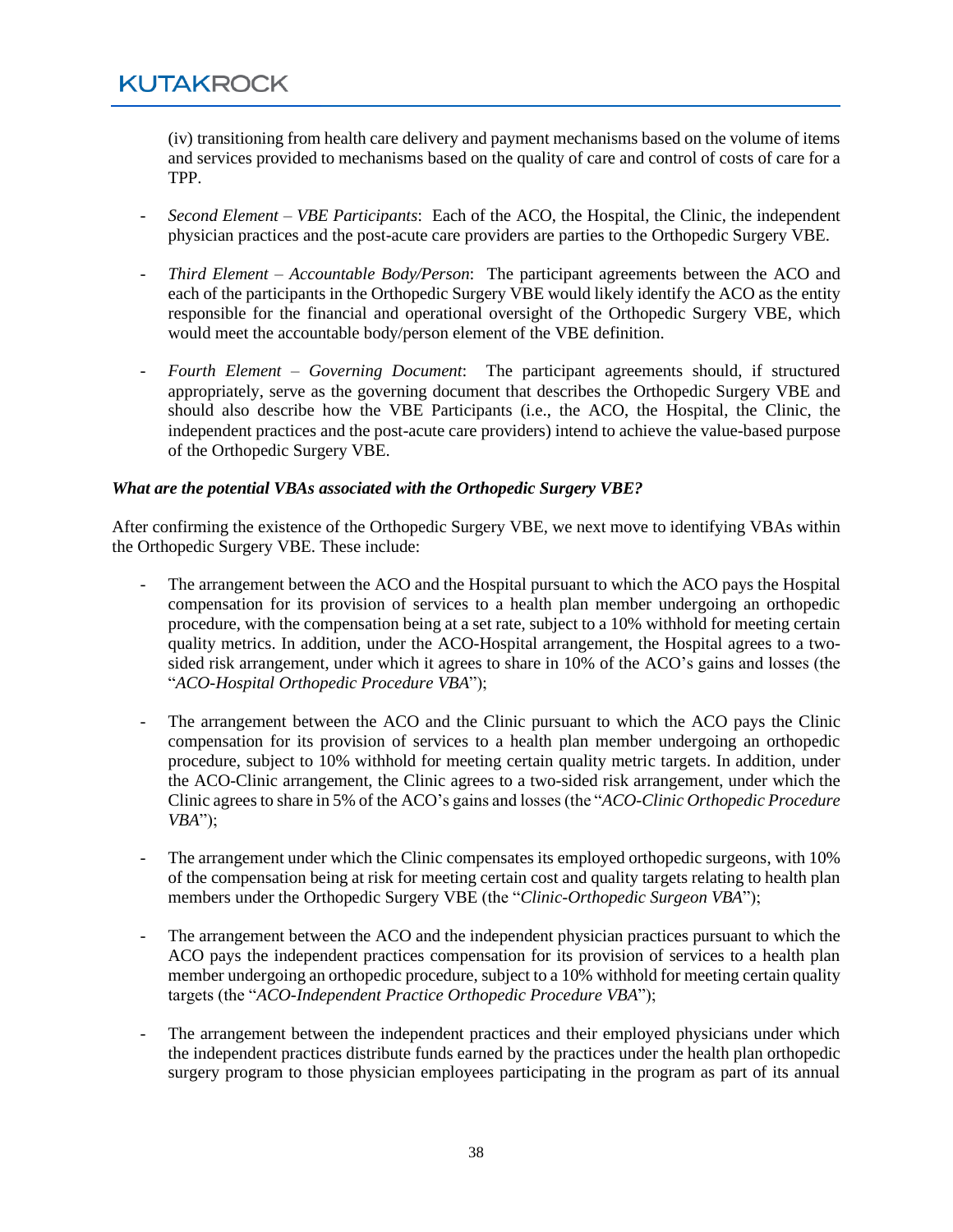(iv) transitioning from health care delivery and payment mechanisms based on the volume of items and services provided to mechanisms based on the quality of care and control of costs of care for a TPP.

- *Second Element – VBE Participants*: Each of the ACO, the Hospital, the Clinic, the independent physician practices and the post-acute care providers are parties to the Orthopedic Surgery VBE.
- *Third Element – Accountable Body/Person*: The participant agreements between the ACO and each of the participants in the Orthopedic Surgery VBE would likely identify the ACO as the entity responsible for the financial and operational oversight of the Orthopedic Surgery VBE, which would meet the accountable body/person element of the VBE definition.
- *Fourth Element – Governing Document*: The participant agreements should, if structured appropriately, serve as the governing document that describes the Orthopedic Surgery VBE and should also describe how the VBE Participants (i.e., the ACO, the Hospital, the Clinic, the independent practices and the post-acute care providers) intend to achieve the value-based purpose of the Orthopedic Surgery VBE.

***What are the potential VBAs associated with the Orthopedic Surgery VBE?***

After confirming the existence of the Orthopedic Surgery VBE, we next move to identifying VBAs within the Orthopedic Surgery VBE. These include:

- The arrangement between the ACO and the Hospital pursuant to which the ACO pays the Hospital compensation for its provision of services to a health plan member undergoing an orthopedic procedure, with the compensation being at a set rate, subject to a 10% withhold for meeting certain quality metrics. In addition, under the ACO-Hospital arrangement, the Hospital agrees to a two-sided risk arrangement, under which it agrees to share in 10% of the ACO's gains and losses (the "*ACO-Hospital Orthopedic Procedure VBA*");
- The arrangement between the ACO and the Clinic pursuant to which the ACO pays the Clinic compensation for its provision of services to a health plan member undergoing an orthopedic procedure, subject to 10% withhold for meeting certain quality metric targets. In addition, under the ACO-Clinic arrangement, the Clinic agrees to a two-sided risk arrangement, under which the Clinic agrees to share in 5% of the ACO's gains and losses (the "*ACO-Clinic Orthopedic Procedure VBA*");
- The arrangement under which the Clinic compensates its employed orthopedic surgeons, with 10% of the compensation being at risk for meeting certain cost and quality targets relating to health plan members under the Orthopedic Surgery VBE (the "*Clinic-Orthopedic Surgeon VBA*");
- The arrangement between the ACO and the independent physician practices pursuant to which the ACO pays the independent practices compensation for its provision of services to a health plan member undergoing an orthopedic procedure, subject to a 10% withhold for meeting certain quality targets (the "*ACO-Independent Practice Orthopedic Procedure VBA*");
- The arrangement between the independent practices and their employed physicians under which the independent practices distribute funds earned by the practices under the health plan orthopedic surgery program to those physician employees participating in the program as part of its annual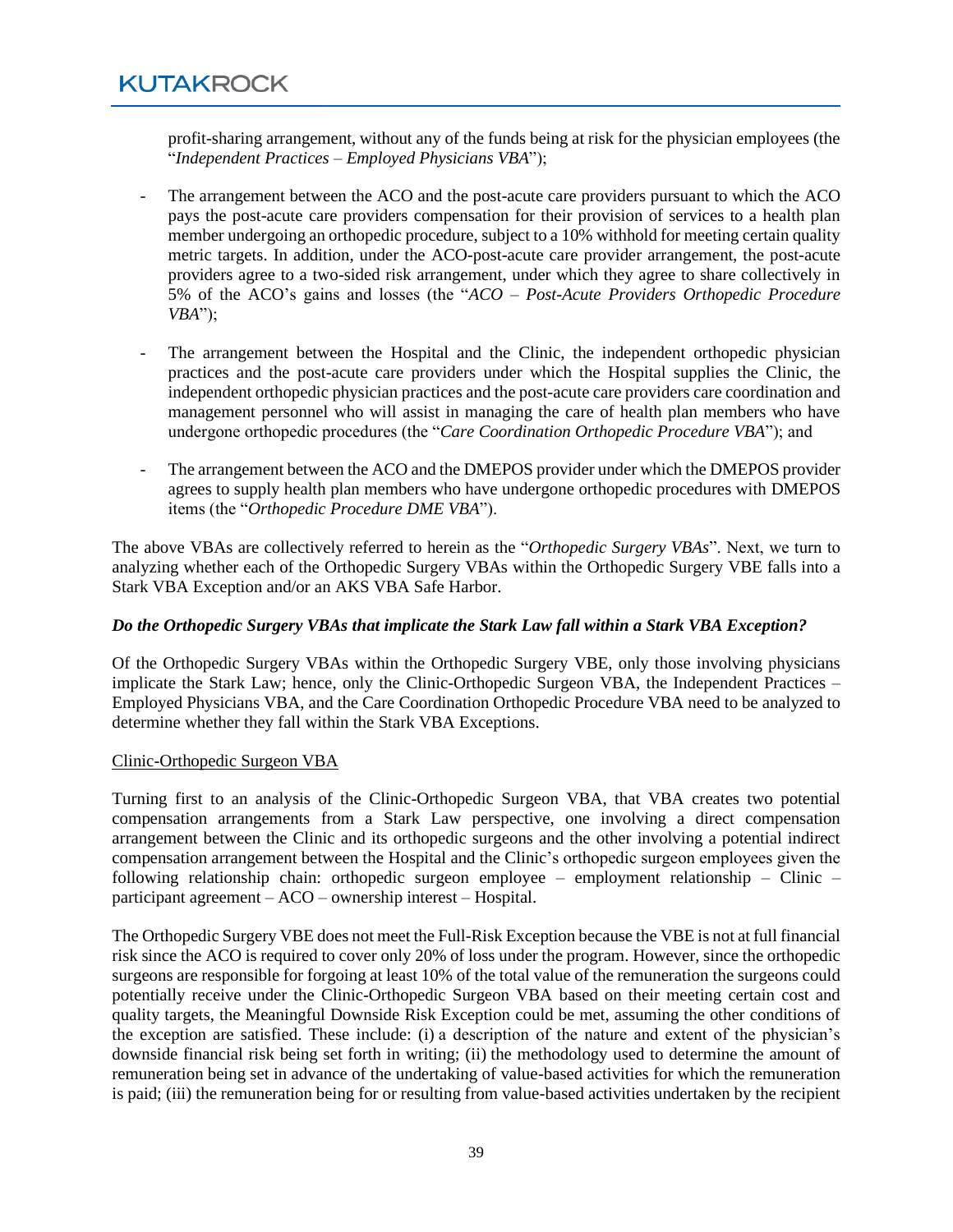profit-sharing arrangement, without any of the funds being at risk for the physician employees (the "*Independent Practices – Employed Physicians VBA*");

- The arrangement between the ACO and the post-acute care providers pursuant to which the ACO pays the post-acute care providers compensation for their provision of services to a health plan member undergoing an orthopedic procedure, subject to a 10% withhold for meeting certain quality metric targets. In addition, under the ACO-post-acute care provider arrangement, the post-acute providers agree to a two-sided risk arrangement, under which they agree to share collectively in 5% of the ACO's gains and losses (the "*ACO – Post-Acute Providers Orthopedic Procedure VBA*");

- The arrangement between the Hospital and the Clinic, the independent orthopedic physician practices and the post-acute care providers under which the Hospital supplies the Clinic, the independent orthopedic physician practices and the post-acute care providers care coordination and management personnel who will assist in managing the care of health plan members who have undergone orthopedic procedures (the "*Care Coordination Orthopedic Procedure VBA*"); and

- The arrangement between the ACO and the DMEPOS provider under which the DMEPOS provider agrees to supply health plan members who have undergone orthopedic procedures with DMEPOS items (the "*Orthopedic Procedure DME VBA*").

The above VBAs are collectively referred to herein as the "*Orthopedic Surgery VBAs*". Next, we turn to analyzing whether each of the Orthopedic Surgery VBAs within the Orthopedic Surgery VBE falls into a Stark VBA Exception and/or an AKS VBA Safe Harbor.

***Do the Orthopedic Surgery VBAs that implicate the Stark Law fall within a Stark VBA Exception?***

Of the Orthopedic Surgery VBAs within the Orthopedic Surgery VBE, only those involving physicians implicate the Stark Law; hence, only the Clinic-Orthopedic Surgeon VBA, the Independent Practices – Employed Physicians VBA, and the Care Coordination Orthopedic Procedure VBA need to be analyzed to determine whether they fall within the Stark VBA Exceptions.

<u>Clinic-Orthopedic Surgeon VBA</u>

Turning first to an analysis of the Clinic-Orthopedic Surgeon VBA, that VBA creates two potential compensation arrangements from a Stark Law perspective, one involving a direct compensation arrangement between the Clinic and its orthopedic surgeons and the other involving a potential indirect compensation arrangement between the Hospital and the Clinic's orthopedic surgeon employees given the following relationship chain: orthopedic surgeon employee – employment relationship – Clinic – participant agreement – ACO – ownership interest – Hospital.

The Orthopedic Surgery VBE does not meet the Full-Risk Exception because the VBE is not at full financial risk since the ACO is required to cover only 20% of loss under the program. However, since the orthopedic surgeons are responsible for forgoing at least 10% of the total value of the remuneration the surgeons could potentially receive under the Clinic-Orthopedic Surgeon VBA based on their meeting certain cost and quality targets, the Meaningful Downside Risk Exception could be met, assuming the other conditions of the exception are satisfied. These include: (i) a description of the nature and extent of the physician's downside financial risk being set forth in writing; (ii) the methodology used to determine the amount of remuneration being set in advance of the undertaking of value-based activities for which the remuneration is paid; (iii) the remuneration being for or resulting from value-based activities undertaken by the recipient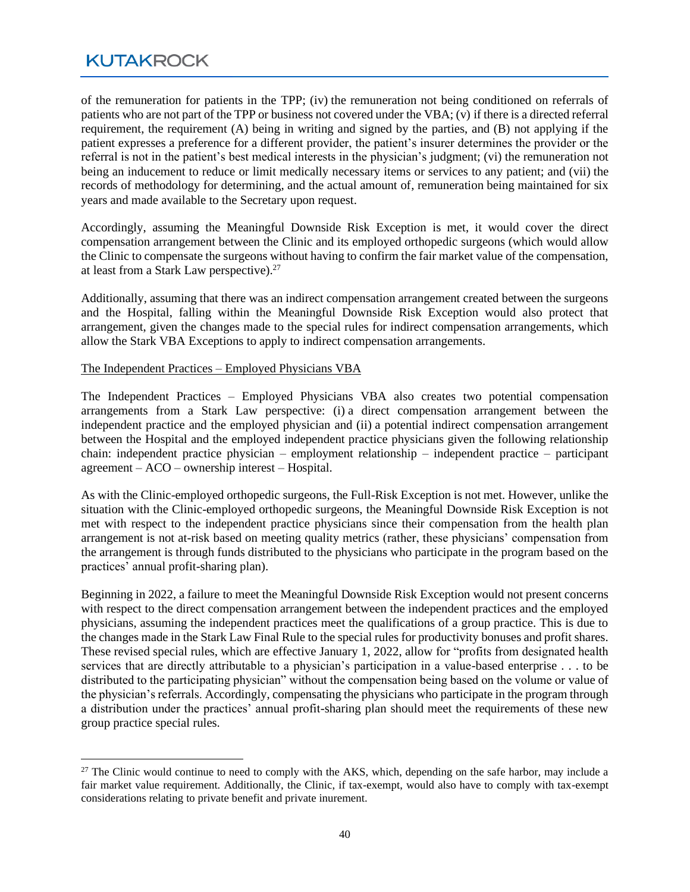of the remuneration for patients in the TPP; (iv) the remuneration not being conditioned on referrals of patients who are not part of the TPP or business not covered under the VBA; (v) if there is a directed referral requirement, the requirement (A) being in writing and signed by the parties, and (B) not applying if the patient expresses a preference for a different provider, the patient's insurer determines the provider or the referral is not in the patient's best medical interests in the physician's judgment; (vi) the remuneration not being an inducement to reduce or limit medically necessary items or services to any patient; and (vii) the records of methodology for determining, and the actual amount of, remuneration being maintained for six years and made available to the Secretary upon request.

Accordingly, assuming the Meaningful Downside Risk Exception is met, it would cover the direct compensation arrangement between the Clinic and its employed orthopedic surgeons (which would allow the Clinic to compensate the surgeons without having to confirm the fair market value of the compensation, at least from a Stark Law perspective).[27]

Additionally, assuming that there was an indirect compensation arrangement created between the surgeons and the Hospital, falling within the Meaningful Downside Risk Exception would also protect that arrangement, given the changes made to the special rules for indirect compensation arrangements, which allow the Stark VBA Exceptions to apply to indirect compensation arrangements.

<u>The Independent Practices – Employed Physicians VBA</u>

The Independent Practices – Employed Physicians VBA also creates two potential compensation arrangements from a Stark Law perspective: (i) a direct compensation arrangement between the independent practice and the employed physician and (ii) a potential indirect compensation arrangement between the Hospital and the employed independent practice physicians given the following relationship chain: independent practice physician – employment relationship – independent practice – participant agreement – ACO – ownership interest – Hospital.

As with the Clinic-employed orthopedic surgeons, the Full-Risk Exception is not met. However, unlike the situation with the Clinic-employed orthopedic surgeons, the Meaningful Downside Risk Exception is not met with respect to the independent practice physicians since their compensation from the health plan arrangement is not at-risk based on meeting quality metrics (rather, these physicians' compensation from the arrangement is through funds distributed to the physicians who participate in the program based on the practices' annual profit-sharing plan).

Beginning in 2022, a failure to meet the Meaningful Downside Risk Exception would not present concerns with respect to the direct compensation arrangement between the independent practices and the employed physicians, assuming the independent practices meet the qualifications of a group practice. This is due to the changes made in the Stark Law Final Rule to the special rules for productivity bonuses and profit shares. These revised special rules, which are effective January 1, 2022, allow for "profits from designated health services that are directly attributable to a physician's participation in a value-based enterprise . . . to be distributed to the participating physician" without the compensation being based on the volume or value of the physician's referrals. Accordingly, compensating the physicians who participate in the program through a distribution under the practices' annual profit-sharing plan should meet the requirements of these new group practice special rules.

---

[27] The Clinic would continue to need to comply with the AKS, which, depending on the safe harbor, may include a fair market value requirement. Additionally, the Clinic, if tax-exempt, would also have to comply with tax-exempt considerations relating to private benefit and private inurement.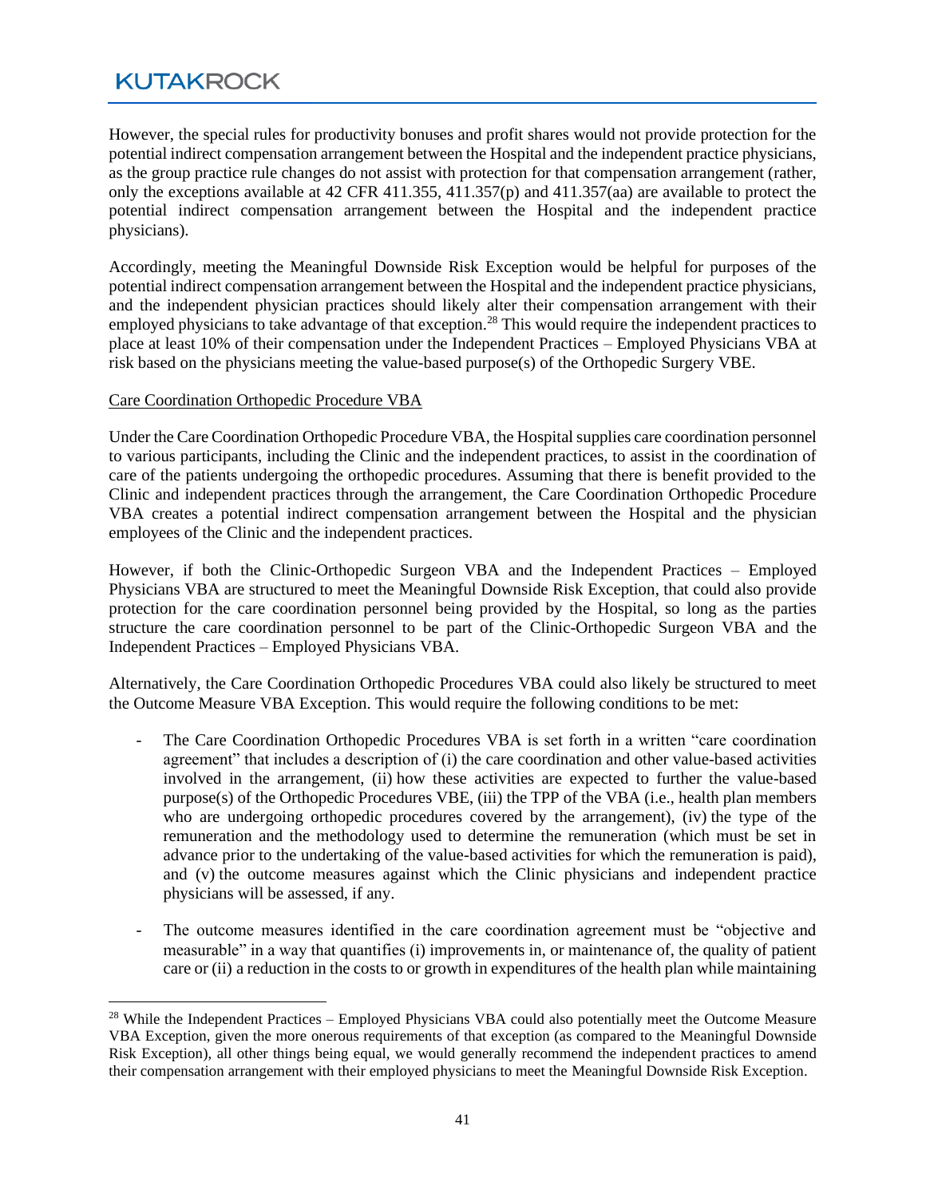However, the special rules for productivity bonuses and profit shares would not provide protection for the potential indirect compensation arrangement between the Hospital and the independent practice physicians, as the group practice rule changes do not assist with protection for that compensation arrangement (rather, only the exceptions available at 42 CFR 411.355, 411.357(p) and 411.357(aa) are available to protect the potential indirect compensation arrangement between the Hospital and the independent practice physicians).

Accordingly, meeting the Meaningful Downside Risk Exception would be helpful for purposes of the potential indirect compensation arrangement between the Hospital and the independent practice physicians, and the independent physician practices should likely alter their compensation arrangement with their employed physicians to take advantage of that exception.[28] This would require the independent practices to place at least 10% of their compensation under the Independent Practices – Employed Physicians VBA at risk based on the physicians meeting the value-based purpose(s) of the Orthopedic Surgery VBE.

Care Coordination Orthopedic Procedure VBA

Under the Care Coordination Orthopedic Procedure VBA, the Hospital supplies care coordination personnel to various participants, including the Clinic and the independent practices, to assist in the coordination of care of the patients undergoing the orthopedic procedures. Assuming that there is benefit provided to the Clinic and independent practices through the arrangement, the Care Coordination Orthopedic Procedure VBA creates a potential indirect compensation arrangement between the Hospital and the physician employees of the Clinic and the independent practices.

However, if both the Clinic-Orthopedic Surgeon VBA and the Independent Practices – Employed Physicians VBA are structured to meet the Meaningful Downside Risk Exception, that could also provide protection for the care coordination personnel being provided by the Hospital, so long as the parties structure the care coordination personnel to be part of the Clinic-Orthopedic Surgeon VBA and the Independent Practices – Employed Physicians VBA.

Alternatively, the Care Coordination Orthopedic Procedures VBA could also likely be structured to meet the Outcome Measure VBA Exception. This would require the following conditions to be met:

- The Care Coordination Orthopedic Procedures VBA is set forth in a written "care coordination agreement" that includes a description of (i) the care coordination and other value-based activities involved in the arrangement, (ii) how these activities are expected to further the value-based purpose(s) of the Orthopedic Procedures VBE, (iii) the TPP of the VBA (i.e., health plan members who are undergoing orthopedic procedures covered by the arrangement), (iv) the type of the remuneration and the methodology used to determine the remuneration (which must be set in advance prior to the undertaking of the value-based activities for which the remuneration is paid), and (v) the outcome measures against which the Clinic physicians and independent practice physicians will be assessed, if any.

- The outcome measures identified in the care coordination agreement must be "objective and measurable" in a way that quantifies (i) improvements in, or maintenance of, the quality of patient care or (ii) a reduction in the costs to or growth in expenditures of the health plan while maintaining

[28] While the Independent Practices – Employed Physicians VBA could also potentially meet the Outcome Measure VBA Exception, given the more onerous requirements of that exception (as compared to the Meaningful Downside Risk Exception), all other things being equal, we would generally recommend the independent practices to amend their compensation arrangement with their employed physicians to meet the Meaningful Downside Risk Exception.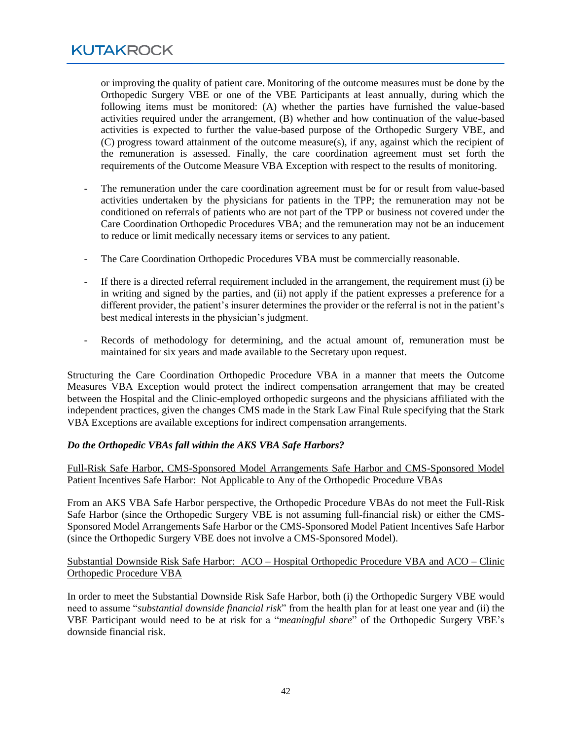or improving the quality of patient care. Monitoring of the outcome measures must be done by the Orthopedic Surgery VBE or one of the VBE Participants at least annually, during which the following items must be monitored: (A) whether the parties have furnished the value-based activities required under the arrangement, (B) whether and how continuation of the value-based activities is expected to further the value-based purpose of the Orthopedic Surgery VBE, and (C) progress toward attainment of the outcome measure(s), if any, against which the recipient of the remuneration is assessed. Finally, the care coordination agreement must set forth the requirements of the Outcome Measure VBA Exception with respect to the results of monitoring.

- The remuneration under the care coordination agreement must be for or result from value-based activities undertaken by the physicians for patients in the TPP; the remuneration may not be conditioned on referrals of patients who are not part of the TPP or business not covered under the Care Coordination Orthopedic Procedures VBA; and the remuneration may not be an inducement to reduce or limit medically necessary items or services to any patient.

- The Care Coordination Orthopedic Procedures VBA must be commercially reasonable.

- If there is a directed referral requirement included in the arrangement, the requirement must (i) be in writing and signed by the parties, and (ii) not apply if the patient expresses a preference for a different provider, the patient's insurer determines the provider or the referral is not in the patient's best medical interests in the physician's judgment.

- Records of methodology for determining, and the actual amount of, remuneration must be maintained for six years and made available to the Secretary upon request.

Structuring the Care Coordination Orthopedic Procedure VBA in a manner that meets the Outcome Measures VBA Exception would protect the indirect compensation arrangement that may be created between the Hospital and the Clinic-employed orthopedic surgeons and the physicians affiliated with the independent practices, given the changes CMS made in the Stark Law Final Rule specifying that the Stark VBA Exceptions are available exceptions for indirect compensation arrangements.

***Do the Orthopedic VBAs fall within the AKS VBA Safe Harbors?***

<u>Full-Risk Safe Harbor, CMS-Sponsored Model Arrangements Safe Harbor and CMS-Sponsored Model Patient Incentives Safe Harbor: Not Applicable to Any of the Orthopedic Procedure VBAs</u>

From an AKS VBA Safe Harbor perspective, the Orthopedic Procedure VBAs do not meet the Full-Risk Safe Harbor (since the Orthopedic Surgery VBE is not assuming full-financial risk) or either the CMS-Sponsored Model Arrangements Safe Harbor or the CMS-Sponsored Model Patient Incentives Safe Harbor (since the Orthopedic Surgery VBE does not involve a CMS-Sponsored Model).

<u>Substantial Downside Risk Safe Harbor: ACO – Hospital Orthopedic Procedure VBA and ACO – Clinic Orthopedic Procedure VBA</u>

In order to meet the Substantial Downside Risk Safe Harbor, both (i) the Orthopedic Surgery VBE would need to assume "*substantial downside financial risk*" from the health plan for at least one year and (ii) the VBE Participant would need to be at risk for a "*meaningful share*" of the Orthopedic Surgery VBE's downside financial risk.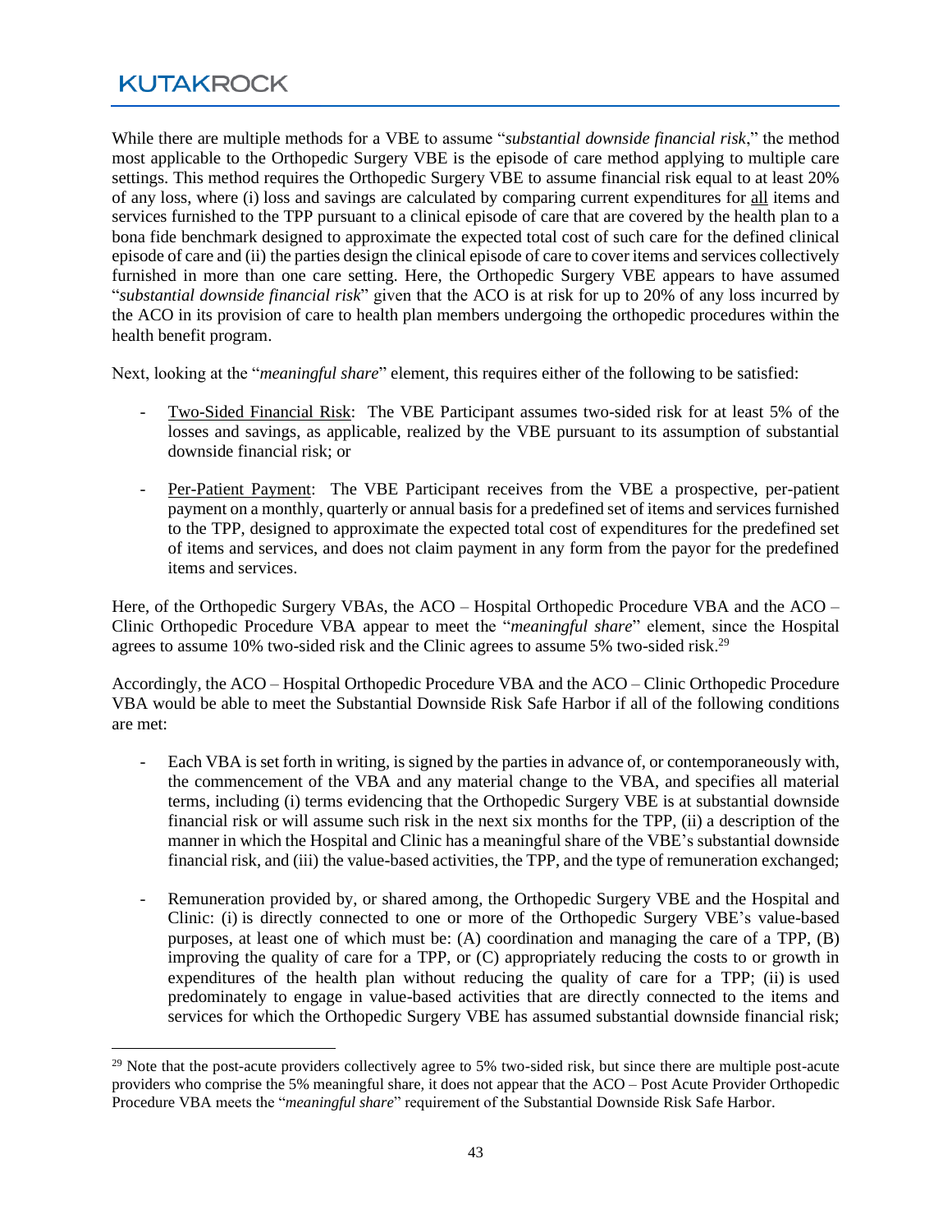While there are multiple methods for a VBE to assume "*substantial downside financial risk*," the method most applicable to the Orthopedic Surgery VBE is the episode of care method applying to multiple care settings. This method requires the Orthopedic Surgery VBE to assume financial risk equal to at least 20% of any loss, where (i) loss and savings are calculated by comparing current expenditures for all items and services furnished to the TPP pursuant to a clinical episode of care that are covered by the health plan to a bona fide benchmark designed to approximate the expected total cost of such care for the defined clinical episode of care and (ii) the parties design the clinical episode of care to cover items and services collectively furnished in more than one care setting. Here, the Orthopedic Surgery VBE appears to have assumed "*substantial downside financial risk*" given that the ACO is at risk for up to 20% of any loss incurred by the ACO in its provision of care to health plan members undergoing the orthopedic procedures within the health benefit program.

Next, looking at the "*meaningful share*" element, this requires either of the following to be satisfied:

- Two-Sided Financial Risk: The VBE Participant assumes two-sided risk for at least 5% of the losses and savings, as applicable, realized by the VBE pursuant to its assumption of substantial downside financial risk; or

- Per-Patient Payment: The VBE Participant receives from the VBE a prospective, per-patient payment on a monthly, quarterly or annual basis for a predefined set of items and services furnished to the TPP, designed to approximate the expected total cost of expenditures for the predefined set of items and services, and does not claim payment in any form from the payor for the predefined items and services.

Here, of the Orthopedic Surgery VBAs, the ACO – Hospital Orthopedic Procedure VBA and the ACO – Clinic Orthopedic Procedure VBA appear to meet the "*meaningful share*" element, since the Hospital agrees to assume 10% two-sided risk and the Clinic agrees to assume 5% two-sided risk.[29]

Accordingly, the ACO – Hospital Orthopedic Procedure VBA and the ACO – Clinic Orthopedic Procedure VBA would be able to meet the Substantial Downside Risk Safe Harbor if all of the following conditions are met:

- Each VBA is set forth in writing, is signed by the parties in advance of, or contemporaneously with, the commencement of the VBA and any material change to the VBA, and specifies all material terms, including (i) terms evidencing that the Orthopedic Surgery VBE is at substantial downside financial risk or will assume such risk in the next six months for the TPP, (ii) a description of the manner in which the Hospital and Clinic has a meaningful share of the VBE's substantial downside financial risk, and (iii) the value-based activities, the TPP, and the type of remuneration exchanged;

- Remuneration provided by, or shared among, the Orthopedic Surgery VBE and the Hospital and Clinic: (i) is directly connected to one or more of the Orthopedic Surgery VBE's value-based purposes, at least one of which must be: (A) coordination and managing the care of a TPP, (B) improving the quality of care for a TPP, or (C) appropriately reducing the costs to or growth in expenditures of the health plan without reducing the quality of care for a TPP; (ii) is used predominately to engage in value-based activities that are directly connected to the items and services for which the Orthopedic Surgery VBE has assumed substantial downside financial risk;

---

[29] Note that the post-acute providers collectively agree to 5% two-sided risk, but since there are multiple post-acute providers who comprise the 5% meaningful share, it does not appear that the ACO – Post Acute Provider Orthopedic Procedure VBA meets the "*meaningful share*" requirement of the Substantial Downside Risk Safe Harbor.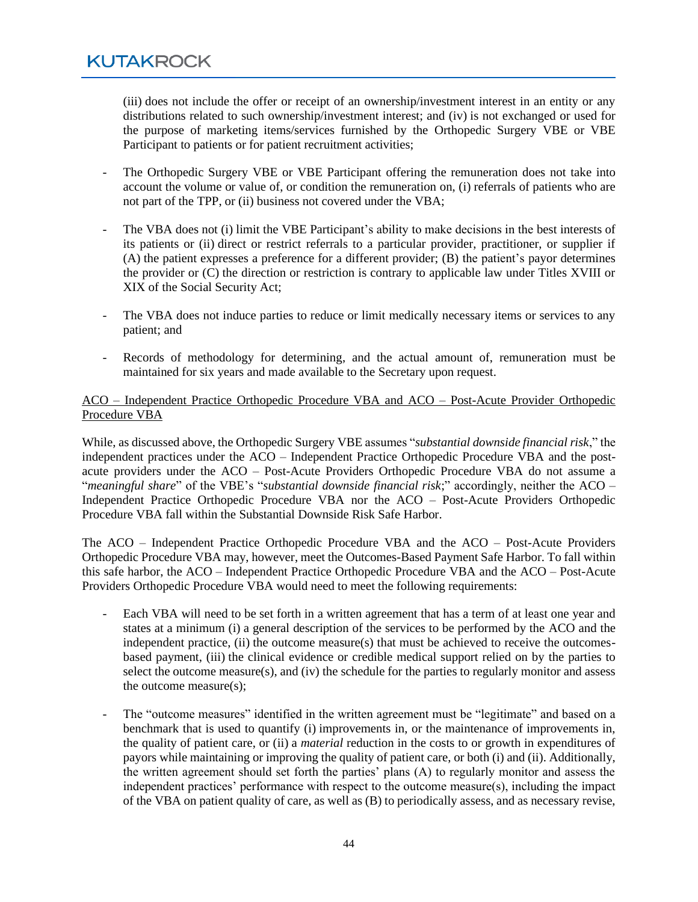(iii) does not include the offer or receipt of an ownership/investment interest in an entity or any distributions related to such ownership/investment interest; and (iv) is not exchanged or used for the purpose of marketing items/services furnished by the Orthopedic Surgery VBE or VBE Participant to patients or for patient recruitment activities;

- The Orthopedic Surgery VBE or VBE Participant offering the remuneration does not take into account the volume or value of, or condition the remuneration on, (i) referrals of patients who are not part of the TPP, or (ii) business not covered under the VBA;

- The VBA does not (i) limit the VBE Participant's ability to make decisions in the best interests of its patients or (ii) direct or restrict referrals to a particular provider, practitioner, or supplier if (A) the patient expresses a preference for a different provider; (B) the patient's payor determines the provider or (C) the direction or restriction is contrary to applicable law under Titles XVIII or XIX of the Social Security Act;

- The VBA does not induce parties to reduce or limit medically necessary items or services to any patient; and

- Records of methodology for determining, and the actual amount of, remuneration must be maintained for six years and made available to the Secretary upon request.

<u>ACO – Independent Practice Orthopedic Procedure VBA and ACO – Post-Acute Provider Orthopedic Procedure VBA</u>

While, as discussed above, the Orthopedic Surgery VBE assumes "*substantial downside financial risk*," the independent practices under the ACO – Independent Practice Orthopedic Procedure VBA and the post-acute providers under the ACO – Post-Acute Providers Orthopedic Procedure VBA do not assume a "*meaningful share*" of the VBE's "*substantial downside financial risk*;" accordingly, neither the ACO – Independent Practice Orthopedic Procedure VBA nor the ACO – Post-Acute Providers Orthopedic Procedure VBA fall within the Substantial Downside Risk Safe Harbor.

The ACO – Independent Practice Orthopedic Procedure VBA and the ACO – Post-Acute Providers Orthopedic Procedure VBA may, however, meet the Outcomes-Based Payment Safe Harbor. To fall within this safe harbor, the ACO – Independent Practice Orthopedic Procedure VBA and the ACO – Post-Acute Providers Orthopedic Procedure VBA would need to meet the following requirements:

- Each VBA will need to be set forth in a written agreement that has a term of at least one year and states at a minimum (i) a general description of the services to be performed by the ACO and the independent practice, (ii) the outcome measure(s) that must be achieved to receive the outcomes-based payment, (iii) the clinical evidence or credible medical support relied on by the parties to select the outcome measure(s), and (iv) the schedule for the parties to regularly monitor and assess the outcome measure(s);

- The "outcome measures" identified in the written agreement must be "legitimate" and based on a benchmark that is used to quantify (i) improvements in, or the maintenance of improvements in, the quality of patient care, or (ii) a *material* reduction in the costs to or growth in expenditures of payors while maintaining or improving the quality of patient care, or both (i) and (ii). Additionally, the written agreement should set forth the parties' plans (A) to regularly monitor and assess the independent practices' performance with respect to the outcome measure(s), including the impact of the VBA on patient quality of care, as well as (B) to periodically assess, and as necessary revise,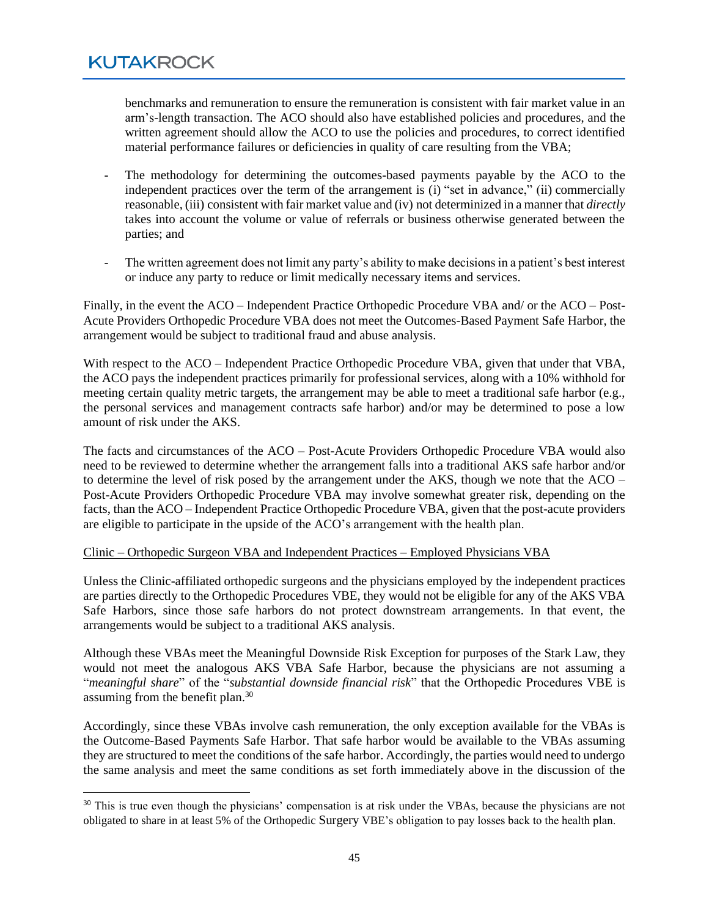benchmarks and remuneration to ensure the remuneration is consistent with fair market value in an arm's-length transaction. The ACO should also have established policies and procedures, and the written agreement should allow the ACO to use the policies and procedures, to correct identified material performance failures or deficiencies in quality of care resulting from the VBA;

- The methodology for determining the outcomes-based payments payable by the ACO to the independent practices over the term of the arrangement is (i) "set in advance," (ii) commercially reasonable, (iii) consistent with fair market value and (iv) not determinized in a manner that *directly* takes into account the volume or value of referrals or business otherwise generated between the parties; and

- The written agreement does not limit any party's ability to make decisions in a patient's best interest or induce any party to reduce or limit medically necessary items and services.

Finally, in the event the ACO – Independent Practice Orthopedic Procedure VBA and/ or the ACO – Post-Acute Providers Orthopedic Procedure VBA does not meet the Outcomes-Based Payment Safe Harbor, the arrangement would be subject to traditional fraud and abuse analysis.

With respect to the ACO – Independent Practice Orthopedic Procedure VBA, given that under that VBA, the ACO pays the independent practices primarily for professional services, along with a 10% withhold for meeting certain quality metric targets, the arrangement may be able to meet a traditional safe harbor (e.g., the personal services and management contracts safe harbor) and/or may be determined to pose a low amount of risk under the AKS.

The facts and circumstances of the ACO – Post-Acute Providers Orthopedic Procedure VBA would also need to be reviewed to determine whether the arrangement falls into a traditional AKS safe harbor and/or to determine the level of risk posed by the arrangement under the AKS, though we note that the ACO – Post-Acute Providers Orthopedic Procedure VBA may involve somewhat greater risk, depending on the facts, than the ACO – Independent Practice Orthopedic Procedure VBA, given that the post-acute providers are eligible to participate in the upside of the ACO's arrangement with the health plan.

Clinic – Orthopedic Surgeon VBA and Independent Practices – Employed Physicians VBA

Unless the Clinic-affiliated orthopedic surgeons and the physicians employed by the independent practices are parties directly to the Orthopedic Procedures VBE, they would not be eligible for any of the AKS VBA Safe Harbors, since those safe harbors do not protect downstream arrangements. In that event, the arrangements would be subject to a traditional AKS analysis.

Although these VBAs meet the Meaningful Downside Risk Exception for purposes of the Stark Law, they would not meet the analogous AKS VBA Safe Harbor, because the physicians are not assuming a "*meaningful share*" of the "*substantial downside financial risk*" that the Orthopedic Procedures VBE is assuming from the benefit plan.[30]

Accordingly, since these VBAs involve cash remuneration, the only exception available for the VBAs is the Outcome-Based Payments Safe Harbor. That safe harbor would be available to the VBAs assuming they are structured to meet the conditions of the safe harbor. Accordingly, the parties would need to undergo the same analysis and meet the same conditions as set forth immediately above in the discussion of the

---

[30] This is true even though the physicians' compensation is at risk under the VBAs, because the physicians are not obligated to share in at least 5% of the Orthopedic Surgery VBE's obligation to pay losses back to the health plan.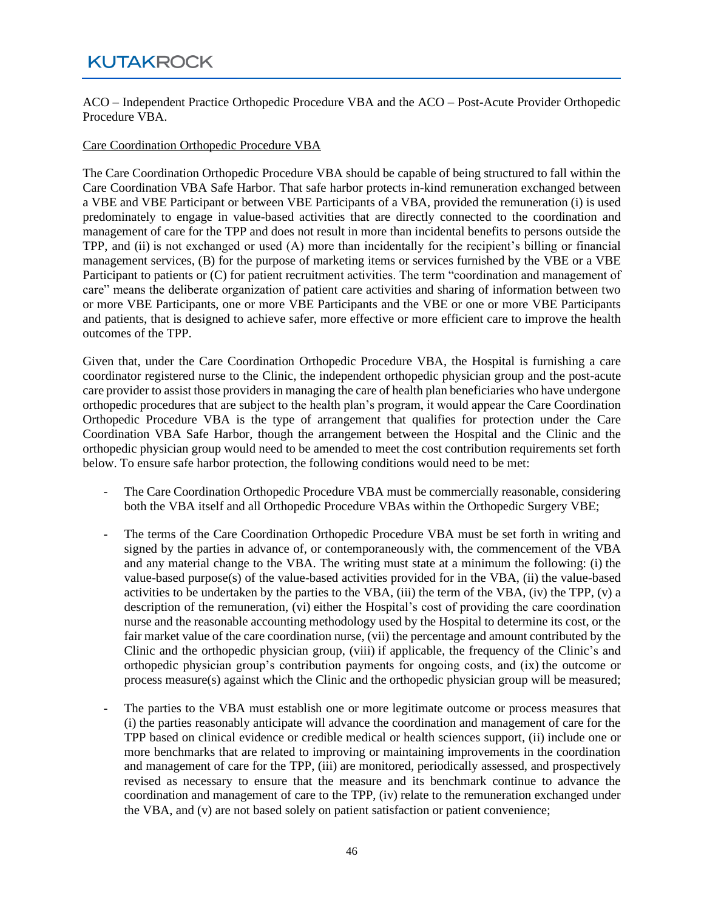ACO – Independent Practice Orthopedic Procedure VBA and the ACO – Post-Acute Provider Orthopedic Procedure VBA.

Care Coordination Orthopedic Procedure VBA

The Care Coordination Orthopedic Procedure VBA should be capable of being structured to fall within the Care Coordination VBA Safe Harbor. That safe harbor protects in-kind remuneration exchanged between a VBE and VBE Participant or between VBE Participants of a VBA, provided the remuneration (i) is used predominately to engage in value-based activities that are directly connected to the coordination and management of care for the TPP and does not result in more than incidental benefits to persons outside the TPP, and (ii) is not exchanged or used (A) more than incidentally for the recipient's billing or financial management services, (B) for the purpose of marketing items or services furnished by the VBE or a VBE Participant to patients or (C) for patient recruitment activities. The term "coordination and management of care" means the deliberate organization of patient care activities and sharing of information between two or more VBE Participants, one or more VBE Participants and the VBE or one or more VBE Participants and patients, that is designed to achieve safer, more effective or more efficient care to improve the health outcomes of the TPP.

Given that, under the Care Coordination Orthopedic Procedure VBA, the Hospital is furnishing a care coordinator registered nurse to the Clinic, the independent orthopedic physician group and the post-acute care provider to assist those providers in managing the care of health plan beneficiaries who have undergone orthopedic procedures that are subject to the health plan's program, it would appear the Care Coordination Orthopedic Procedure VBA is the type of arrangement that qualifies for protection under the Care Coordination VBA Safe Harbor, though the arrangement between the Hospital and the Clinic and the orthopedic physician group would need to be amended to meet the cost contribution requirements set forth below. To ensure safe harbor protection, the following conditions would need to be met:

- The Care Coordination Orthopedic Procedure VBA must be commercially reasonable, considering both the VBA itself and all Orthopedic Procedure VBAs within the Orthopedic Surgery VBE;

- The terms of the Care Coordination Orthopedic Procedure VBA must be set forth in writing and signed by the parties in advance of, or contemporaneously with, the commencement of the VBA and any material change to the VBA. The writing must state at a minimum the following: (i) the value-based purpose(s) of the value-based activities provided for in the VBA, (ii) the value-based activities to be undertaken by the parties to the VBA, (iii) the term of the VBA, (iv) the TPP, (v) a description of the remuneration, (vi) either the Hospital's cost of providing the care coordination nurse and the reasonable accounting methodology used by the Hospital to determine its cost, or the fair market value of the care coordination nurse, (vii) the percentage and amount contributed by the Clinic and the orthopedic physician group, (viii) if applicable, the frequency of the Clinic's and orthopedic physician group's contribution payments for ongoing costs, and (ix) the outcome or process measure(s) against which the Clinic and the orthopedic physician group will be measured;

- The parties to the VBA must establish one or more legitimate outcome or process measures that (i) the parties reasonably anticipate will advance the coordination and management of care for the TPP based on clinical evidence or credible medical or health sciences support, (ii) include one or more benchmarks that are related to improving or maintaining improvements in the coordination and management of care for the TPP, (iii) are monitored, periodically assessed, and prospectively revised as necessary to ensure that the measure and its benchmark continue to advance the coordination and management of care to the TPP, (iv) relate to the remuneration exchanged under the VBA, and (v) are not based solely on patient satisfaction or patient convenience;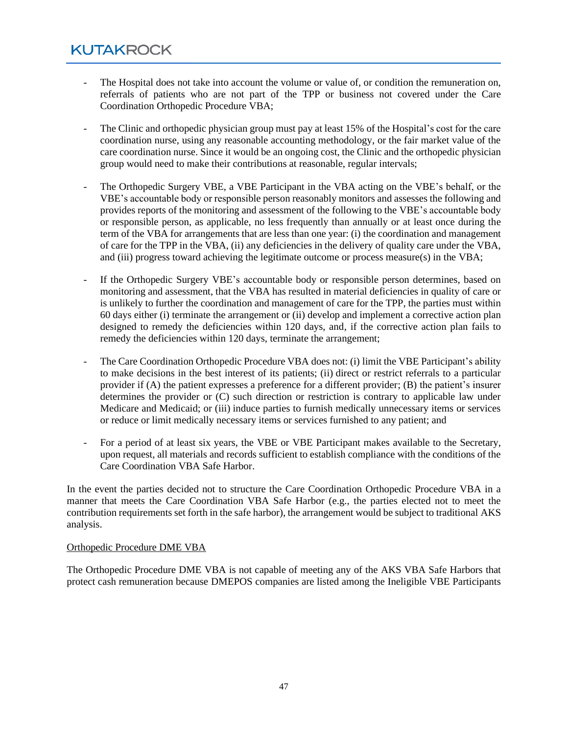- The Hospital does not take into account the volume or value of, or condition the remuneration on, referrals of patients who are not part of the TPP or business not covered under the Care Coordination Orthopedic Procedure VBA;

- The Clinic and orthopedic physician group must pay at least 15% of the Hospital's cost for the care coordination nurse, using any reasonable accounting methodology, or the fair market value of the care coordination nurse. Since it would be an ongoing cost, the Clinic and the orthopedic physician group would need to make their contributions at reasonable, regular intervals;

- The Orthopedic Surgery VBE, a VBE Participant in the VBA acting on the VBE's behalf, or the VBE's accountable body or responsible person reasonably monitors and assesses the following and provides reports of the monitoring and assessment of the following to the VBE's accountable body or responsible person, as applicable, no less frequently than annually or at least once during the term of the VBA for arrangements that are less than one year: (i) the coordination and management of care for the TPP in the VBA, (ii) any deficiencies in the delivery of quality care under the VBA, and (iii) progress toward achieving the legitimate outcome or process measure(s) in the VBA;

- If the Orthopedic Surgery VBE's accountable body or responsible person determines, based on monitoring and assessment, that the VBA has resulted in material deficiencies in quality of care or is unlikely to further the coordination and management of care for the TPP, the parties must within 60 days either (i) terminate the arrangement or (ii) develop and implement a corrective action plan designed to remedy the deficiencies within 120 days, and, if the corrective action plan fails to remedy the deficiencies within 120 days, terminate the arrangement;

- The Care Coordination Orthopedic Procedure VBA does not: (i) limit the VBE Participant's ability to make decisions in the best interest of its patients; (ii) direct or restrict referrals to a particular provider if (A) the patient expresses a preference for a different provider; (B) the patient's insurer determines the provider or (C) such direction or restriction is contrary to applicable law under Medicare and Medicaid; or (iii) induce parties to furnish medically unnecessary items or services or reduce or limit medically necessary items or services furnished to any patient; and

- For a period of at least six years, the VBE or VBE Participant makes available to the Secretary, upon request, all materials and records sufficient to establish compliance with the conditions of the Care Coordination VBA Safe Harbor.

In the event the parties decided not to structure the Care Coordination Orthopedic Procedure VBA in a manner that meets the Care Coordination VBA Safe Harbor (e.g., the parties elected not to meet the contribution requirements set forth in the safe harbor), the arrangement would be subject to traditional AKS analysis.

<u>Orthopedic Procedure DME VBA</u>

The Orthopedic Procedure DME VBA is not capable of meeting any of the AKS VBA Safe Harbors that protect cash remuneration because DMEPOS companies are listed among the Ineligible VBE Participants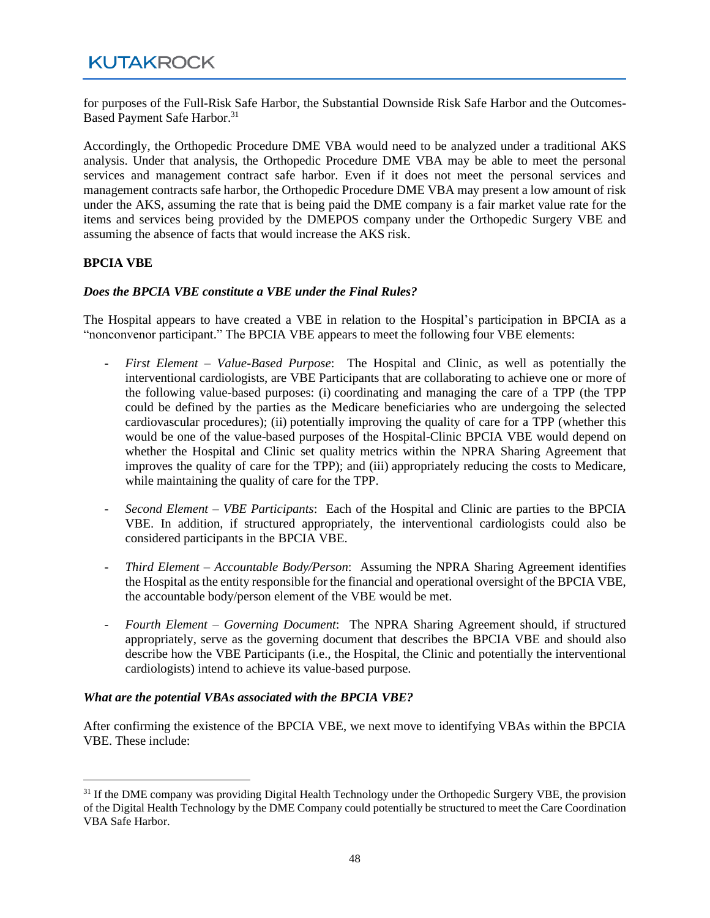for purposes of the Full-Risk Safe Harbor, the Substantial Downside Risk Safe Harbor and the Outcomes-Based Payment Safe Harbor.[31]

Accordingly, the Orthopedic Procedure DME VBA would need to be analyzed under a traditional AKS analysis. Under that analysis, the Orthopedic Procedure DME VBA may be able to meet the personal services and management contract safe harbor. Even if it does not meet the personal services and management contracts safe harbor, the Orthopedic Procedure DME VBA may present a low amount of risk under the AKS, assuming the rate that is being paid the DME company is a fair market value rate for the items and services being provided by the DMEPOS company under the Orthopedic Surgery VBE and assuming the absence of facts that would increase the AKS risk.

**BPCIA VBE**

***Does the BPCIA VBE constitute a VBE under the Final Rules?***

The Hospital appears to have created a VBE in relation to the Hospital's participation in BPCIA as a "nonconvenor participant." The BPCIA VBE appears to meet the following four VBE elements:

- *First Element – Value-Based Purpose*: The Hospital and Clinic, as well as potentially the interventional cardiologists, are VBE Participants that are collaborating to achieve one or more of the following value-based purposes: (i) coordinating and managing the care of a TPP (the TPP could be defined by the parties as the Medicare beneficiaries who are undergoing the selected cardiovascular procedures); (ii) potentially improving the quality of care for a TPP (whether this would be one of the value-based purposes of the Hospital-Clinic BPCIA VBE would depend on whether the Hospital and Clinic set quality metrics within the NPRA Sharing Agreement that improves the quality of care for the TPP); and (iii) appropriately reducing the costs to Medicare, while maintaining the quality of care for the TPP.

- *Second Element – VBE Participants*: Each of the Hospital and Clinic are parties to the BPCIA VBE. In addition, if structured appropriately, the interventional cardiologists could also be considered participants in the BPCIA VBE.

- *Third Element – Accountable Body/Person*: Assuming the NPRA Sharing Agreement identifies the Hospital as the entity responsible for the financial and operational oversight of the BPCIA VBE, the accountable body/person element of the VBE would be met.

- *Fourth Element – Governing Document*: The NPRA Sharing Agreement should, if structured appropriately, serve as the governing document that describes the BPCIA VBE and should also describe how the VBE Participants (i.e., the Hospital, the Clinic and potentially the interventional cardiologists) intend to achieve its value-based purpose.

***What are the potential VBAs associated with the BPCIA VBE?***

After confirming the existence of the BPCIA VBE, we next move to identifying VBAs within the BPCIA VBE. These include:

---

[31] If the DME company was providing Digital Health Technology under the Orthopedic Surgery VBE, the provision of the Digital Health Technology by the DME Company could potentially be structured to meet the Care Coordination VBA Safe Harbor.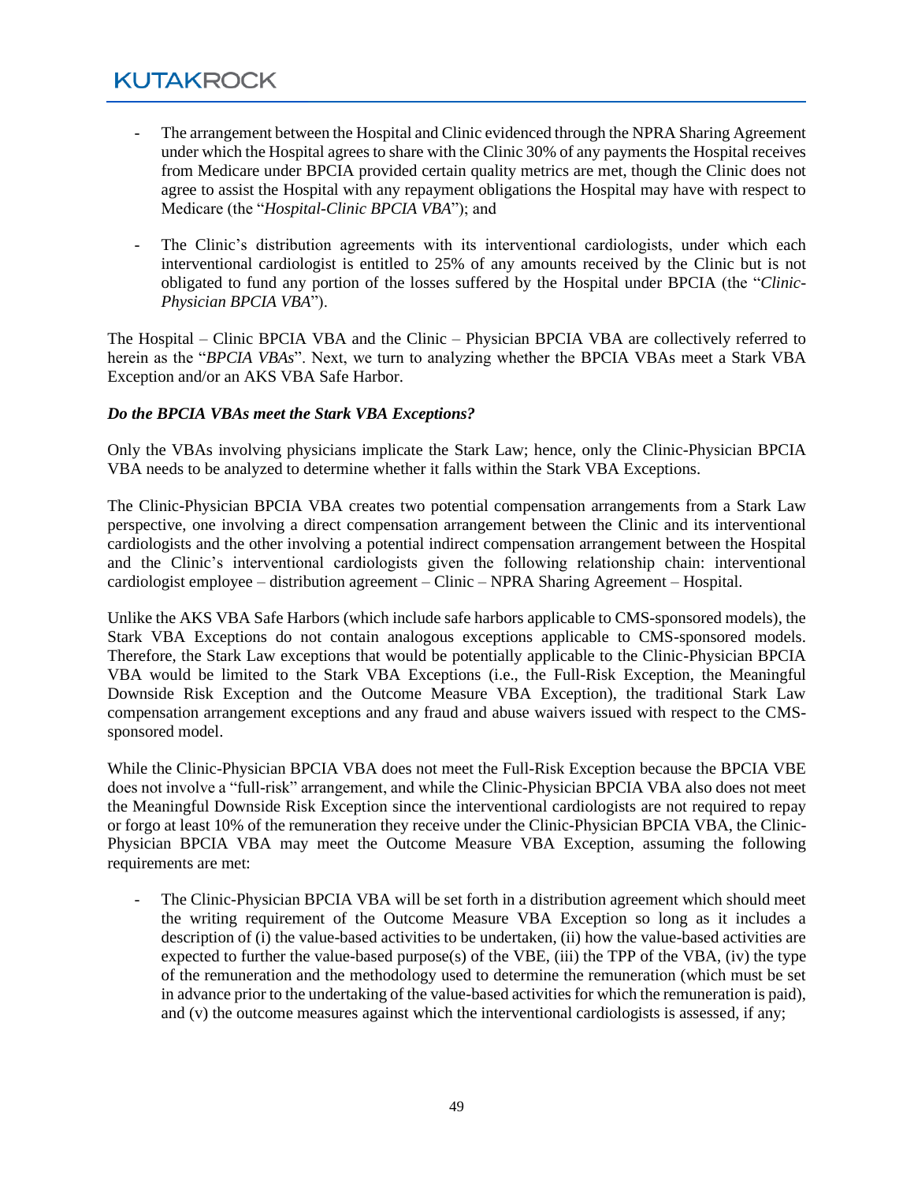- The arrangement between the Hospital and Clinic evidenced through the NPRA Sharing Agreement under which the Hospital agrees to share with the Clinic 30% of any payments the Hospital receives from Medicare under BPCIA provided certain quality metrics are met, though the Clinic does not agree to assist the Hospital with any repayment obligations the Hospital may have with respect to Medicare (the "*Hospital-Clinic BPCIA VBA*"); and

- The Clinic's distribution agreements with its interventional cardiologists, under which each interventional cardiologist is entitled to 25% of any amounts received by the Clinic but is not obligated to fund any portion of the losses suffered by the Hospital under BPCIA (the "*Clinic-Physician BPCIA VBA*").

The Hospital – Clinic BPCIA VBA and the Clinic – Physician BPCIA VBA are collectively referred to herein as the "*BPCIA VBAs*". Next, we turn to analyzing whether the BPCIA VBAs meet a Stark VBA Exception and/or an AKS VBA Safe Harbor.

***Do the BPCIA VBAs meet the Stark VBA Exceptions?***

Only the VBAs involving physicians implicate the Stark Law; hence, only the Clinic-Physician BPCIA VBA needs to be analyzed to determine whether it falls within the Stark VBA Exceptions.

The Clinic-Physician BPCIA VBA creates two potential compensation arrangements from a Stark Law perspective, one involving a direct compensation arrangement between the Clinic and its interventional cardiologists and the other involving a potential indirect compensation arrangement between the Hospital and the Clinic's interventional cardiologists given the following relationship chain: interventional cardiologist employee – distribution agreement – Clinic – NPRA Sharing Agreement – Hospital.

Unlike the AKS VBA Safe Harbors (which include safe harbors applicable to CMS-sponsored models), the Stark VBA Exceptions do not contain analogous exceptions applicable to CMS-sponsored models. Therefore, the Stark Law exceptions that would be potentially applicable to the Clinic-Physician BPCIA VBA would be limited to the Stark VBA Exceptions (i.e., the Full-Risk Exception, the Meaningful Downside Risk Exception and the Outcome Measure VBA Exception), the traditional Stark Law compensation arrangement exceptions and any fraud and abuse waivers issued with respect to the CMS-sponsored model.

While the Clinic-Physician BPCIA VBA does not meet the Full-Risk Exception because the BPCIA VBE does not involve a "full-risk" arrangement, and while the Clinic-Physician BPCIA VBA also does not meet the Meaningful Downside Risk Exception since the interventional cardiologists are not required to repay or forgo at least 10% of the remuneration they receive under the Clinic-Physician BPCIA VBA, the Clinic-Physician BPCIA VBA may meet the Outcome Measure VBA Exception, assuming the following requirements are met:

- The Clinic-Physician BPCIA VBA will be set forth in a distribution agreement which should meet the writing requirement of the Outcome Measure VBA Exception so long as it includes a description of (i) the value-based activities to be undertaken, (ii) how the value-based activities are expected to further the value-based purpose(s) of the VBE, (iii) the TPP of the VBA, (iv) the type of the remuneration and the methodology used to determine the remuneration (which must be set in advance prior to the undertaking of the value-based activities for which the remuneration is paid), and (v) the outcome measures against which the interventional cardiologists is assessed, if any;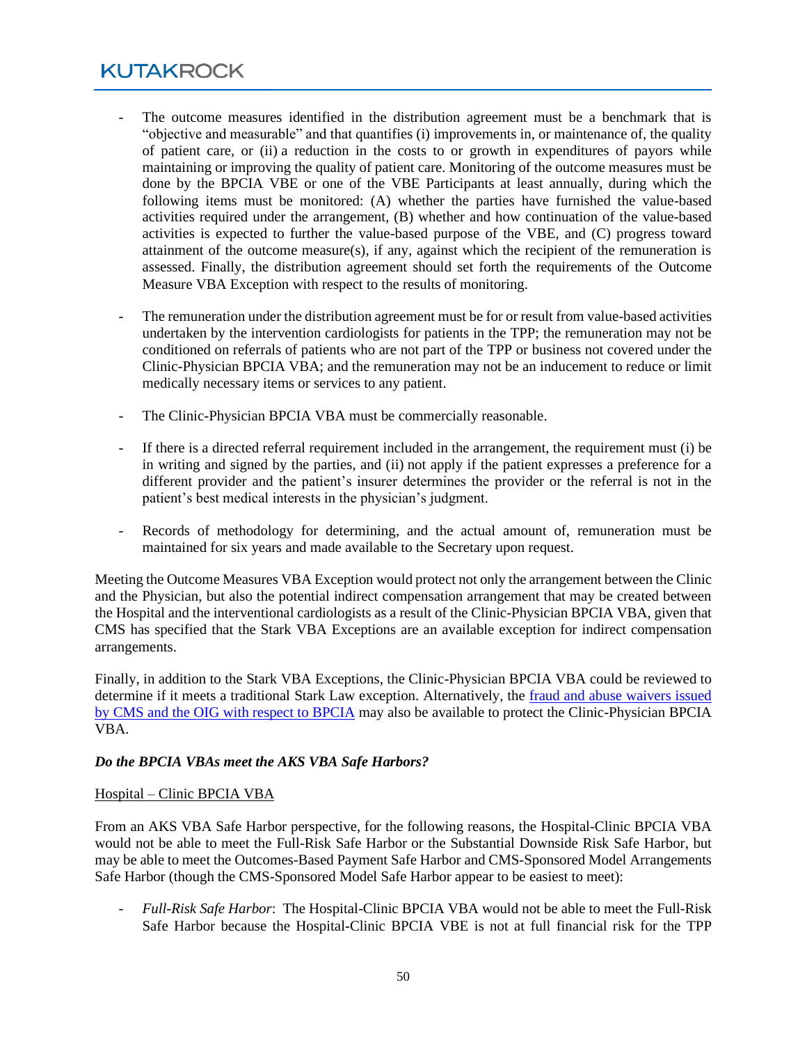- The outcome measures identified in the distribution agreement must be a benchmark that is "objective and measurable" and that quantifies (i) improvements in, or maintenance of, the quality of patient care, or (ii) a reduction in the costs to or growth in expenditures of payors while maintaining or improving the quality of patient care. Monitoring of the outcome measures must be done by the BPCIA VBE or one of the VBE Participants at least annually, during which the following items must be monitored: (A) whether the parties have furnished the value-based activities required under the arrangement, (B) whether and how continuation of the value-based activities is expected to further the value-based purpose of the VBE, and (C) progress toward attainment of the outcome measure(s), if any, against which the recipient of the remuneration is assessed. Finally, the distribution agreement should set forth the requirements of the Outcome Measure VBA Exception with respect to the results of monitoring.

- The remuneration under the distribution agreement must be for or result from value-based activities undertaken by the intervention cardiologists for patients in the TPP; the remuneration may not be conditioned on referrals of patients who are not part of the TPP or business not covered under the Clinic-Physician BPCIA VBA; and the remuneration may not be an inducement to reduce or limit medically necessary items or services to any patient.

- The Clinic-Physician BPCIA VBA must be commercially reasonable.

- If there is a directed referral requirement included in the arrangement, the requirement must (i) be in writing and signed by the parties, and (ii) not apply if the patient expresses a preference for a different provider and the patient's insurer determines the provider or the referral is not in the patient's best medical interests in the physician's judgment.

- Records of methodology for determining, and the actual amount of, remuneration must be maintained for six years and made available to the Secretary upon request.

Meeting the Outcome Measures VBA Exception would protect not only the arrangement between the Clinic and the Physician, but also the potential indirect compensation arrangement that may be created between the Hospital and the interventional cardiologists as a result of the Clinic-Physician BPCIA VBA, given that CMS has specified that the Stark VBA Exceptions are an available exception for indirect compensation arrangements.

Finally, in addition to the Stark VBA Exceptions, the Clinic-Physician BPCIA VBA could be reviewed to determine if it meets a traditional Stark Law exception. Alternatively, the fraud and abuse waivers issued by CMS and the OIG with respect to BPCIA may also be available to protect the Clinic-Physician BPCIA VBA.

***Do the BPCIA VBAs meet the AKS VBA Safe Harbors?***

Hospital – Clinic BPCIA VBA

From an AKS VBA Safe Harbor perspective, for the following reasons, the Hospital-Clinic BPCIA VBA would not be able to meet the Full-Risk Safe Harbor or the Substantial Downside Risk Safe Harbor, but may be able to meet the Outcomes-Based Payment Safe Harbor and CMS-Sponsored Model Arrangements Safe Harbor (though the CMS-Sponsored Model Safe Harbor appear to be easiest to meet):

- *Full-Risk Safe Harbor*: The Hospital-Clinic BPCIA VBA would not be able to meet the Full-Risk Safe Harbor because the Hospital-Clinic BPCIA VBE is not at full financial risk for the TPP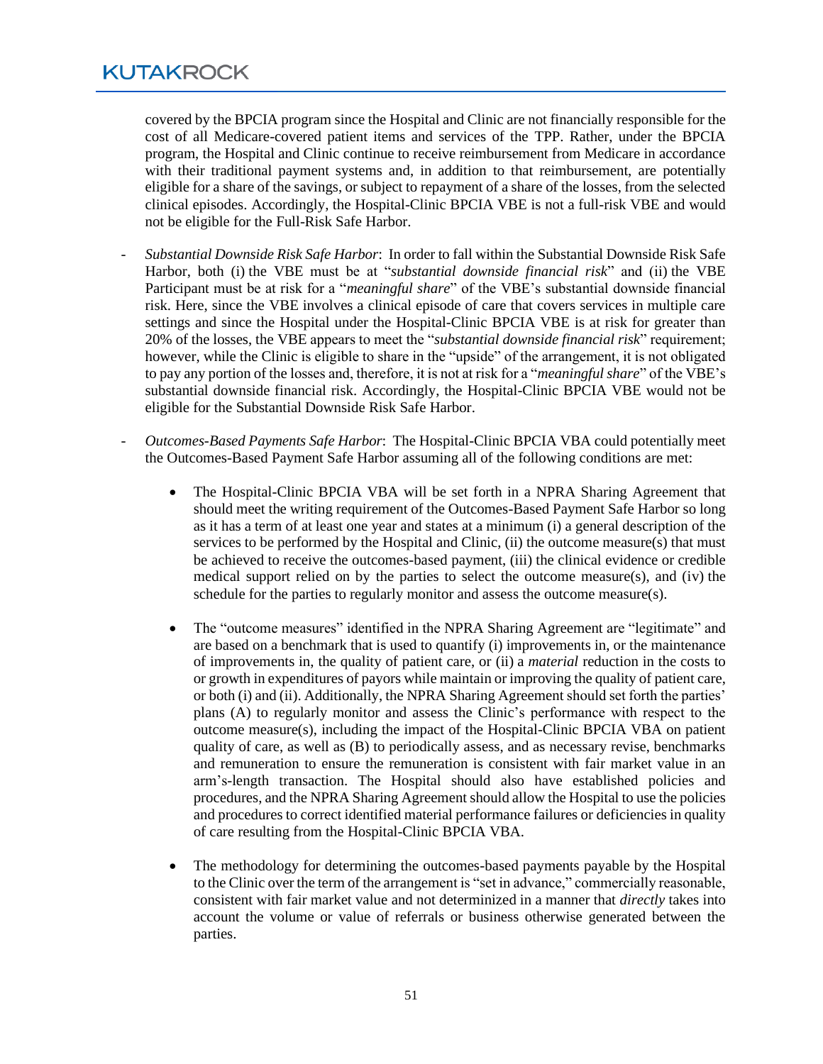covered by the BPCIA program since the Hospital and Clinic are not financially responsible for the cost of all Medicare-covered patient items and services of the TPP. Rather, under the BPCIA program, the Hospital and Clinic continue to receive reimbursement from Medicare in accordance with their traditional payment systems and, in addition to that reimbursement, are potentially eligible for a share of the savings, or subject to repayment of a share of the losses, from the selected clinical episodes. Accordingly, the Hospital-Clinic BPCIA VBE is not a full-risk VBE and would not be eligible for the Full-Risk Safe Harbor.

- *Substantial Downside Risk Safe Harbor*: In order to fall within the Substantial Downside Risk Safe Harbor, both (i) the VBE must be at "*substantial downside financial risk*" and (ii) the VBE Participant must be at risk for a "*meaningful share*" of the VBE's substantial downside financial risk. Here, since the VBE involves a clinical episode of care that covers services in multiple care settings and since the Hospital under the Hospital-Clinic BPCIA VBE is at risk for greater than 20% of the losses, the VBE appears to meet the "*substantial downside financial risk*" requirement; however, while the Clinic is eligible to share in the "upside" of the arrangement, it is not obligated to pay any portion of the losses and, therefore, it is not at risk for a "*meaningful share*" of the VBE's substantial downside financial risk. Accordingly, the Hospital-Clinic BPCIA VBE would not be eligible for the Substantial Downside Risk Safe Harbor.

- *Outcomes-Based Payments Safe Harbor*: The Hospital-Clinic BPCIA VBA could potentially meet the Outcomes-Based Payment Safe Harbor assuming all of the following conditions are met:

  - The Hospital-Clinic BPCIA VBA will be set forth in a NPRA Sharing Agreement that should meet the writing requirement of the Outcomes-Based Payment Safe Harbor so long as it has a term of at least one year and states at a minimum (i) a general description of the services to be performed by the Hospital and Clinic, (ii) the outcome measure(s) that must be achieved to receive the outcomes-based payment, (iii) the clinical evidence or credible medical support relied on by the parties to select the outcome measure(s), and (iv) the schedule for the parties to regularly monitor and assess the outcome measure(s).

  - The "outcome measures" identified in the NPRA Sharing Agreement are "legitimate" and are based on a benchmark that is used to quantify (i) improvements in, or the maintenance of improvements in, the quality of patient care, or (ii) a *material* reduction in the costs to or growth in expenditures of payors while maintain or improving the quality of patient care, or both (i) and (ii). Additionally, the NPRA Sharing Agreement should set forth the parties' plans (A) to regularly monitor and assess the Clinic's performance with respect to the outcome measure(s), including the impact of the Hospital-Clinic BPCIA VBA on patient quality of care, as well as (B) to periodically assess, and as necessary revise, benchmarks and remuneration to ensure the remuneration is consistent with fair market value in an arm's-length transaction. The Hospital should also have established policies and procedures, and the NPRA Sharing Agreement should allow the Hospital to use the policies and procedures to correct identified material performance failures or deficiencies in quality of care resulting from the Hospital-Clinic BPCIA VBA.

  - The methodology for determining the outcomes-based payments payable by the Hospital to the Clinic over the term of the arrangement is "set in advance," commercially reasonable, consistent with fair market value and not determinized in a manner that *directly* takes into account the volume or value of referrals or business otherwise generated between the parties.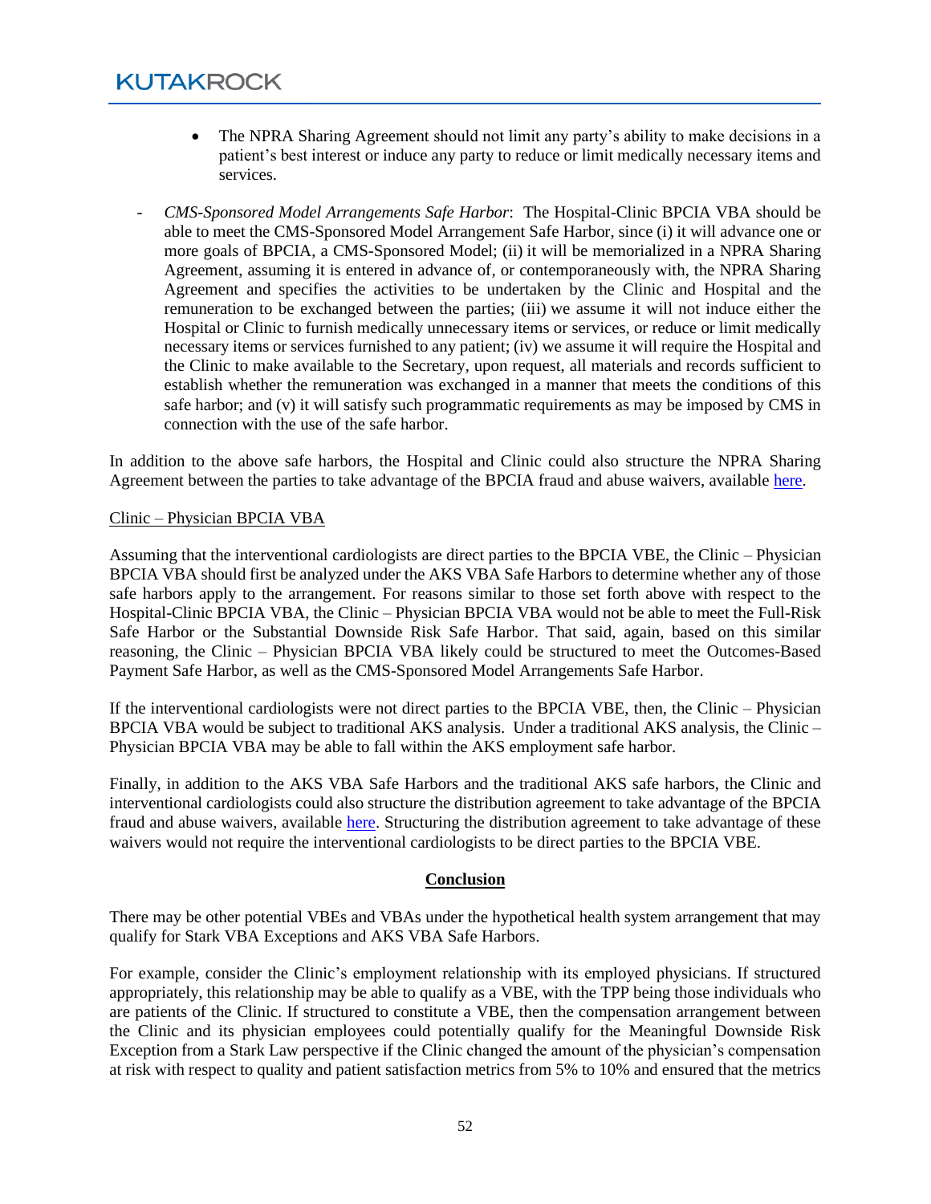- The NPRA Sharing Agreement should not limit any party's ability to make decisions in a patient's best interest or induce any party to reduce or limit medically necessary items and services.

- *CMS-Sponsored Model Arrangements Safe Harbor*: The Hospital-Clinic BPCIA VBA should be able to meet the CMS-Sponsored Model Arrangement Safe Harbor, since (i) it will advance one or more goals of BPCIA, a CMS-Sponsored Model; (ii) it will be memorialized in a NPRA Sharing Agreement, assuming it is entered in advance of, or contemporaneously with, the NPRA Sharing Agreement and specifies the activities to be undertaken by the Clinic and Hospital and the remuneration to be exchanged between the parties; (iii) we assume it will not induce either the Hospital or Clinic to furnish medically unnecessary items or services, or reduce or limit medically necessary items or services furnished to any patient; (iv) we assume it will require the Hospital and the Clinic to make available to the Secretary, upon request, all materials and records sufficient to establish whether the remuneration was exchanged in a manner that meets the conditions of this safe harbor; and (v) it will satisfy such programmatic requirements as may be imposed by CMS in connection with the use of the safe harbor.

In addition to the above safe harbors, the Hospital and Clinic could also structure the NPRA Sharing Agreement between the parties to take advantage of the BPCIA fraud and abuse waivers, available here.

Clinic – Physician BPCIA VBA

Assuming that the interventional cardiologists are direct parties to the BPCIA VBE, the Clinic – Physician BPCIA VBA should first be analyzed under the AKS VBA Safe Harbors to determine whether any of those safe harbors apply to the arrangement. For reasons similar to those set forth above with respect to the Hospital-Clinic BPCIA VBA, the Clinic – Physician BPCIA VBA would not be able to meet the Full-Risk Safe Harbor or the Substantial Downside Risk Safe Harbor. That said, again, based on this similar reasoning, the Clinic – Physician BPCIA VBA likely could be structured to meet the Outcomes-Based Payment Safe Harbor, as well as the CMS-Sponsored Model Arrangements Safe Harbor.

If the interventional cardiologists were not direct parties to the BPCIA VBE, then, the Clinic – Physician BPCIA VBA would be subject to traditional AKS analysis. Under a traditional AKS analysis, the Clinic – Physician BPCIA VBA may be able to fall within the AKS employment safe harbor.

Finally, in addition to the AKS VBA Safe Harbors and the traditional AKS safe harbors, the Clinic and interventional cardiologists could also structure the distribution agreement to take advantage of the BPCIA fraud and abuse waivers, available here. Structuring the distribution agreement to take advantage of these waivers would not require the interventional cardiologists to be direct parties to the BPCIA VBE.

## Conclusion

There may be other potential VBEs and VBAs under the hypothetical health system arrangement that may qualify for Stark VBA Exceptions and AKS VBA Safe Harbors.

For example, consider the Clinic's employment relationship with its employed physicians. If structured appropriately, this relationship may be able to qualify as a VBE, with the TPP being those individuals who are patients of the Clinic. If structured to constitute a VBE, then the compensation arrangement between the Clinic and its physician employees could potentially qualify for the Meaningful Downside Risk Exception from a Stark Law perspective if the Clinic changed the amount of the physician's compensation at risk with respect to quality and patient satisfaction metrics from 5% to 10% and ensured that the metrics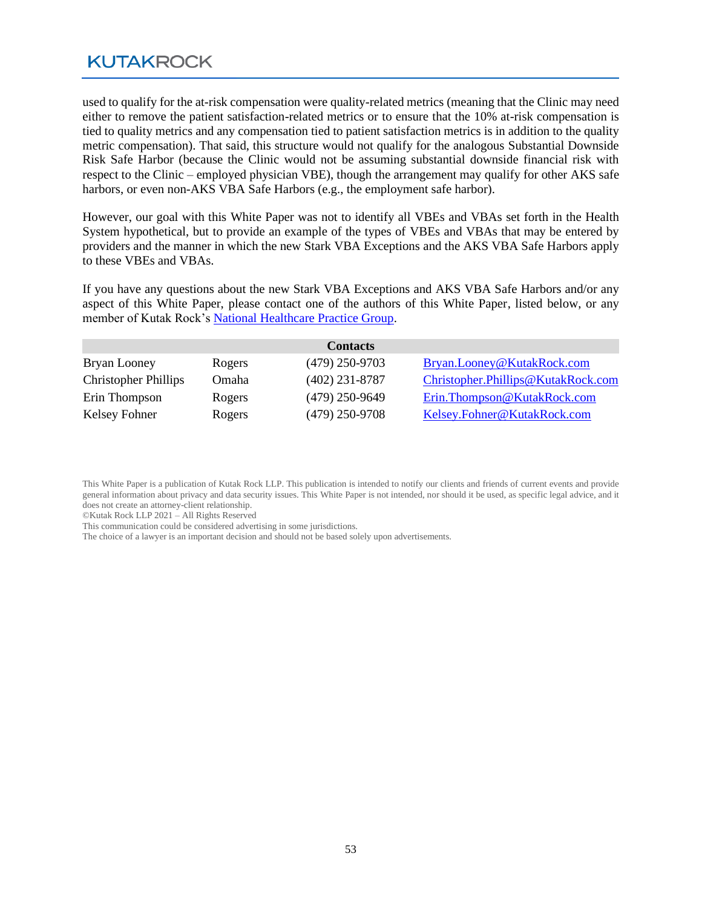used to qualify for the at-risk compensation were quality-related metrics (meaning that the Clinic may need either to remove the patient satisfaction-related metrics or to ensure that the 10% at-risk compensation is tied to quality metrics and any compensation tied to patient satisfaction metrics is in addition to the quality metric compensation). That said, this structure would not qualify for the analogous Substantial Downside Risk Safe Harbor (because the Clinic would not be assuming substantial downside financial risk with respect to the Clinic – employed physician VBE), though the arrangement may qualify for other AKS safe harbors, or even non-AKS VBA Safe Harbors (e.g., the employment safe harbor).

However, our goal with this White Paper was not to identify all VBEs and VBAs set forth in the Health System hypothetical, but to provide an example of the types of VBEs and VBAs that may be entered by providers and the manner in which the new Stark VBA Exceptions and the AKS VBA Safe Harbors apply to these VBEs and VBAs.

If you have any questions about the new Stark VBA Exceptions and AKS VBA Safe Harbors and/or any aspect of this White Paper, please contact one of the authors of this White Paper, listed below, or any member of Kutak Rock's National Healthcare Practice Group.

| Contacts | | | |
|---|---|---|---|
| Bryan Looney | Rogers | (479) 250-9703 | Bryan.Looney@KutakRock.com |
| Christopher Phillips | Omaha | (402) 231-8787 | Christopher.Phillips@KutakRock.com |
| Erin Thompson | Rogers | (479) 250-9649 | Erin.Thompson@KutakRock.com |
| Kelsey Fohner | Rogers | (479) 250-9708 | Kelsey.Fohner@KutakRock.com |

This White Paper is a publication of Kutak Rock LLP. This publication is intended to notify our clients and friends of current events and provide general information about privacy and data security issues. This White Paper is not intended, nor should it be used, as specific legal advice, and it does not create an attorney-client relationship.
©Kutak Rock LLP 2021 – All Rights Reserved
This communication could be considered advertising in some jurisdictions.
The choice of a lawyer is an important decision and should not be based solely upon advertisements.